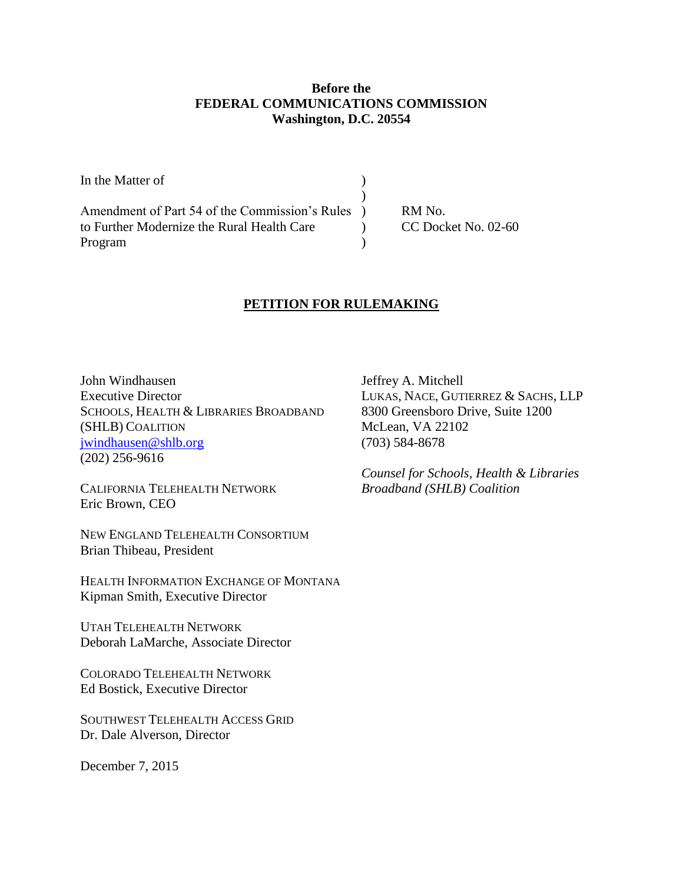**Before the**
**FEDERAL COMMUNICATIONS COMMISSION**
**Washington, D.C. 20554**

| | | |
|---|---|---|
| In the Matter of | ) | |
| | ) | |
| Amendment of Part 54 of the Commission's Rules | ) | RM No. |
| to Further Modernize the Rural Health Care | ) | CC Docket No. 02-60 |
| Program | ) | |

## PETITION FOR RULEMAKING

John Windhausen
Executive Director
SCHOOLS, HEALTH & LIBRARIES BROADBAND (SHLB) COALITION
jwindhausen@shlb.org
(202) 256-9616

CALIFORNIA TELEHEALTH NETWORK
Eric Brown, CEO

NEW ENGLAND TELEHEALTH CONSORTIUM
Brian Thibeau, President

HEALTH INFORMATION EXCHANGE OF MONTANA
Kipman Smith, Executive Director

UTAH TELEHEALTH NETWORK
Deborah LaMarche, Associate Director

COLORADO TELEHEALTH NETWORK
Ed Bostick, Executive Director

SOUTHWEST TELEHEALTH ACCESS GRID
Dr. Dale Alverson, Director

Jeffrey A. Mitchell
LUKAS, NACE, GUTIERREZ & SACHS, LLP
8300 Greensboro Drive, Suite 1200
McLean, VA 22102
(703) 584-8678

*Counsel for Schools, Health & Libraries Broadband (SHLB) Coalition*

December 7, 2015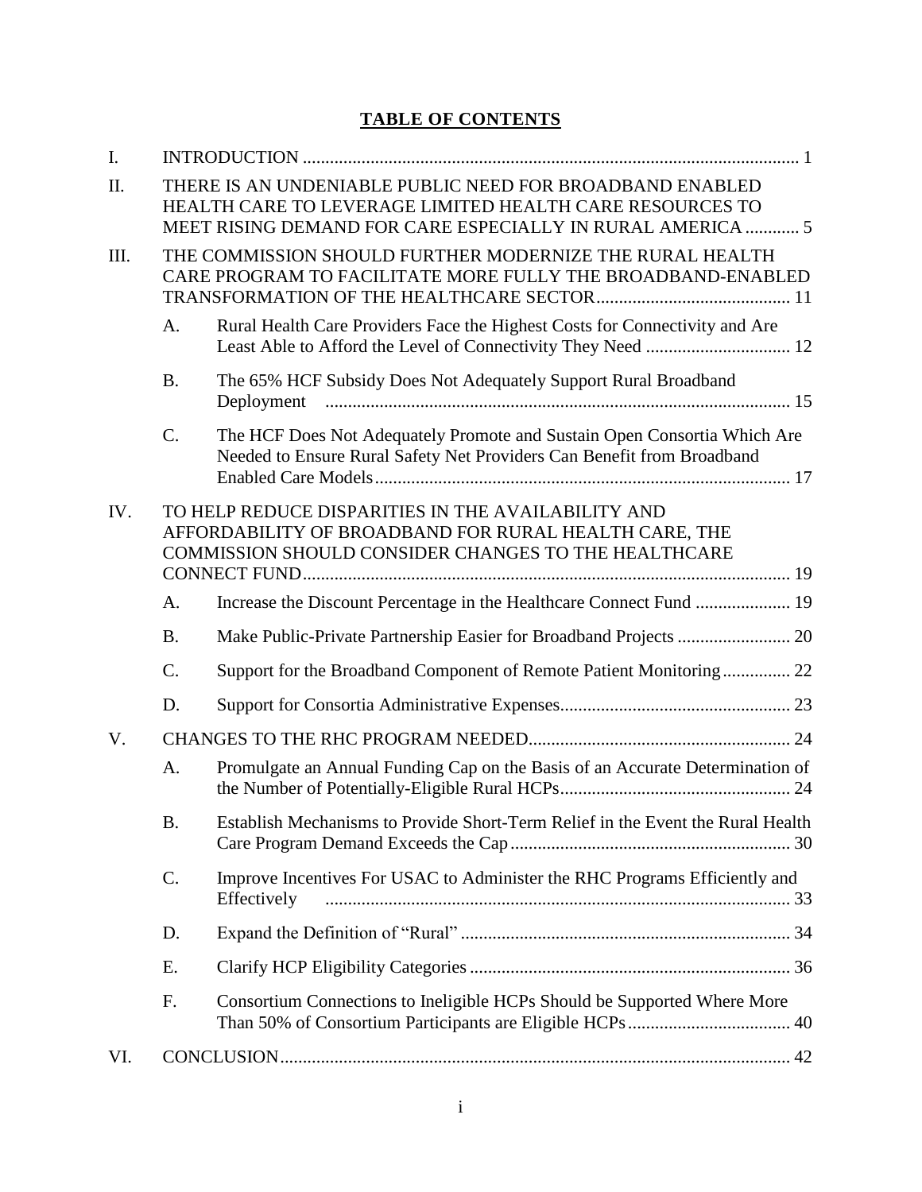## TABLE OF CONTENTS

| | | | |
|---|---|---|---|
| I. | INTRODUCTION | | 1 |
| II. | THERE IS AN UNDENIABLE PUBLIC NEED FOR BROADBAND ENABLED HEALTH CARE TO LEVERAGE LIMITED HEALTH CARE RESOURCES TO MEET RISING DEMAND FOR CARE ESPECIALLY IN RURAL AMERICA | | 5 |
| III. | THE COMMISSION SHOULD FURTHER MODERNIZE THE RURAL HEALTH CARE PROGRAM TO FACILITATE MORE FULLY THE BROADBAND-ENABLED TRANSFORMATION OF THE HEALTHCARE SECTOR | | 11 |
| | A. | Rural Health Care Providers Face the Highest Costs for Connectivity and Are Least Able to Afford the Level of Connectivity They Need | 12 |
| | B. | The 65% HCF Subsidy Does Not Adequately Support Rural Broadband Deployment | 15 |
| | C. | The HCF Does Not Adequately Promote and Sustain Open Consortia Which Are Needed to Ensure Rural Safety Net Providers Can Benefit from Broadband Enabled Care Models | 17 |
| IV. | TO HELP REDUCE DISPARITIES IN THE AVAILABILITY AND AFFORDABILITY OF BROADBAND FOR RURAL HEALTH CARE, THE COMMISSION SHOULD CONSIDER CHANGES TO THE HEALTHCARE CONNECT FUND | | 19 |
| | A. | Increase the Discount Percentage in the Healthcare Connect Fund | 19 |
| | B. | Make Public-Private Partnership Easier for Broadband Projects | 20 |
| | C. | Support for the Broadband Component of Remote Patient Monitoring | 22 |
| | D. | Support for Consortia Administrative Expenses | 23 |
| V. | CHANGES TO THE RHC PROGRAM NEEDED | | 24 |
| | A. | Promulgate an Annual Funding Cap on the Basis of an Accurate Determination of the Number of Potentially-Eligible Rural HCPs | 24 |
| | B. | Establish Mechanisms to Provide Short-Term Relief in the Event the Rural Health Care Program Demand Exceeds the Cap | 30 |
| | C. | Improve Incentives For USAC to Administer the RHC Programs Efficiently and Effectively | 33 |
| | D. | Expand the Definition of "Rural" | 34 |
| | E. | Clarify HCP Eligibility Categories | 36 |
| | F. | Consortium Connections to Ineligible HCPs Should be Supported Where More Than 50% of Consortium Participants are Eligible HCPs | 40 |
| VI. | CONCLUSION | | 42 |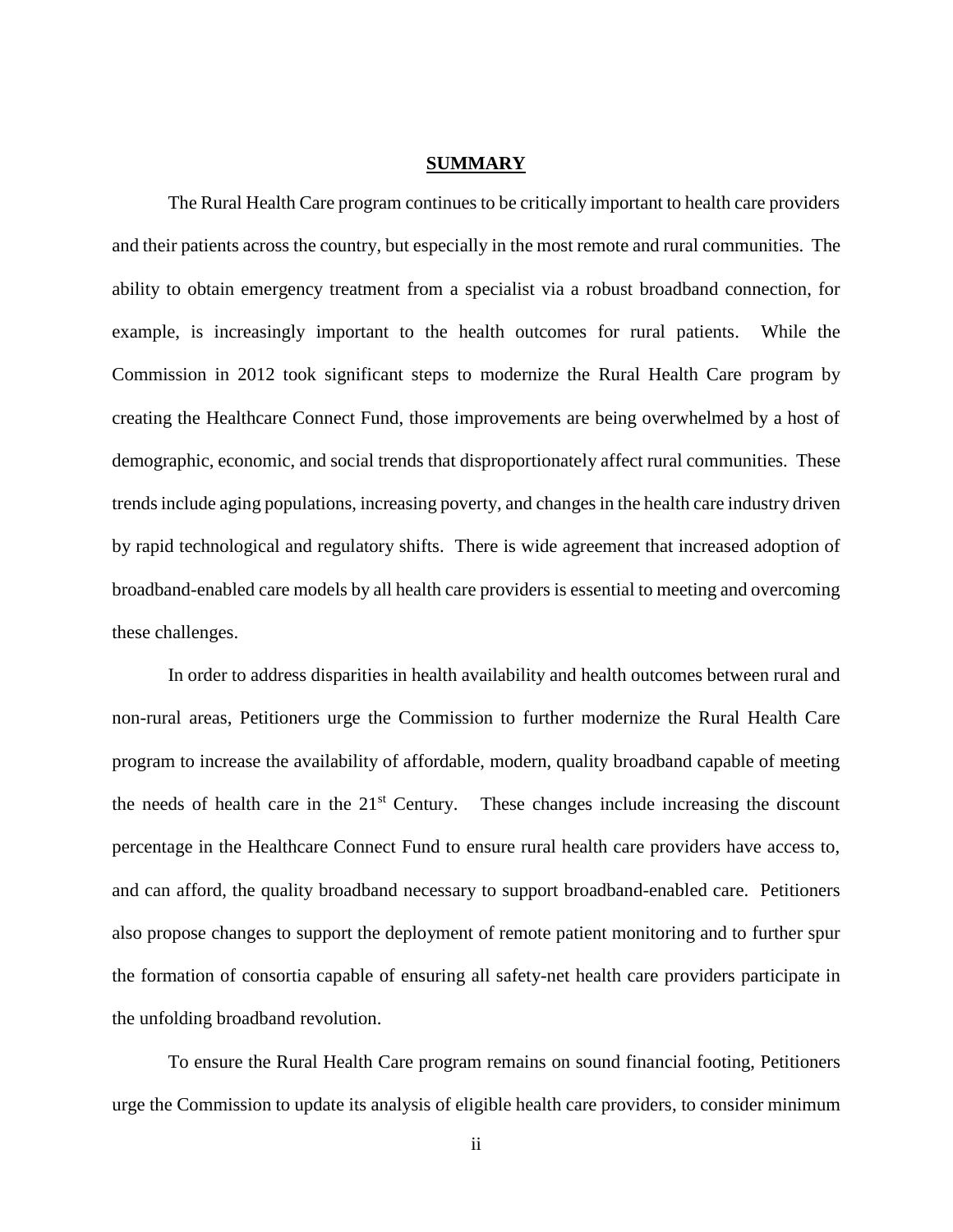## SUMMARY

The Rural Health Care program continues to be critically important to health care providers and their patients across the country, but especially in the most remote and rural communities. The ability to obtain emergency treatment from a specialist via a robust broadband connection, for example, is increasingly important to the health outcomes for rural patients. While the Commission in 2012 took significant steps to modernize the Rural Health Care program by creating the Healthcare Connect Fund, those improvements are being overwhelmed by a host of demographic, economic, and social trends that disproportionately affect rural communities. These trends include aging populations, increasing poverty, and changes in the health care industry driven by rapid technological and regulatory shifts. There is wide agreement that increased adoption of broadband-enabled care models by all health care providers is essential to meeting and overcoming these challenges.

In order to address disparities in health availability and health outcomes between rural and non-rural areas, Petitioners urge the Commission to further modernize the Rural Health Care program to increase the availability of affordable, modern, quality broadband capable of meeting the needs of health care in the 21st Century. These changes include increasing the discount percentage in the Healthcare Connect Fund to ensure rural health care providers have access to, and can afford, the quality broadband necessary to support broadband-enabled care. Petitioners also propose changes to support the deployment of remote patient monitoring and to further spur the formation of consortia capable of ensuring all safety-net health care providers participate in the unfolding broadband revolution.

To ensure the Rural Health Care program remains on sound financial footing, Petitioners urge the Commission to update its analysis of eligible health care providers, to consider minimum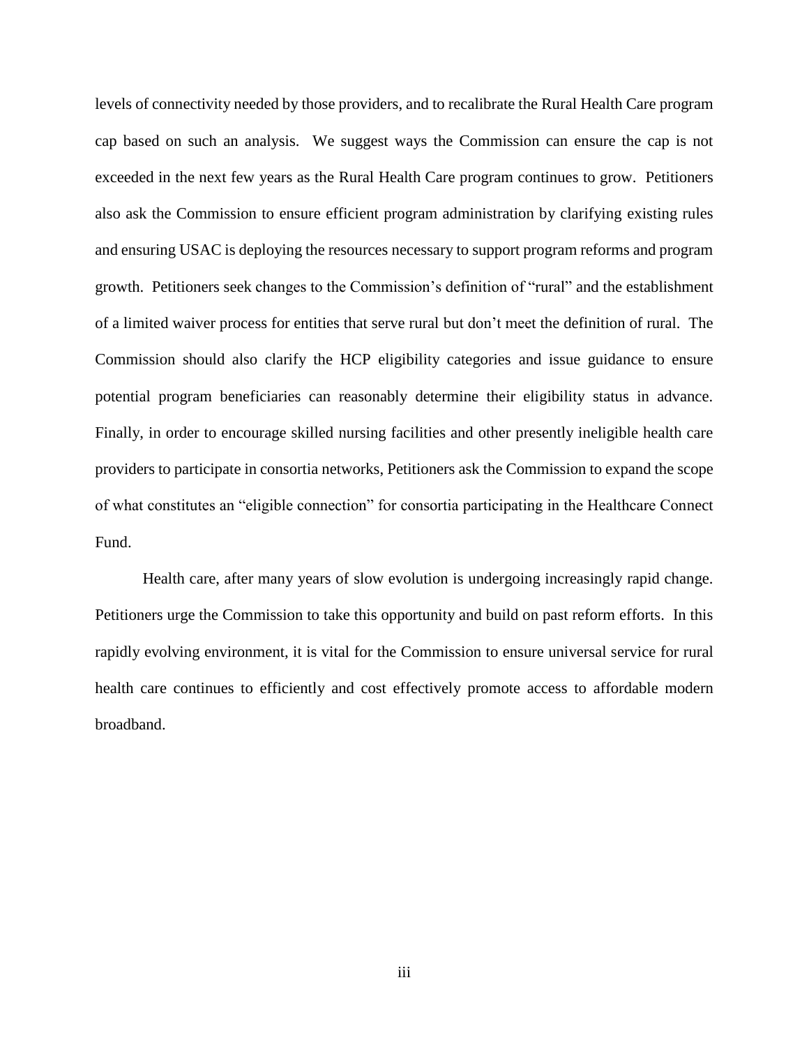levels of connectivity needed by those providers, and to recalibrate the Rural Health Care program cap based on such an analysis. We suggest ways the Commission can ensure the cap is not exceeded in the next few years as the Rural Health Care program continues to grow. Petitioners also ask the Commission to ensure efficient program administration by clarifying existing rules and ensuring USAC is deploying the resources necessary to support program reforms and program growth. Petitioners seek changes to the Commission's definition of "rural" and the establishment of a limited waiver process for entities that serve rural but don't meet the definition of rural. The Commission should also clarify the HCP eligibility categories and issue guidance to ensure potential program beneficiaries can reasonably determine their eligibility status in advance. Finally, in order to encourage skilled nursing facilities and other presently ineligible health care providers to participate in consortia networks, Petitioners ask the Commission to expand the scope of what constitutes an "eligible connection" for consortia participating in the Healthcare Connect Fund.

Health care, after many years of slow evolution is undergoing increasingly rapid change. Petitioners urge the Commission to take this opportunity and build on past reform efforts. In this rapidly evolving environment, it is vital for the Commission to ensure universal service for rural health care continues to efficiently and cost effectively promote access to affordable modern broadband.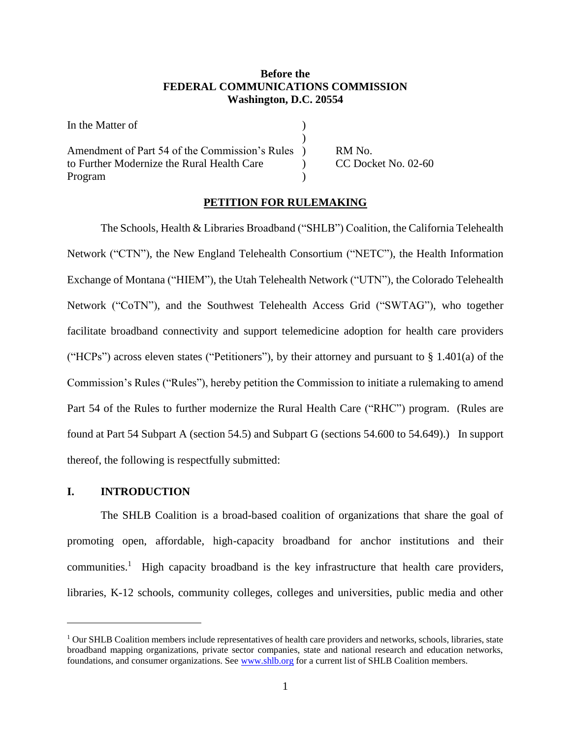**Before the**
**FEDERAL COMMUNICATIONS COMMISSION**
**Washington, D.C. 20554**

| | | |
|---|---|---|
| In the Matter of | ) | |
| | ) | |
| Amendment of Part 54 of the Commission's Rules | ) | RM No. |
| to Further Modernize the Rural Health Care | ) | CC Docket No. 02-60 |
| Program | ) | |

**PETITION FOR RULEMAKING**

The Schools, Health & Libraries Broadband ("SHLB") Coalition, the California Telehealth Network ("CTN"), the New England Telehealth Consortium ("NETC"), the Health Information Exchange of Montana ("HIEM"), the Utah Telehealth Network ("UTN"), the Colorado Telehealth Network ("CoTN"), and the Southwest Telehealth Access Grid ("SWTAG"), who together facilitate broadband connectivity and support telemedicine adoption for health care providers ("HCPs") across eleven states ("Petitioners"), by their attorney and pursuant to § 1.401(a) of the Commission's Rules ("Rules"), hereby petition the Commission to initiate a rulemaking to amend Part 54 of the Rules to further modernize the Rural Health Care ("RHC") program. (Rules are found at Part 54 Subpart A (section 54.5) and Subpart G (sections 54.600 to 54.649).) In support thereof, the following is respectfully submitted:

## I. INTRODUCTION

The SHLB Coalition is a broad-based coalition of organizations that share the goal of promoting open, affordable, high-capacity broadband for anchor institutions and their communities.[1] High capacity broadband is the key infrastructure that health care providers, libraries, K-12 schools, community colleges, colleges and universities, public media and other

[1] Our SHLB Coalition members include representatives of health care providers and networks, schools, libraries, state broadband mapping organizations, private sector companies, state and national research and education networks, foundations, and consumer organizations. See www.shlb.org for a current list of SHLB Coalition members.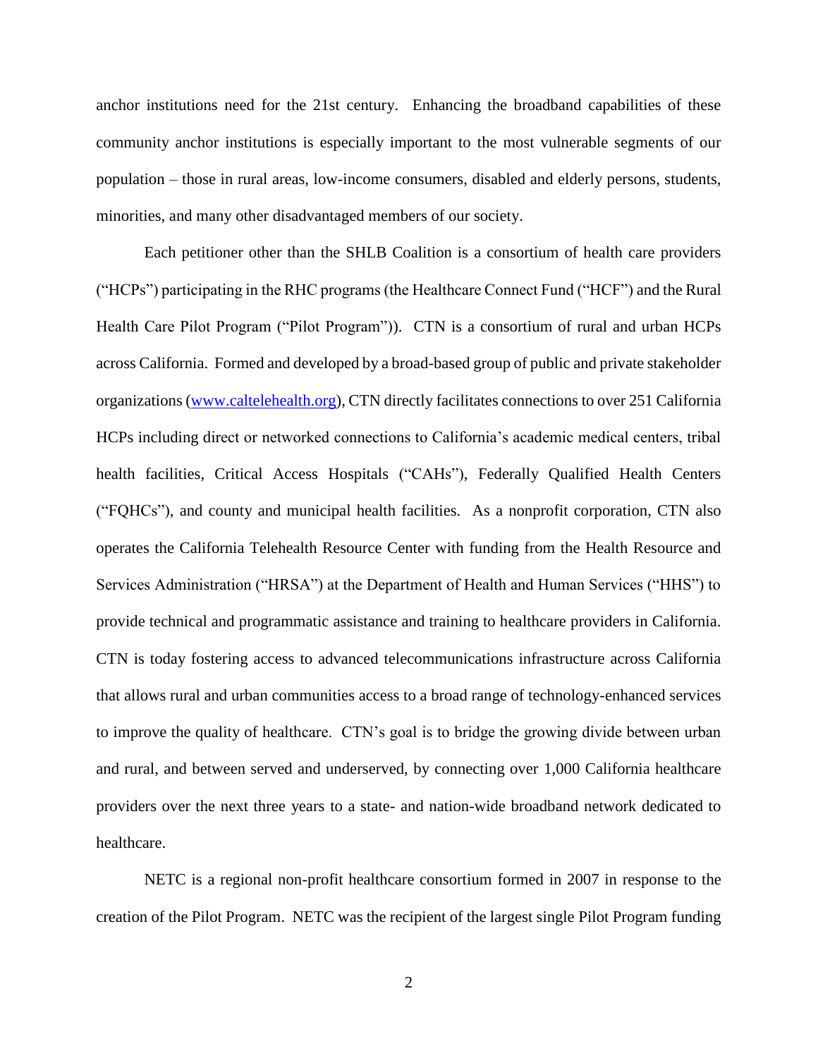anchor institutions need for the 21st century. Enhancing the broadband capabilities of these community anchor institutions is especially important to the most vulnerable segments of our population – those in rural areas, low-income consumers, disabled and elderly persons, students, minorities, and many other disadvantaged members of our society.

Each petitioner other than the SHLB Coalition is a consortium of health care providers ("HCPs") participating in the RHC programs (the Healthcare Connect Fund ("HCF") and the Rural Health Care Pilot Program ("Pilot Program")). CTN is a consortium of rural and urban HCPs across California. Formed and developed by a broad-based group of public and private stakeholder organizations ([www.caltelehealth.org](http://www.caltelehealth.org)), CTN directly facilitates connections to over 251 California HCPs including direct or networked connections to California's academic medical centers, tribal health facilities, Critical Access Hospitals ("CAHs"), Federally Qualified Health Centers ("FQHCs"), and county and municipal health facilities. As a nonprofit corporation, CTN also operates the California Telehealth Resource Center with funding from the Health Resource and Services Administration ("HRSA") at the Department of Health and Human Services ("HHS") to provide technical and programmatic assistance and training to healthcare providers in California. CTN is today fostering access to advanced telecommunications infrastructure across California that allows rural and urban communities access to a broad range of technology-enhanced services to improve the quality of healthcare. CTN's goal is to bridge the growing divide between urban and rural, and between served and underserved, by connecting over 1,000 California healthcare providers over the next three years to a state- and nation-wide broadband network dedicated to healthcare.

NETC is a regional non-profit healthcare consortium formed in 2007 in response to the creation of the Pilot Program. NETC was the recipient of the largest single Pilot Program funding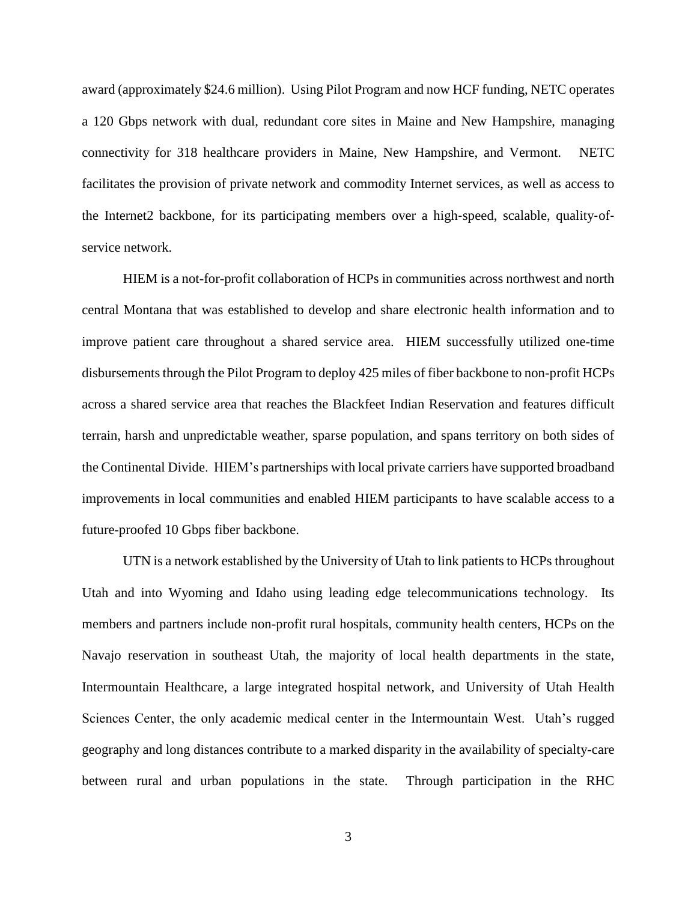award (approximately $24.6 million). Using Pilot Program and now HCF funding, NETC operates a 120 Gbps network with dual, redundant core sites in Maine and New Hampshire, managing connectivity for 318 healthcare providers in Maine, New Hampshire, and Vermont. NETC facilitates the provision of private network and commodity Internet services, as well as access to the Internet2 backbone, for its participating members over a high-speed, scalable, quality-of-service network.

HIEM is a not-for-profit collaboration of HCPs in communities across northwest and north central Montana that was established to develop and share electronic health information and to improve patient care throughout a shared service area. HIEM successfully utilized one-time disbursements through the Pilot Program to deploy 425 miles of fiber backbone to non-profit HCPs across a shared service area that reaches the Blackfeet Indian Reservation and features difficult terrain, harsh and unpredictable weather, sparse population, and spans territory on both sides of the Continental Divide. HIEM's partnerships with local private carriers have supported broadband improvements in local communities and enabled HIEM participants to have scalable access to a future-proofed 10 Gbps fiber backbone.

UTN is a network established by the University of Utah to link patients to HCPs throughout Utah and into Wyoming and Idaho using leading edge telecommunications technology. Its members and partners include non-profit rural hospitals, community health centers, HCPs on the Navajo reservation in southeast Utah, the majority of local health departments in the state, Intermountain Healthcare, a large integrated hospital network, and University of Utah Health Sciences Center, the only academic medical center in the Intermountain West. Utah's rugged geography and long distances contribute to a marked disparity in the availability of specialty-care between rural and urban populations in the state. Through participation in the RHC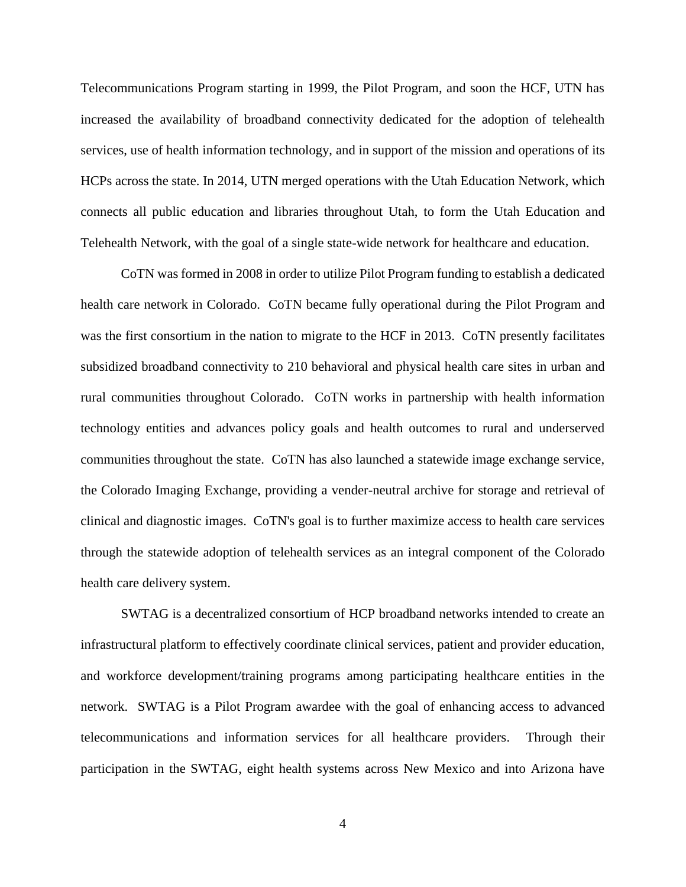Telecommunications Program starting in 1999, the Pilot Program, and soon the HCF, UTN has increased the availability of broadband connectivity dedicated for the adoption of telehealth services, use of health information technology, and in support of the mission and operations of its HCPs across the state. In 2014, UTN merged operations with the Utah Education Network, which connects all public education and libraries throughout Utah, to form the Utah Education and Telehealth Network, with the goal of a single state-wide network for healthcare and education.

CoTN was formed in 2008 in order to utilize Pilot Program funding to establish a dedicated health care network in Colorado. CoTN became fully operational during the Pilot Program and was the first consortium in the nation to migrate to the HCF in 2013. CoTN presently facilitates subsidized broadband connectivity to 210 behavioral and physical health care sites in urban and rural communities throughout Colorado. CoTN works in partnership with health information technology entities and advances policy goals and health outcomes to rural and underserved communities throughout the state. CoTN has also launched a statewide image exchange service, the Colorado Imaging Exchange, providing a vender-neutral archive for storage and retrieval of clinical and diagnostic images. CoTN's goal is to further maximize access to health care services through the statewide adoption of telehealth services as an integral component of the Colorado health care delivery system.

SWTAG is a decentralized consortium of HCP broadband networks intended to create an infrastructural platform to effectively coordinate clinical services, patient and provider education, and workforce development/training programs among participating healthcare entities in the network. SWTAG is a Pilot Program awardee with the goal of enhancing access to advanced telecommunications and information services for all healthcare providers. Through their participation in the SWTAG, eight health systems across New Mexico and into Arizona have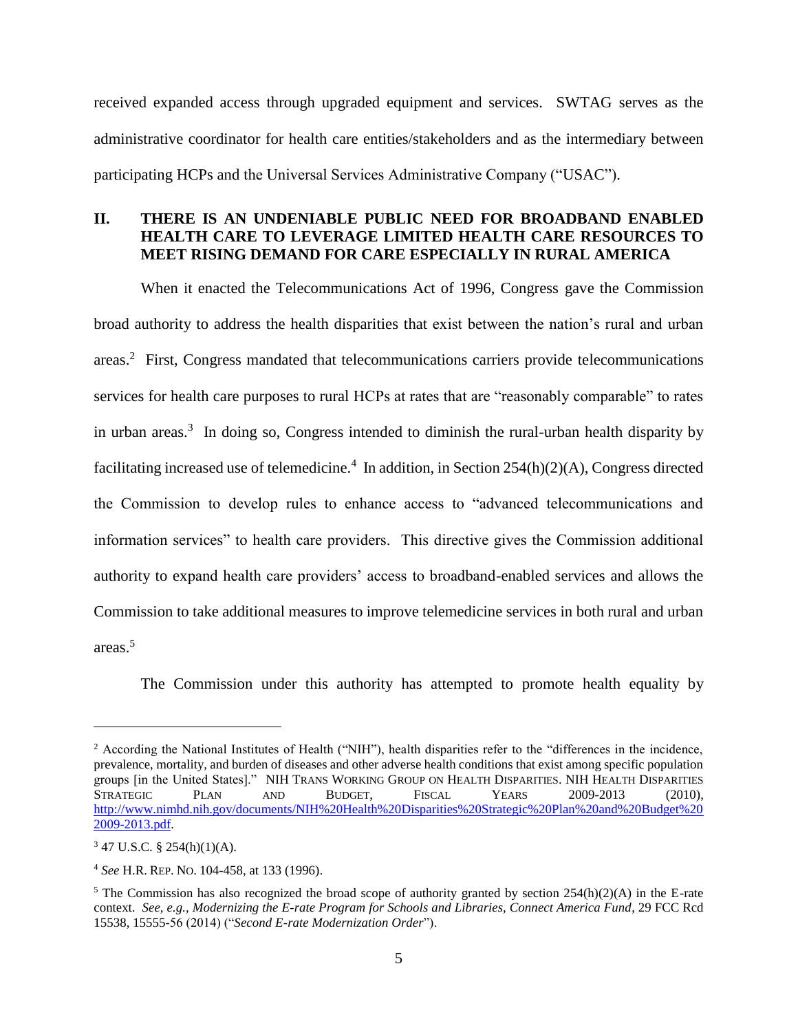received expanded access through upgraded equipment and services. SWTAG serves as the administrative coordinator for health care entities/stakeholders and as the intermediary between participating HCPs and the Universal Services Administrative Company ("USAC").

## II. THERE IS AN UNDENIABLE PUBLIC NEED FOR BROADBAND ENABLED HEALTH CARE TO LEVERAGE LIMITED HEALTH CARE RESOURCES TO MEET RISING DEMAND FOR CARE ESPECIALLY IN RURAL AMERICA

When it enacted the Telecommunications Act of 1996, Congress gave the Commission broad authority to address the health disparities that exist between the nation's rural and urban areas.[2] First, Congress mandated that telecommunications carriers provide telecommunications services for health care purposes to rural HCPs at rates that are "reasonably comparable" to rates in urban areas.[3] In doing so, Congress intended to diminish the rural-urban health disparity by facilitating increased use of telemedicine.[4] In addition, in Section 254(h)(2)(A), Congress directed the Commission to develop rules to enhance access to "advanced telecommunications and information services" to health care providers. This directive gives the Commission additional authority to expand health care providers' access to broadband-enabled services and allows the Commission to take additional measures to improve telemedicine services in both rural and urban areas.[5]

The Commission under this authority has attempted to promote health equality by

---

[2] According the National Institutes of Health ("NIH"), health disparities refer to the "differences in the incidence, prevalence, mortality, and burden of diseases and other adverse health conditions that exist among specific population groups [in the United States]." NIH TRANS WORKING GROUP ON HEALTH DISPARITIES. NIH HEALTH DISPARITIES STRATEGIC PLAN AND BUDGET, FISCAL YEARS 2009-2013 (2010), http://www.nimhd.nih.gov/documents/NIH%20Health%20Disparities%20Strategic%20Plan%20and%20Budget%202009-2013.pdf.

[3] 47 U.S.C. § 254(h)(1)(A).

[4] *See* H.R. REP. NO. 104-458, at 133 (1996).

[5] The Commission has also recognized the broad scope of authority granted by section 254(h)(2)(A) in the E-rate context. *See, e.g., Modernizing the E-rate Program for Schools and Libraries, Connect America Fund*, 29 FCC Rcd 15538, 15555-56 (2014) ("*Second E-rate Modernization Order*").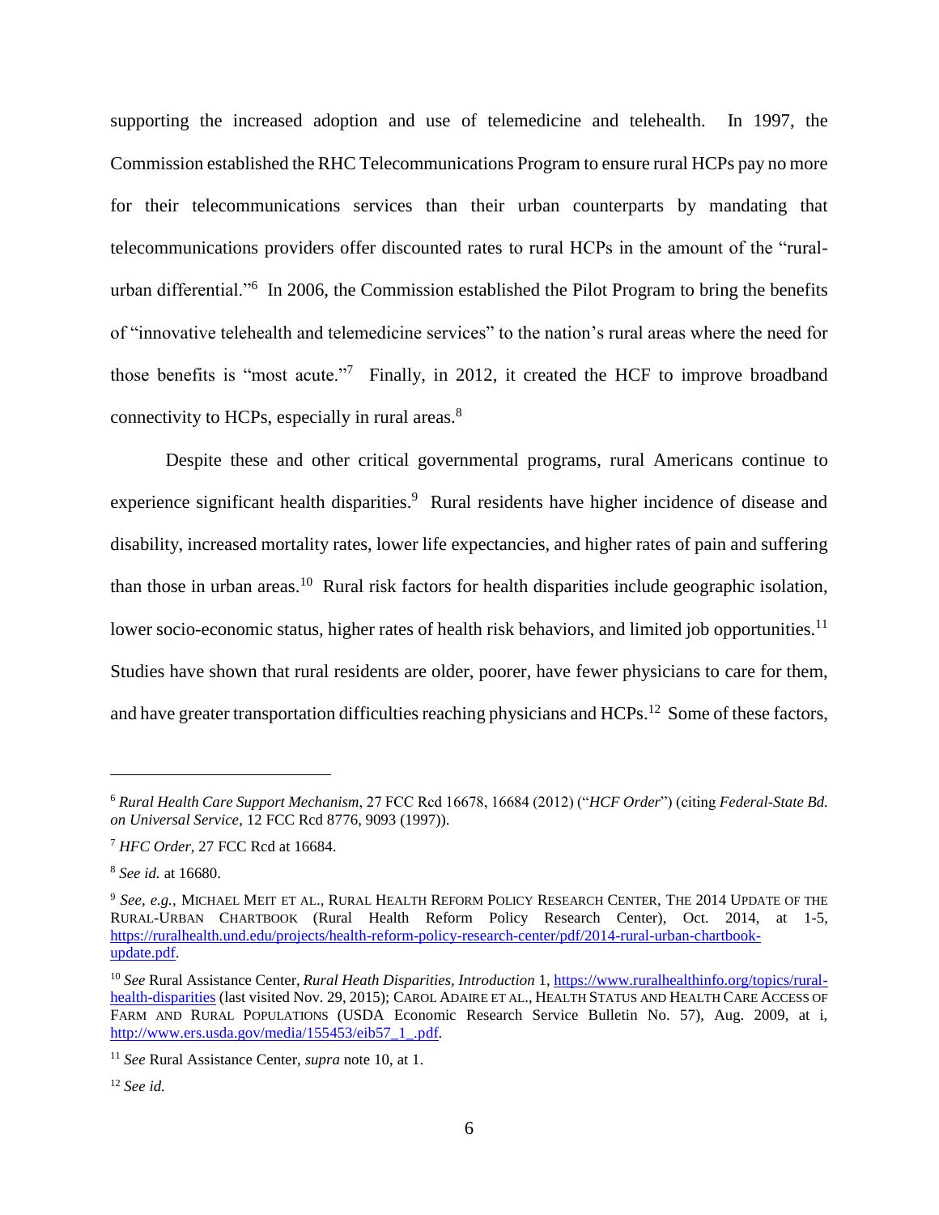supporting the increased adoption and use of telemedicine and telehealth. In 1997, the Commission established the RHC Telecommunications Program to ensure rural HCPs pay no more for their telecommunications services than their urban counterparts by mandating that telecommunications providers offer discounted rates to rural HCPs in the amount of the "rural-urban differential."[6] In 2006, the Commission established the Pilot Program to bring the benefits of "innovative telehealth and telemedicine services" to the nation's rural areas where the need for those benefits is "most acute."[7] Finally, in 2012, it created the HCF to improve broadband connectivity to HCPs, especially in rural areas.[8]

Despite these and other critical governmental programs, rural Americans continue to experience significant health disparities.[9] Rural residents have higher incidence of disease and disability, increased mortality rates, lower life expectancies, and higher rates of pain and suffering than those in urban areas.[10] Rural risk factors for health disparities include geographic isolation, lower socio-economic status, higher rates of health risk behaviors, and limited job opportunities.[11] Studies have shown that rural residents are older, poorer, have fewer physicians to care for them, and have greater transportation difficulties reaching physicians and HCPs.[12] Some of these factors,

---

[6] *Rural Health Care Support Mechanism*, 27 FCC Rcd 16678, 16684 (2012) ("*HCF Order*") (citing *Federal-State Bd. on Universal Service*, 12 FCC Rcd 8776, 9093 (1997)).

[7] *HFC Order*, 27 FCC Rcd at 16684.

[8] *See id.* at 16680.

[9] *See, e.g.*, MICHAEL MEIT ET AL., RURAL HEALTH REFORM POLICY RESEARCH CENTER, THE 2014 UPDATE OF THE RURAL-URBAN CHARTBOOK (Rural Health Reform Policy Research Center), Oct. 2014, at 1-5, https://ruralhealth.und.edu/projects/health-reform-policy-research-center/pdf/2014-rural-urban-chartbook-update.pdf.

[10] *See* Rural Assistance Center, *Rural Heath Disparities, Introduction* 1, https://www.ruralhealthinfo.org/topics/rural-health-disparities (last visited Nov. 29, 2015); CAROL ADAIRE ET AL., HEALTH STATUS AND HEALTH CARE ACCESS OF FARM AND RURAL POPULATIONS (USDA Economic Research Service Bulletin No. 57), Aug. 2009, at i, http://www.ers.usda.gov/media/155453/eib57_1_.pdf.

[11] *See* Rural Assistance Center, *supra* note 10, at 1.

[12] *See id.*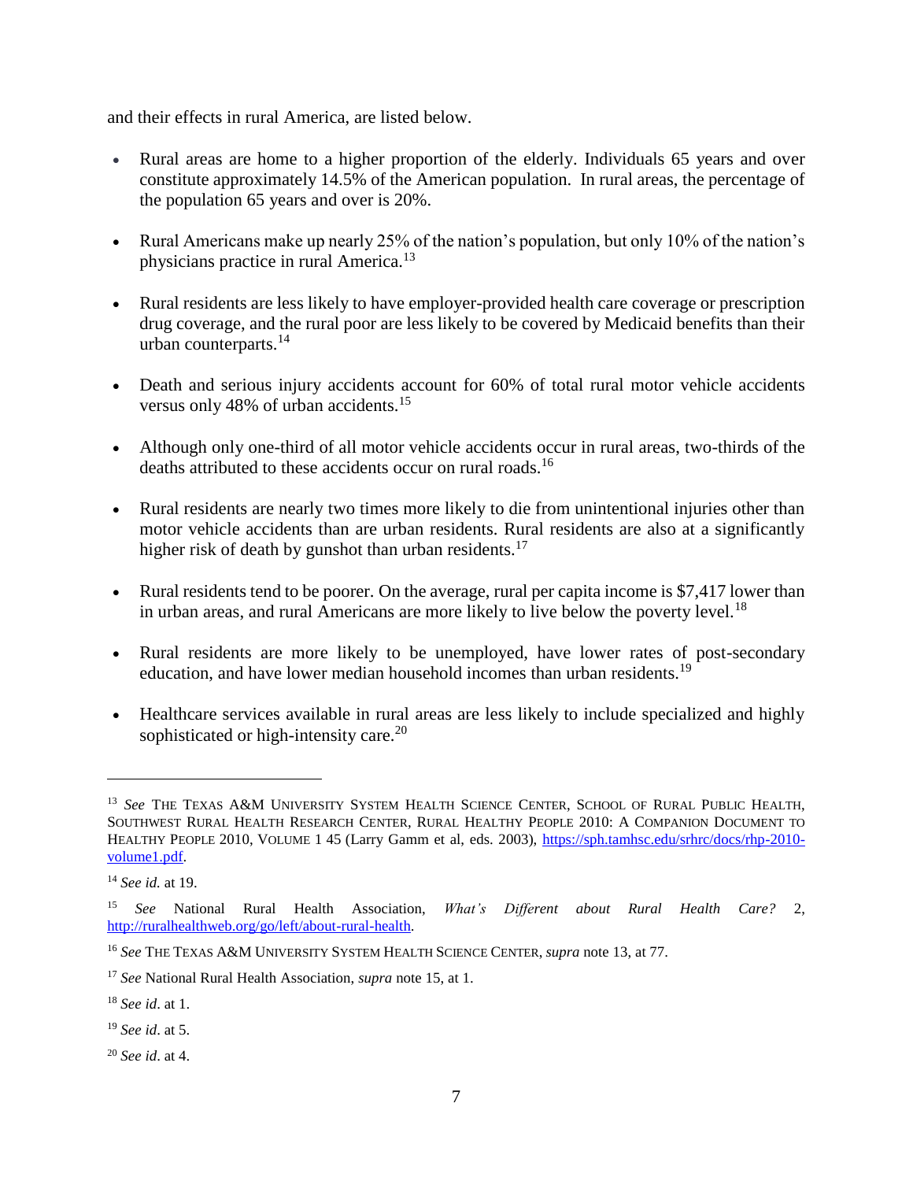and their effects in rural America, are listed below.

- Rural areas are home to a higher proportion of the elderly. Individuals 65 years and over constitute approximately 14.5% of the American population. In rural areas, the percentage of the population 65 years and over is 20%.
- Rural Americans make up nearly 25% of the nation's population, but only 10% of the nation's physicians practice in rural America.[13]
- Rural residents are less likely to have employer-provided health care coverage or prescription drug coverage, and the rural poor are less likely to be covered by Medicaid benefits than their urban counterparts.[14]
- Death and serious injury accidents account for 60% of total rural motor vehicle accidents versus only 48% of urban accidents.[15]
- Although only one-third of all motor vehicle accidents occur in rural areas, two-thirds of the deaths attributed to these accidents occur on rural roads.[16]
- Rural residents are nearly two times more likely to die from unintentional injuries other than motor vehicle accidents than are urban residents. Rural residents are also at a significantly higher risk of death by gunshot than urban residents.[17]
- Rural residents tend to be poorer. On the average, rural per capita income is $7,417 lower than in urban areas, and rural Americans are more likely to live below the poverty level.[18]
- Rural residents are more likely to be unemployed, have lower rates of post-secondary education, and have lower median household incomes than urban residents.[19]
- Healthcare services available in rural areas are less likely to include specialized and highly sophisticated or high-intensity care.[20]

---

[13] *See* The Texas A&M University System Health Science Center, School of Rural Public Health, Southwest Rural Health Research Center, Rural Healthy People 2010: A Companion Document to Healthy People 2010, Volume 1 45 (Larry Gamm et al, eds. 2003), https://sph.tamhsc.edu/srhrc/docs/rhp-2010-volume1.pdf.

[14] *See id.* at 19.

[15] *See* National Rural Health Association, *What's Different about Rural Health Care?* 2, http://ruralhealthweb.org/go/left/about-rural-health.

[16] *See* The Texas A&M University System Health Science Center, *supra* note 13, at 77.

[17] *See* National Rural Health Association, *supra* note 15, at 1.

[18] *See id*. at 1.

[19] *See id*. at 5.

[20] *See id*. at 4.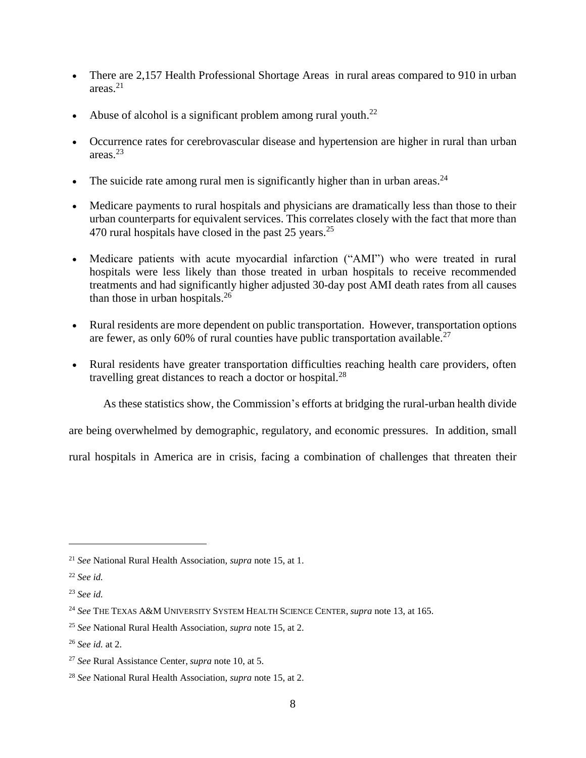- There are 2,157 Health Professional Shortage Areas  in rural areas compared to 910 in urban areas.[21]
- Abuse of alcohol is a significant problem among rural youth.[22]
- Occurrence rates for cerebrovascular disease and hypertension are higher in rural than urban areas.[23]
- The suicide rate among rural men is significantly higher than in urban areas.[24]
- Medicare payments to rural hospitals and physicians are dramatically less than those to their urban counterparts for equivalent services. This correlates closely with the fact that more than 470 rural hospitals have closed in the past 25 years.[25]
- Medicare patients with acute myocardial infarction ("AMI") who were treated in rural hospitals were less likely than those treated in urban hospitals to receive recommended treatments and had significantly higher adjusted 30-day post AMI death rates from all causes than those in urban hospitals.[26]
- Rural residents are more dependent on public transportation. However, transportation options are fewer, as only 60% of rural counties have public transportation available.[27]
- Rural residents have greater transportation difficulties reaching health care providers, often travelling great distances to reach a doctor or hospital.[28]

As these statistics show, the Commission's efforts at bridging the rural-urban health divide are being overwhelmed by demographic, regulatory, and economic pressures. In addition, small rural hospitals in America are in crisis, facing a combination of challenges that threaten their

---

[21] *See* National Rural Health Association, *supra* note 15, at 1.

[22] *See id.*

[23] *See id.*

[24] *See* THE TEXAS A&M UNIVERSITY SYSTEM HEALTH SCIENCE CENTER, *supra* note 13, at 165.

[25] *See* National Rural Health Association, *supra* note 15, at 2.

[26] *See id.* at 2.

[27] *See* Rural Assistance Center, *supra* note 10, at 5.

[28] *See* National Rural Health Association, *supra* note 15, at 2.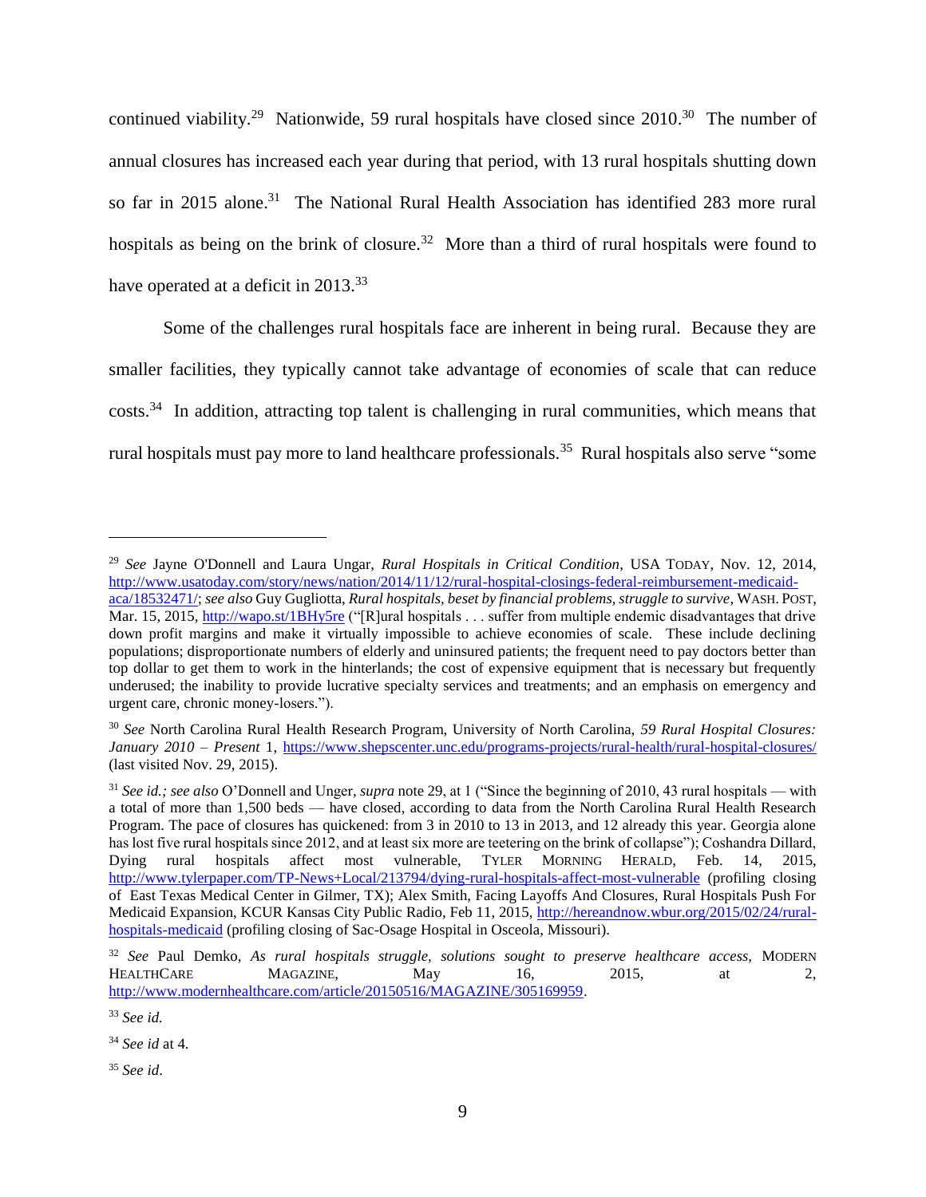continued viability.[29] Nationwide, 59 rural hospitals have closed since 2010.[30] The number of annual closures has increased each year during that period, with 13 rural hospitals shutting down so far in 2015 alone.[31] The National Rural Health Association has identified 283 more rural hospitals as being on the brink of closure.[32] More than a third of rural hospitals were found to have operated at a deficit in 2013.[33]

Some of the challenges rural hospitals face are inherent in being rural. Because they are smaller facilities, they typically cannot take advantage of economies of scale that can reduce costs.[34] In addition, attracting top talent is challenging in rural communities, which means that rural hospitals must pay more to land healthcare professionals.[35] Rural hospitals also serve "some

---

[29] *See* Jayne O'Donnell and Laura Ungar, *Rural Hospitals in Critical Condition*, USA TODAY, Nov. 12, 2014, http://www.usatoday.com/story/news/nation/2014/11/12/rural-hospital-closings-federal-reimbursement-medicaid-aca/18532471/; *see also* Guy Gugliotta, *Rural hospitals, beset by financial problems, struggle to survive*, WASH. POST, Mar. 15, 2015, http://wapo.st/1BHy5re ("[R]ural hospitals . . . suffer from multiple endemic disadvantages that drive down profit margins and make it virtually impossible to achieve economies of scale. These include declining populations; disproportionate numbers of elderly and uninsured patients; the frequent need to pay doctors better than top dollar to get them to work in the hinterlands; the cost of expensive equipment that is necessary but frequently underused; the inability to provide lucrative specialty services and treatments; and an emphasis on emergency and urgent care, chronic money-losers.").

[30] *See* North Carolina Rural Health Research Program, University of North Carolina, *59 Rural Hospital Closures: January 2010 – Present* 1, https://www.shepscenter.unc.edu/programs-projects/rural-health/rural-hospital-closures/ (last visited Nov. 29, 2015).

[31] *See id.; see also* O'Donnell and Unger, *supra* note 29, at 1 ("Since the beginning of 2010, 43 rural hospitals — with a total of more than 1,500 beds — have closed, according to data from the North Carolina Rural Health Research Program. The pace of closures has quickened: from 3 in 2010 to 13 in 2013, and 12 already this year. Georgia alone has lost five rural hospitals since 2012, and at least six more are teetering on the brink of collapse"); Coshandra Dillard, Dying rural hospitals affect most vulnerable, TYLER MORNING HERALD, Feb. 14, 2015, http://www.tylerpaper.com/TP-News+Local/213794/dying-rural-hospitals-affect-most-vulnerable (profiling closing of East Texas Medical Center in Gilmer, TX); Alex Smith, Facing Layoffs And Closures, Rural Hospitals Push For Medicaid Expansion, KCUR Kansas City Public Radio, Feb 11, 2015, http://hereandnow.wbur.org/2015/02/24/rural-hospitals-medicaid (profiling closing of Sac-Osage Hospital in Osceola, Missouri).

[32] *See* Paul Demko, *As rural hospitals struggle, solutions sought to preserve healthcare access*, MODERN HEALTHCARE MAGAZINE, May 16, 2015, at 2, http://www.modernhealthcare.com/article/20150516/MAGAZINE/305169959.

[33] *See id.*

[34] *See id* at 4.

[35] *See id*.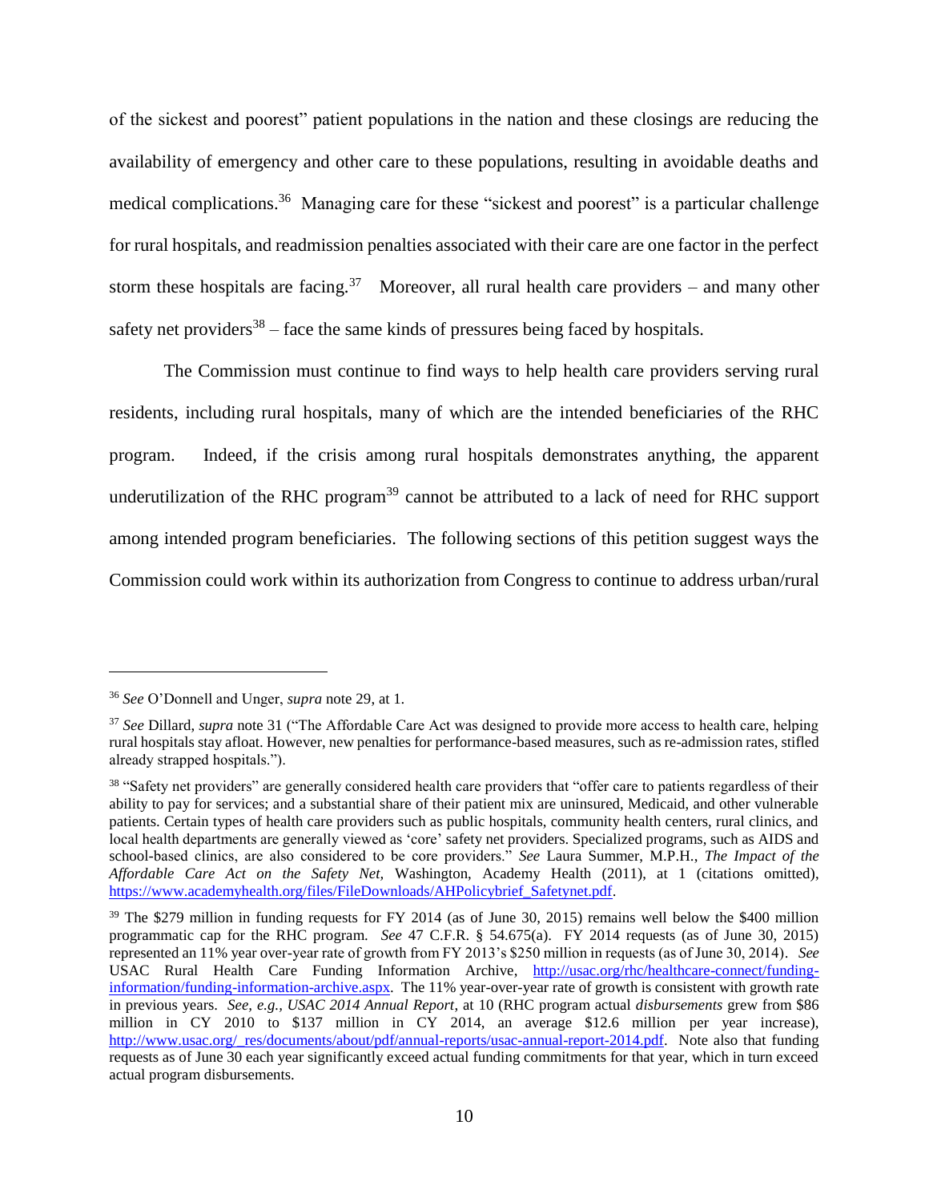of the sickest and poorest" patient populations in the nation and these closings are reducing the availability of emergency and other care to these populations, resulting in avoidable deaths and medical complications.[36] Managing care for these "sickest and poorest" is a particular challenge for rural hospitals, and readmission penalties associated with their care are one factor in the perfect storm these hospitals are facing.[37] Moreover, all rural health care providers – and many other safety net providers[38] – face the same kinds of pressures being faced by hospitals.

The Commission must continue to find ways to help health care providers serving rural residents, including rural hospitals, many of which are the intended beneficiaries of the RHC program. Indeed, if the crisis among rural hospitals demonstrates anything, the apparent underutilization of the RHC program[39] cannot be attributed to a lack of need for RHC support among intended program beneficiaries. The following sections of this petition suggest ways the Commission could work within its authorization from Congress to continue to address urban/rural

---

[36] *See* O'Donnell and Unger, *supra* note 29, at 1.

[37] *See* Dillard, *supra* note 31 ("The Affordable Care Act was designed to provide more access to health care, helping rural hospitals stay afloat. However, new penalties for performance-based measures, such as re-admission rates, stifled already strapped hospitals.").

[38] "Safety net providers" are generally considered health care providers that "offer care to patients regardless of their ability to pay for services; and a substantial share of their patient mix are uninsured, Medicaid, and other vulnerable patients. Certain types of health care providers such as public hospitals, community health centers, rural clinics, and local health departments are generally viewed as 'core' safety net providers. Specialized programs, such as AIDS and school-based clinics, are also considered to be core providers." *See* Laura Summer, M.P.H., *The Impact of the Affordable Care Act on the Safety Net*, Washington, Academy Health (2011), at 1 (citations omitted), https://www.academyhealth.org/files/FileDownloads/AHPolicybrief_Safetynet.pdf.

[39] The $279 million in funding requests for FY 2014 (as of June 30, 2015) remains well below the $400 million programmatic cap for the RHC program. *See* 47 C.F.R. § 54.675(a). FY 2014 requests (as of June 30, 2015) represented an 11% year over-year rate of growth from FY 2013's $250 million in requests (as of June 30, 2014). *See* USAC Rural Health Care Funding Information Archive, http://usac.org/rhc/healthcare-connect/funding-information/funding-information-archive.aspx. The 11% year-over-year rate of growth is consistent with growth rate in previous years. *See, e.g., USAC 2014 Annual Report*, at 10 (RHC program actual *disbursements* grew from $86 million in CY 2010 to $137 million in CY 2014, an average $12.6 million per year increase), http://www.usac.org/_res/documents/about/pdf/annual-reports/usac-annual-report-2014.pdf. Note also that funding requests as of June 30 each year significantly exceed actual funding commitments for that year, which in turn exceed actual program disbursements.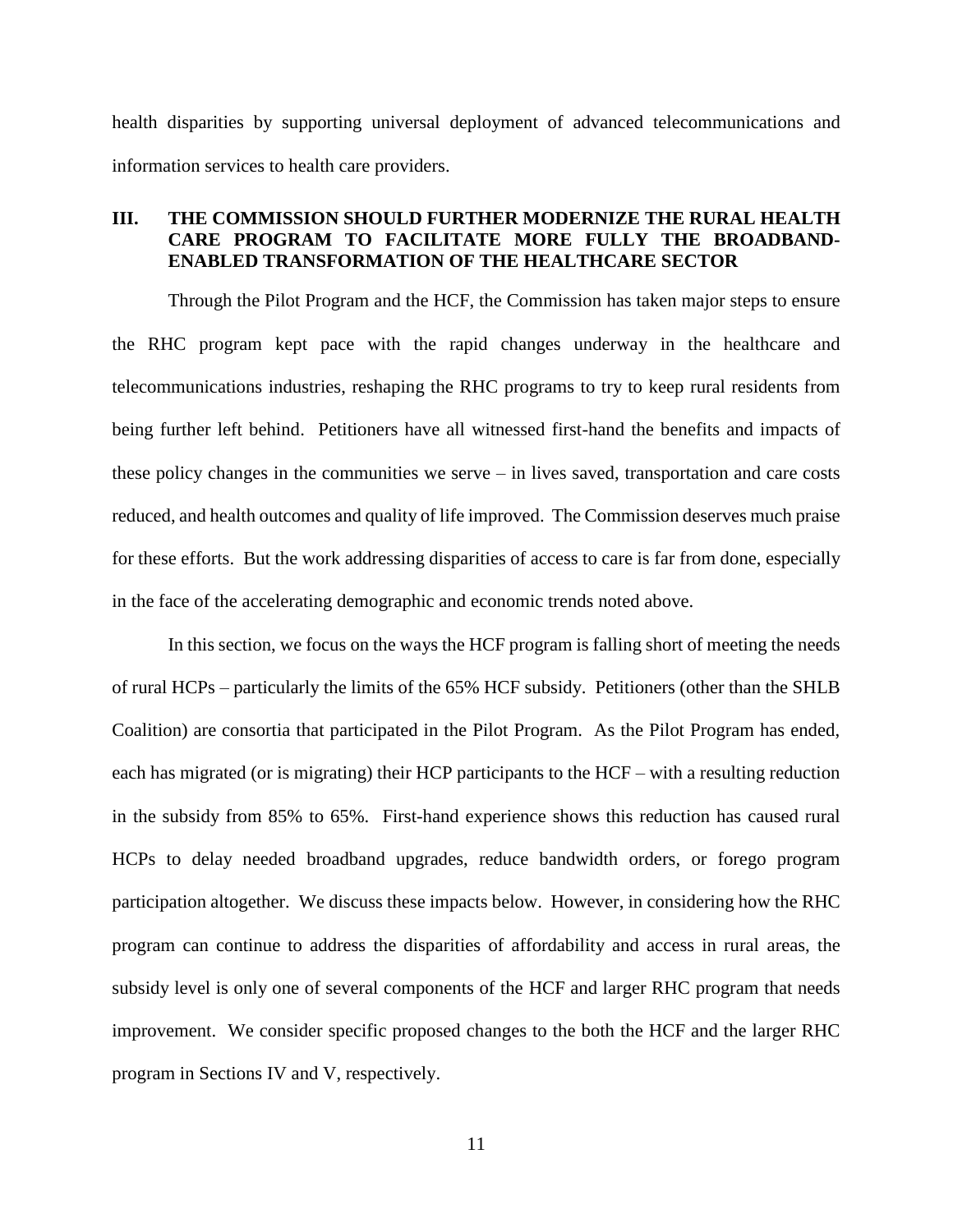health disparities by supporting universal deployment of advanced telecommunications and information services to health care providers.

## III. THE COMMISSION SHOULD FURTHER MODERNIZE THE RURAL HEALTH CARE PROGRAM TO FACILITATE MORE FULLY THE BROADBAND-ENABLED TRANSFORMATION OF THE HEALTHCARE SECTOR

Through the Pilot Program and the HCF, the Commission has taken major steps to ensure the RHC program kept pace with the rapid changes underway in the healthcare and telecommunications industries, reshaping the RHC programs to try to keep rural residents from being further left behind. Petitioners have all witnessed first-hand the benefits and impacts of these policy changes in the communities we serve – in lives saved, transportation and care costs reduced, and health outcomes and quality of life improved. The Commission deserves much praise for these efforts. But the work addressing disparities of access to care is far from done, especially in the face of the accelerating demographic and economic trends noted above.

In this section, we focus on the ways the HCF program is falling short of meeting the needs of rural HCPs – particularly the limits of the 65% HCF subsidy. Petitioners (other than the SHLB Coalition) are consortia that participated in the Pilot Program. As the Pilot Program has ended, each has migrated (or is migrating) their HCP participants to the HCF – with a resulting reduction in the subsidy from 85% to 65%. First-hand experience shows this reduction has caused rural HCPs to delay needed broadband upgrades, reduce bandwidth orders, or forego program participation altogether. We discuss these impacts below. However, in considering how the RHC program can continue to address the disparities of affordability and access in rural areas, the subsidy level is only one of several components of the HCF and larger RHC program that needs improvement. We consider specific proposed changes to the both the HCF and the larger RHC program in Sections IV and V, respectively.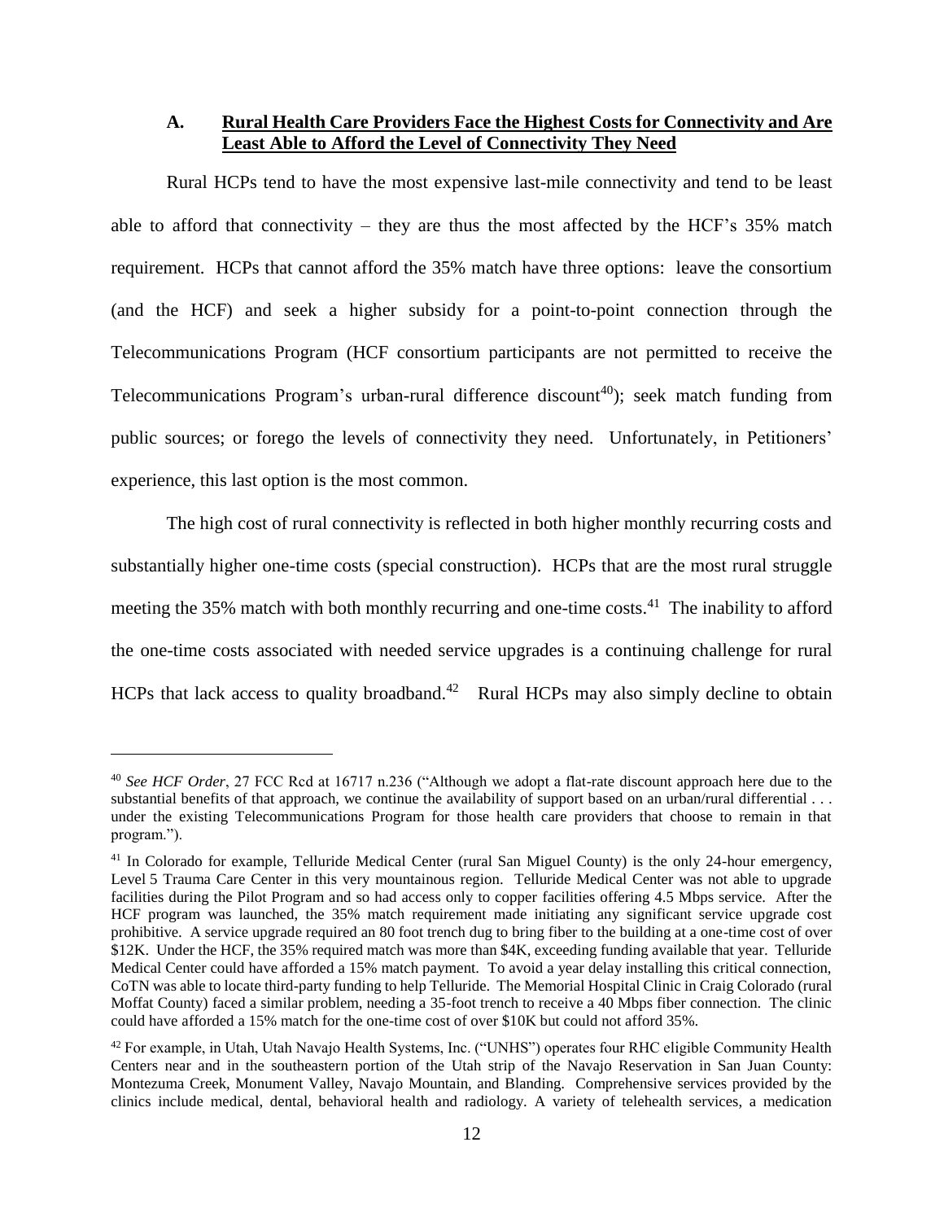### A. Rural Health Care Providers Face the Highest Costs for Connectivity and Are Least Able to Afford the Level of Connectivity They Need

Rural HCPs tend to have the most expensive last-mile connectivity and tend to be least able to afford that connectivity – they are thus the most affected by the HCF's 35% match requirement. HCPs that cannot afford the 35% match have three options: leave the consortium (and the HCF) and seek a higher subsidy for a point-to-point connection through the Telecommunications Program (HCF consortium participants are not permitted to receive the Telecommunications Program's urban-rural difference discount[40]); seek match funding from public sources; or forego the levels of connectivity they need. Unfortunately, in Petitioners' experience, this last option is the most common.

The high cost of rural connectivity is reflected in both higher monthly recurring costs and substantially higher one-time costs (special construction). HCPs that are the most rural struggle meeting the 35% match with both monthly recurring and one-time costs.[41] The inability to afford the one-time costs associated with needed service upgrades is a continuing challenge for rural HCPs that lack access to quality broadband.[42] Rural HCPs may also simply decline to obtain

---

[40] *See HCF Order*, 27 FCC Rcd at 16717 n.236 ("Although we adopt a flat-rate discount approach here due to the substantial benefits of that approach, we continue the availability of support based on an urban/rural differential . . . under the existing Telecommunications Program for those health care providers that choose to remain in that program.").

[41] In Colorado for example, Telluride Medical Center (rural San Miguel County) is the only 24-hour emergency, Level 5 Trauma Care Center in this very mountainous region. Telluride Medical Center was not able to upgrade facilities during the Pilot Program and so had access only to copper facilities offering 4.5 Mbps service. After the HCF program was launched, the 35% match requirement made initiating any significant service upgrade cost prohibitive. A service upgrade required an 80 foot trench dug to bring fiber to the building at a one-time cost of over $12K. Under the HCF, the 35% required match was more than $4K, exceeding funding available that year. Telluride Medical Center could have afforded a 15% match payment. To avoid a year delay installing this critical connection, CoTN was able to locate third-party funding to help Telluride. The Memorial Hospital Clinic in Craig Colorado (rural Moffat County) faced a similar problem, needing a 35-foot trench to receive a 40 Mbps fiber connection. The clinic could have afforded a 15% match for the one-time cost of over $10K but could not afford 35%.

[42] For example, in Utah, Utah Navajo Health Systems, Inc. ("UNHS") operates four RHC eligible Community Health Centers near and in the southeastern portion of the Utah strip of the Navajo Reservation in San Juan County: Montezuma Creek, Monument Valley, Navajo Mountain, and Blanding. Comprehensive services provided by the clinics include medical, dental, behavioral health and radiology. A variety of telehealth services, a medication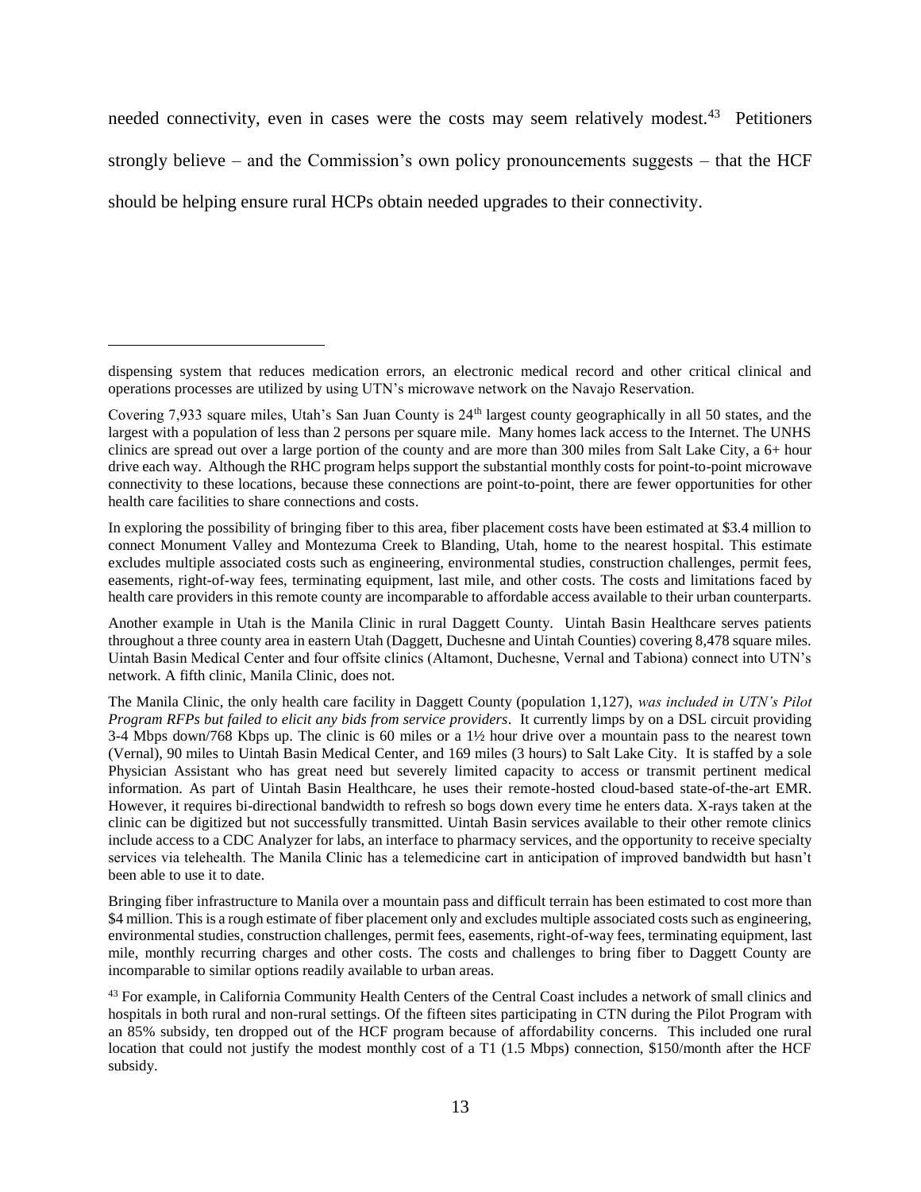needed connectivity, even in cases were the costs may seem relatively modest.[43] Petitioners strongly believe – and the Commission's own policy pronouncements suggests – that the HCF should be helping ensure rural HCPs obtain needed upgrades to their connectivity.

---

dispensing system that reduces medication errors, an electronic medical record and other critical clinical and operations processes are utilized by using UTN's microwave network on the Navajo Reservation.

Covering 7,933 square miles, Utah's San Juan County is 24th largest county geographically in all 50 states, and the largest with a population of less than 2 persons per square mile. Many homes lack access to the Internet. The UNHS clinics are spread out over a large portion of the county and are more than 300 miles from Salt Lake City, a 6+ hour drive each way. Although the RHC program helps support the substantial monthly costs for point-to-point microwave connectivity to these locations, because these connections are point-to-point, there are fewer opportunities for other health care facilities to share connections and costs.

In exploring the possibility of bringing fiber to this area, fiber placement costs have been estimated at $3.4 million to connect Monument Valley and Montezuma Creek to Blanding, Utah, home to the nearest hospital. This estimate excludes multiple associated costs such as engineering, environmental studies, construction challenges, permit fees, easements, right-of-way fees, terminating equipment, last mile, and other costs. The costs and limitations faced by health care providers in this remote county are incomparable to affordable access available to their urban counterparts.

Another example in Utah is the Manila Clinic in rural Daggett County. Uintah Basin Healthcare serves patients throughout a three county area in eastern Utah (Daggett, Duchesne and Uintah Counties) covering 8,478 square miles. Uintah Basin Medical Center and four offsite clinics (Altamont, Duchesne, Vernal and Tabiona) connect into UTN's network. A fifth clinic, Manila Clinic, does not.

The Manila Clinic, the only health care facility in Daggett County (population 1,127), *was included in UTN's Pilot Program RFPs but failed to elicit any bids from service providers*. It currently limps by on a DSL circuit providing 3-4 Mbps down/768 Kbps up. The clinic is 60 miles or a 1½ hour drive over a mountain pass to the nearest town (Vernal), 90 miles to Uintah Basin Medical Center, and 169 miles (3 hours) to Salt Lake City. It is staffed by a sole Physician Assistant who has great need but severely limited capacity to access or transmit pertinent medical information. As part of Uintah Basin Healthcare, he uses their remote-hosted cloud-based state-of-the-art EMR. However, it requires bi-directional bandwidth to refresh so bogs down every time he enters data. X-rays taken at the clinic can be digitized but not successfully transmitted. Uintah Basin services available to their other remote clinics include access to a CDC Analyzer for labs, an interface to pharmacy services, and the opportunity to receive specialty services via telehealth. The Manila Clinic has a telemedicine cart in anticipation of improved bandwidth but hasn't been able to use it to date.

Bringing fiber infrastructure to Manila over a mountain pass and difficult terrain has been estimated to cost more than $4 million. This is a rough estimate of fiber placement only and excludes multiple associated costs such as engineering, environmental studies, construction challenges, permit fees, easements, right-of-way fees, terminating equipment, last mile, monthly recurring charges and other costs. The costs and challenges to bring fiber to Daggett County are incomparable to similar options readily available to urban areas.

[43] For example, in California Community Health Centers of the Central Coast includes a network of small clinics and hospitals in both rural and non-rural settings. Of the fifteen sites participating in CTN during the Pilot Program with an 85% subsidy, ten dropped out of the HCF program because of affordability concerns. This included one rural location that could not justify the modest monthly cost of a T1 (1.5 Mbps) connection, $150/month after the HCF subsidy.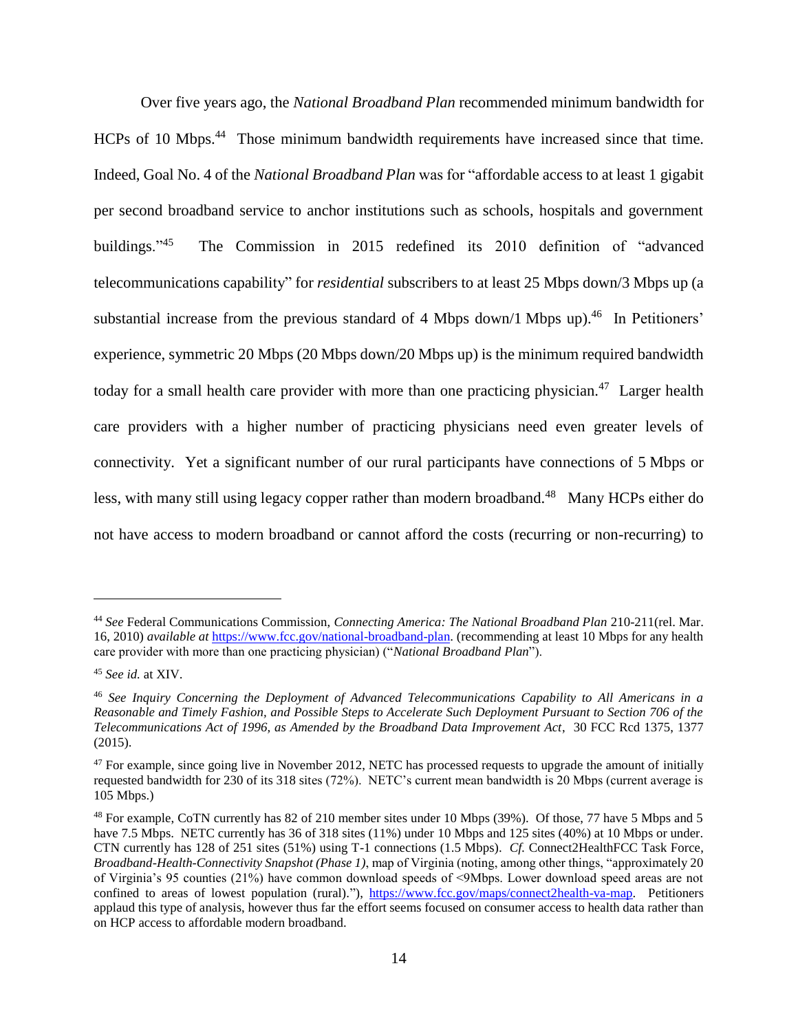Over five years ago, the *National Broadband Plan* recommended minimum bandwidth for HCPs of 10 Mbps.[44] Those minimum bandwidth requirements have increased since that time. Indeed, Goal No. 4 of the *National Broadband Plan* was for "affordable access to at least 1 gigabit per second broadband service to anchor institutions such as schools, hospitals and government buildings."[45] The Commission in 2015 redefined its 2010 definition of "advanced telecommunications capability" for *residential* subscribers to at least 25 Mbps down/3 Mbps up (a substantial increase from the previous standard of 4 Mbps down/1 Mbps up).[46] In Petitioners' experience, symmetric 20 Mbps (20 Mbps down/20 Mbps up) is the minimum required bandwidth today for a small health care provider with more than one practicing physician.[47] Larger health care providers with a higher number of practicing physicians need even greater levels of connectivity. Yet a significant number of our rural participants have connections of 5 Mbps or less, with many still using legacy copper rather than modern broadband.[48] Many HCPs either do not have access to modern broadband or cannot afford the costs (recurring or non-recurring) to

---

[44] *See* Federal Communications Commission, *Connecting America: The National Broadband Plan* 210-211(rel. Mar. 16, 2010) *available at* https://www.fcc.gov/national-broadband-plan. (recommending at least 10 Mbps for any health care provider with more than one practicing physician) ("*National Broadband Plan*").

[45] *See id.* at XIV.

[46] *See Inquiry Concerning the Deployment of Advanced Telecommunications Capability to All Americans in a Reasonable and Timely Fashion, and Possible Steps to Accelerate Such Deployment Pursuant to Section 706 of the Telecommunications Act of 1996, as Amended by the Broadband Data Improvement Act*, 30 FCC Rcd 1375, 1377 (2015).

[47] For example, since going live in November 2012, NETC has processed requests to upgrade the amount of initially requested bandwidth for 230 of its 318 sites (72%). NETC's current mean bandwidth is 20 Mbps (current average is 105 Mbps.)

[48] For example, CoTN currently has 82 of 210 member sites under 10 Mbps (39%). Of those, 77 have 5 Mbps and 5 have 7.5 Mbps. NETC currently has 36 of 318 sites (11%) under 10 Mbps and 125 sites (40%) at 10 Mbps or under. CTN currently has 128 of 251 sites (51%) using T-1 connections (1.5 Mbps). *Cf.* Connect2HealthFCC Task Force, *Broadband-Health-Connectivity Snapshot (Phase 1)*, map of Virginia (noting, among other things, "approximately 20 of Virginia's 95 counties (21%) have common download speeds of <9Mbps. Lower download speed areas are not confined to areas of lowest population (rural)."), https://www.fcc.gov/maps/connect2health-va-map. Petitioners applaud this type of analysis, however thus far the effort seems focused on consumer access to health data rather than on HCP access to affordable modern broadband.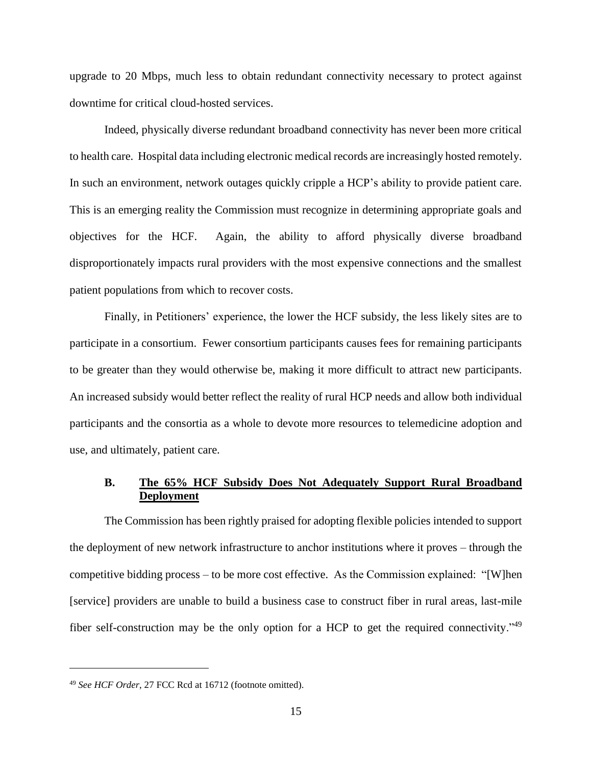upgrade to 20 Mbps, much less to obtain redundant connectivity necessary to protect against downtime for critical cloud-hosted services.

Indeed, physically diverse redundant broadband connectivity has never been more critical to health care. Hospital data including electronic medical records are increasingly hosted remotely. In such an environment, network outages quickly cripple a HCP's ability to provide patient care. This is an emerging reality the Commission must recognize in determining appropriate goals and objectives for the HCF. Again, the ability to afford physically diverse broadband disproportionately impacts rural providers with the most expensive connections and the smallest patient populations from which to recover costs.

Finally, in Petitioners' experience, the lower the HCF subsidy, the less likely sites are to participate in a consortium. Fewer consortium participants causes fees for remaining participants to be greater than they would otherwise be, making it more difficult to attract new participants. An increased subsidy would better reflect the reality of rural HCP needs and allow both individual participants and the consortia as a whole to devote more resources to telemedicine adoption and use, and ultimately, patient care.

### B. The 65% HCF Subsidy Does Not Adequately Support Rural Broadband Deployment

The Commission has been rightly praised for adopting flexible policies intended to support the deployment of new network infrastructure to anchor institutions where it proves – through the competitive bidding process – to be more cost effective. As the Commission explained: "[W]hen [service] providers are unable to build a business case to construct fiber in rural areas, last-mile fiber self-construction may be the only option for a HCP to get the required connectivity."[49]

---

[49] *See HCF Order*, 27 FCC Rcd at 16712 (footnote omitted).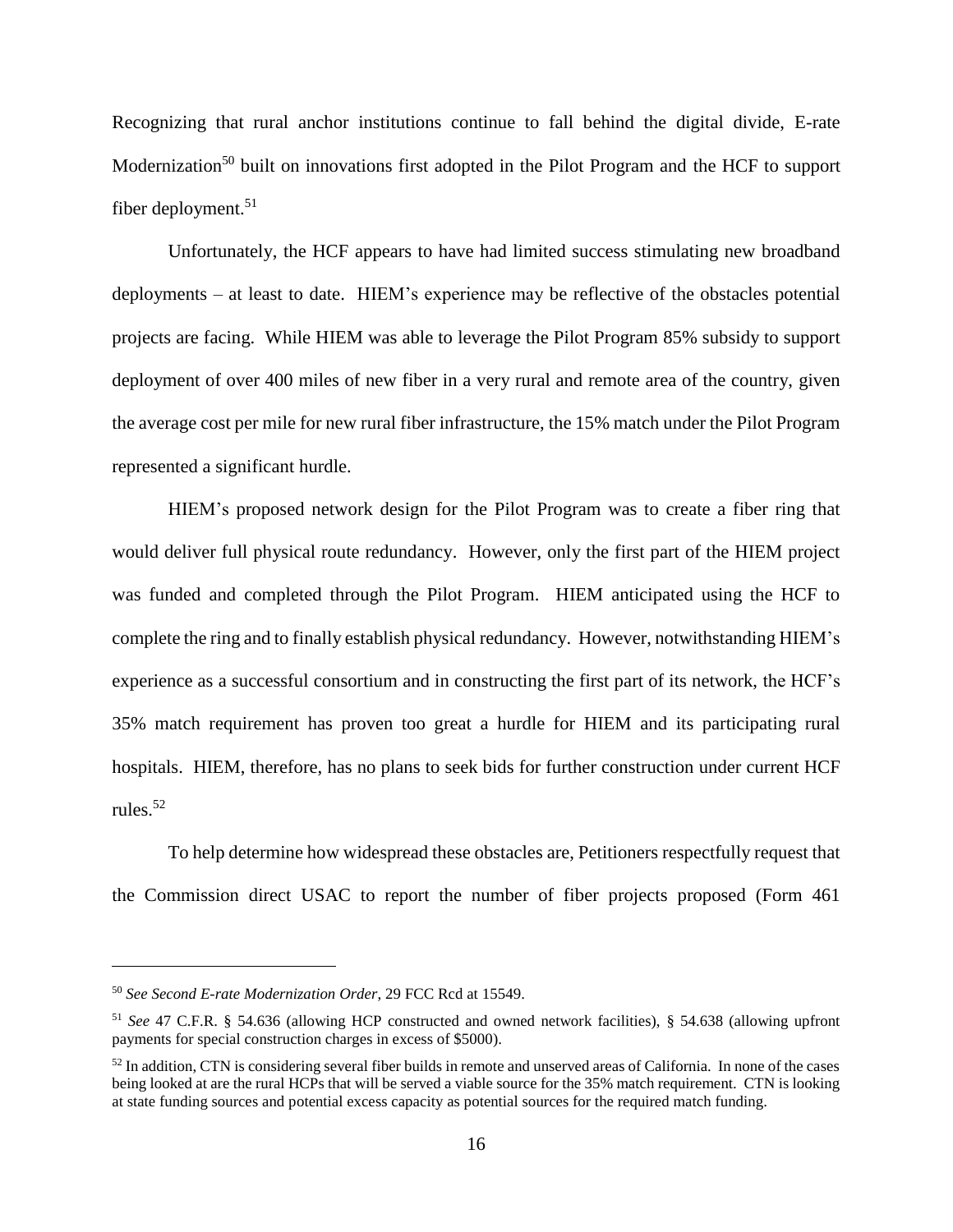Recognizing that rural anchor institutions continue to fall behind the digital divide, E-rate Modernization[50] built on innovations first adopted in the Pilot Program and the HCF to support fiber deployment.[51]

Unfortunately, the HCF appears to have had limited success stimulating new broadband deployments – at least to date. HIEM's experience may be reflective of the obstacles potential projects are facing. While HIEM was able to leverage the Pilot Program 85% subsidy to support deployment of over 400 miles of new fiber in a very rural and remote area of the country, given the average cost per mile for new rural fiber infrastructure, the 15% match under the Pilot Program represented a significant hurdle.

HIEM's proposed network design for the Pilot Program was to create a fiber ring that would deliver full physical route redundancy. However, only the first part of the HIEM project was funded and completed through the Pilot Program. HIEM anticipated using the HCF to complete the ring and to finally establish physical redundancy. However, notwithstanding HIEM's experience as a successful consortium and in constructing the first part of its network, the HCF's 35% match requirement has proven too great a hurdle for HIEM and its participating rural hospitals. HIEM, therefore, has no plans to seek bids for further construction under current HCF rules.[52]

To help determine how widespread these obstacles are, Petitioners respectfully request that the Commission direct USAC to report the number of fiber projects proposed (Form 461

---

[50] *See Second E-rate Modernization Order*, 29 FCC Rcd at 15549.

[51] *See* 47 C.F.R. § 54.636 (allowing HCP constructed and owned network facilities), § 54.638 (allowing upfront payments for special construction charges in excess of $5000).

[52] In addition, CTN is considering several fiber builds in remote and unserved areas of California. In none of the cases being looked at are the rural HCPs that will be served a viable source for the 35% match requirement. CTN is looking at state funding sources and potential excess capacity as potential sources for the required match funding.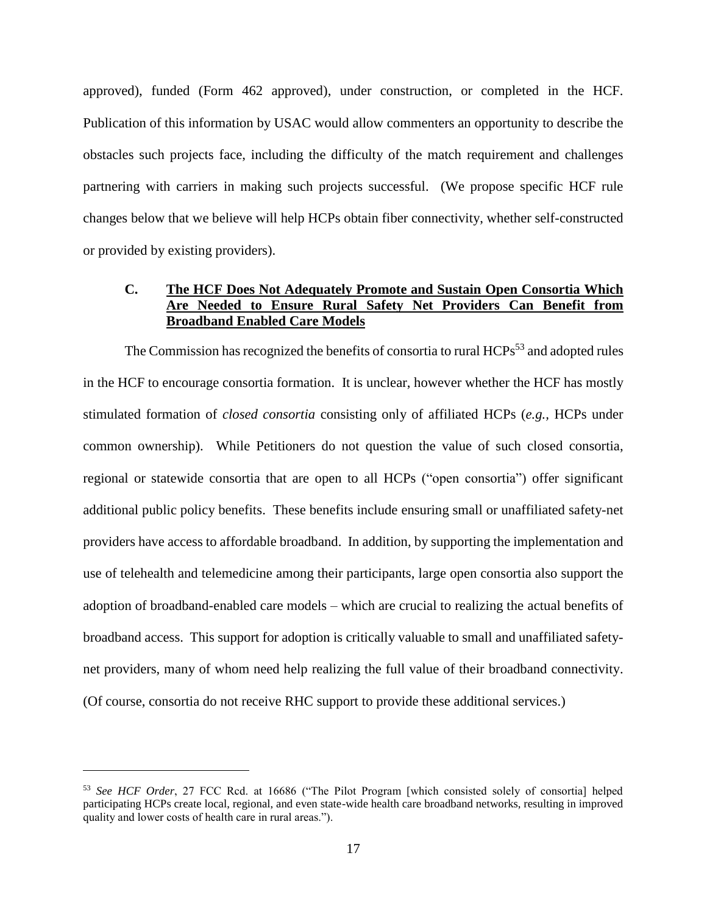approved), funded (Form 462 approved), under construction, or completed in the HCF. Publication of this information by USAC would allow commenters an opportunity to describe the obstacles such projects face, including the difficulty of the match requirement and challenges partnering with carriers in making such projects successful. (We propose specific HCF rule changes below that we believe will help HCPs obtain fiber connectivity, whether self-constructed or provided by existing providers).

### C. The HCF Does Not Adequately Promote and Sustain Open Consortia Which Are Needed to Ensure Rural Safety Net Providers Can Benefit from Broadband Enabled Care Models

The Commission has recognized the benefits of consortia to rural HCPs[53] and adopted rules in the HCF to encourage consortia formation. It is unclear, however whether the HCF has mostly stimulated formation of *closed consortia* consisting only of affiliated HCPs (*e.g.,* HCPs under common ownership). While Petitioners do not question the value of such closed consortia, regional or statewide consortia that are open to all HCPs ("open consortia") offer significant additional public policy benefits. These benefits include ensuring small or unaffiliated safety-net providers have access to affordable broadband. In addition, by supporting the implementation and use of telehealth and telemedicine among their participants, large open consortia also support the adoption of broadband-enabled care models – which are crucial to realizing the actual benefits of broadband access. This support for adoption is critically valuable to small and unaffiliated safety-net providers, many of whom need help realizing the full value of their broadband connectivity. (Of course, consortia do not receive RHC support to provide these additional services.)

---

[53] *See HCF Order*, 27 FCC Rcd. at 16686 ("The Pilot Program [which consisted solely of consortia] helped participating HCPs create local, regional, and even state-wide health care broadband networks, resulting in improved quality and lower costs of health care in rural areas.").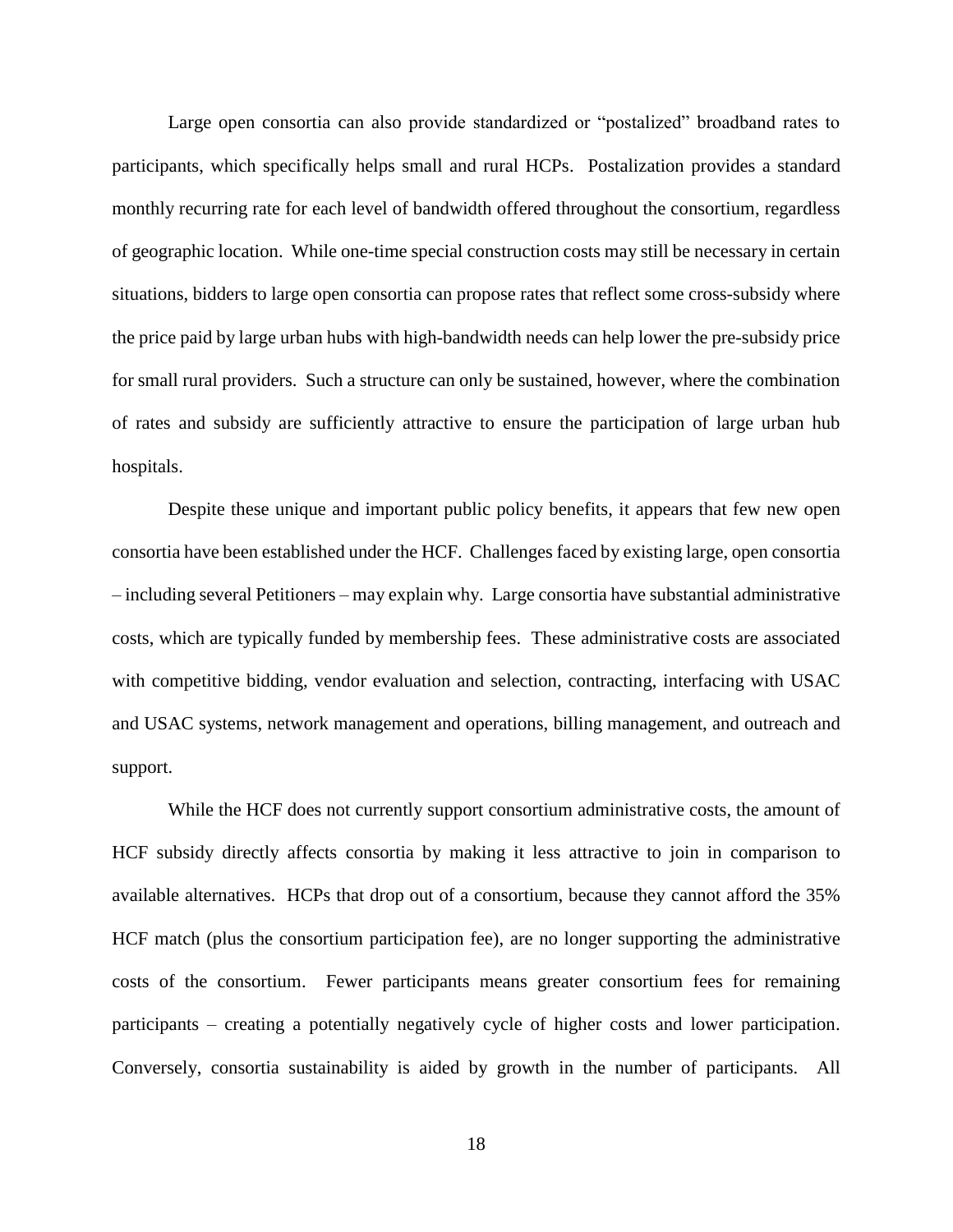Large open consortia can also provide standardized or "postalized" broadband rates to participants, which specifically helps small and rural HCPs. Postalization provides a standard monthly recurring rate for each level of bandwidth offered throughout the consortium, regardless of geographic location. While one-time special construction costs may still be necessary in certain situations, bidders to large open consortia can propose rates that reflect some cross-subsidy where the price paid by large urban hubs with high-bandwidth needs can help lower the pre-subsidy price for small rural providers. Such a structure can only be sustained, however, where the combination of rates and subsidy are sufficiently attractive to ensure the participation of large urban hub hospitals.

Despite these unique and important public policy benefits, it appears that few new open consortia have been established under the HCF. Challenges faced by existing large, open consortia – including several Petitioners – may explain why. Large consortia have substantial administrative costs, which are typically funded by membership fees. These administrative costs are associated with competitive bidding, vendor evaluation and selection, contracting, interfacing with USAC and USAC systems, network management and operations, billing management, and outreach and support.

While the HCF does not currently support consortium administrative costs, the amount of HCF subsidy directly affects consortia by making it less attractive to join in comparison to available alternatives. HCPs that drop out of a consortium, because they cannot afford the 35% HCF match (plus the consortium participation fee), are no longer supporting the administrative costs of the consortium. Fewer participants means greater consortium fees for remaining participants – creating a potentially negatively cycle of higher costs and lower participation. Conversely, consortia sustainability is aided by growth in the number of participants. All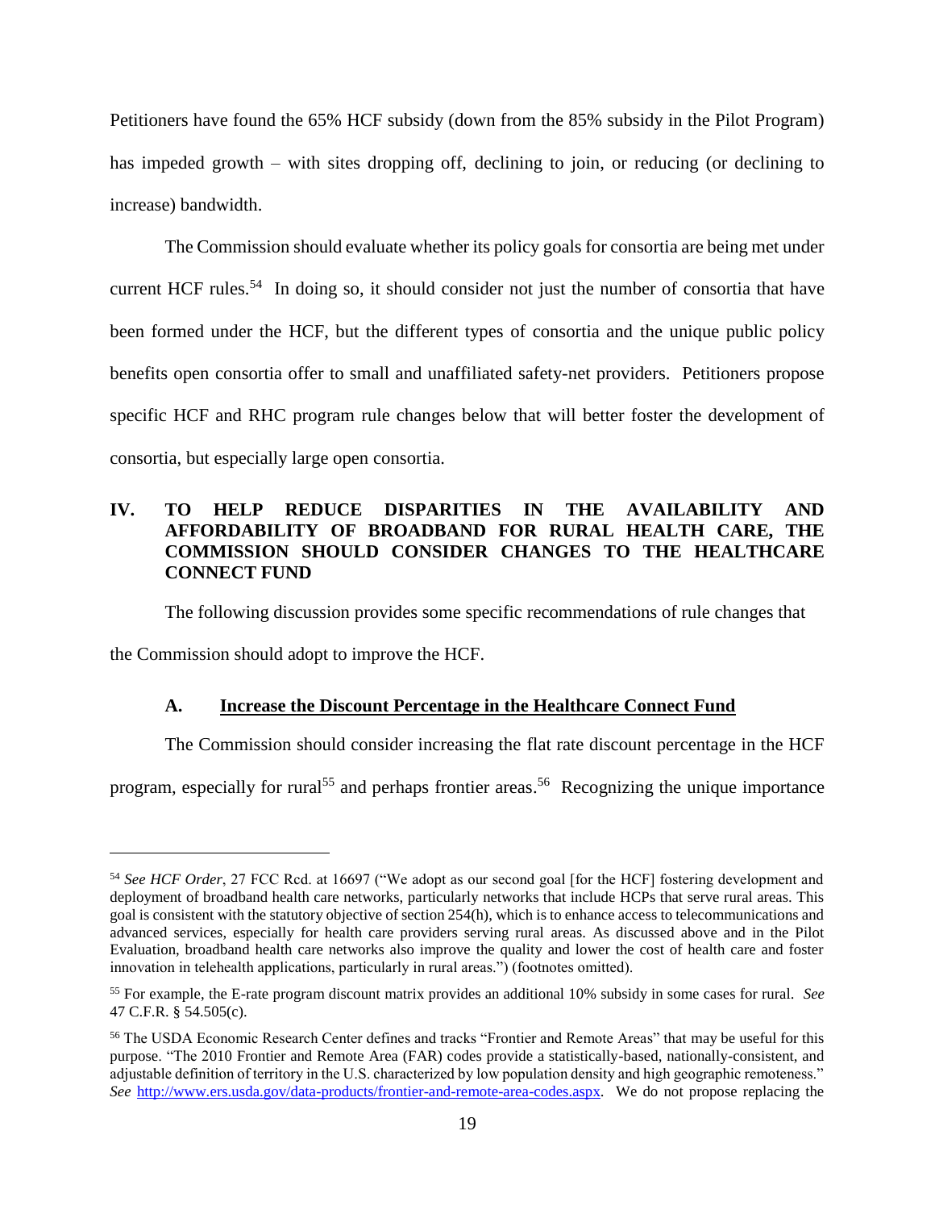Petitioners have found the 65% HCF subsidy (down from the 85% subsidy in the Pilot Program) has impeded growth – with sites dropping off, declining to join, or reducing (or declining to increase) bandwidth.

The Commission should evaluate whether its policy goals for consortia are being met under current HCF rules.[54] In doing so, it should consider not just the number of consortia that have been formed under the HCF, but the different types of consortia and the unique public policy benefits open consortia offer to small and unaffiliated safety-net providers. Petitioners propose specific HCF and RHC program rule changes below that will better foster the development of consortia, but especially large open consortia.

## IV. TO HELP REDUCE DISPARITIES IN THE AVAILABILITY AND AFFORDABILITY OF BROADBAND FOR RURAL HEALTH CARE, THE COMMISSION SHOULD CONSIDER CHANGES TO THE HEALTHCARE CONNECT FUND

The following discussion provides some specific recommendations of rule changes that the Commission should adopt to improve the HCF.

### A. <u>Increase the Discount Percentage in the Healthcare Connect Fund</u>

The Commission should consider increasing the flat rate discount percentage in the HCF program, especially for rural[55] and perhaps frontier areas.[56] Recognizing the unique importance

---

[54] *See HCF Order*, 27 FCC Rcd. at 16697 ("We adopt as our second goal [for the HCF] fostering development and deployment of broadband health care networks, particularly networks that include HCPs that serve rural areas. This goal is consistent with the statutory objective of section 254(h), which is to enhance access to telecommunications and advanced services, especially for health care providers serving rural areas. As discussed above and in the Pilot Evaluation, broadband health care networks also improve the quality and lower the cost of health care and foster innovation in telehealth applications, particularly in rural areas.") (footnotes omitted).

[55] For example, the E-rate program discount matrix provides an additional 10% subsidy in some cases for rural. *See* 47 C.F.R. § 54.505(c).

[56] The USDA Economic Research Center defines and tracks "Frontier and Remote Areas" that may be useful for this purpose. "The 2010 Frontier and Remote Area (FAR) codes provide a statistically-based, nationally-consistent, and adjustable definition of territory in the U.S. characterized by low population density and high geographic remoteness." *See* http://www.ers.usda.gov/data-products/frontier-and-remote-area-codes.aspx. We do not propose replacing the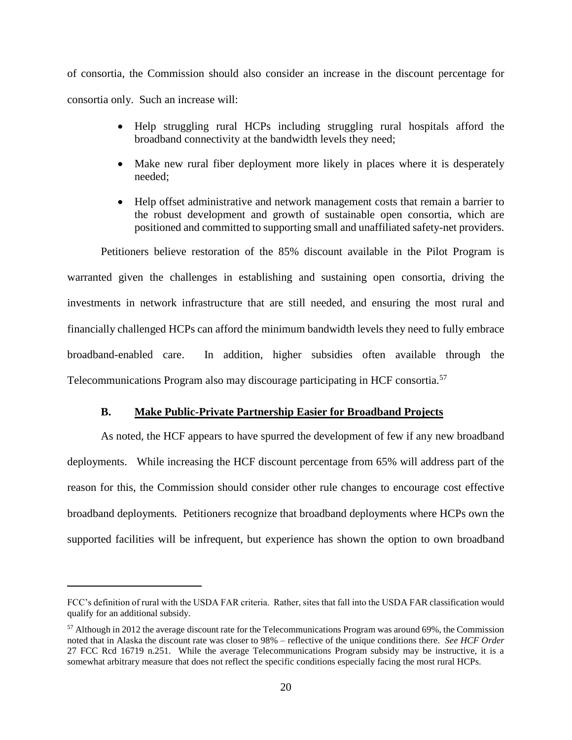of consortia, the Commission should also consider an increase in the discount percentage for consortia only. Such an increase will:

- Help struggling rural HCPs including struggling rural hospitals afford the broadband connectivity at the bandwidth levels they need;
- Make new rural fiber deployment more likely in places where it is desperately needed;
- Help offset administrative and network management costs that remain a barrier to the robust development and growth of sustainable open consortia, which are positioned and committed to supporting small and unaffiliated safety-net providers.

Petitioners believe restoration of the 85% discount available in the Pilot Program is warranted given the challenges in establishing and sustaining open consortia, driving the investments in network infrastructure that are still needed, and ensuring the most rural and financially challenged HCPs can afford the minimum bandwidth levels they need to fully embrace broadband-enabled care. In addition, higher subsidies often available through the Telecommunications Program also may discourage participating in HCF consortia.[57]

### B. Make Public-Private Partnership Easier for Broadband Projects

As noted, the HCF appears to have spurred the development of few if any new broadband deployments. While increasing the HCF discount percentage from 65% will address part of the reason for this, the Commission should consider other rule changes to encourage cost effective broadband deployments. Petitioners recognize that broadband deployments where HCPs own the supported facilities will be infrequent, but experience has shown the option to own broadband

---

FCC's definition of rural with the USDA FAR criteria. Rather, sites that fall into the USDA FAR classification would qualify for an additional subsidy.

[57] Although in 2012 the average discount rate for the Telecommunications Program was around 69%, the Commission noted that in Alaska the discount rate was closer to 98% – reflective of the unique conditions there. *See HCF Order* 27 FCC Rcd 16719 n.251. While the average Telecommunications Program subsidy may be instructive, it is a somewhat arbitrary measure that does not reflect the specific conditions especially facing the most rural HCPs.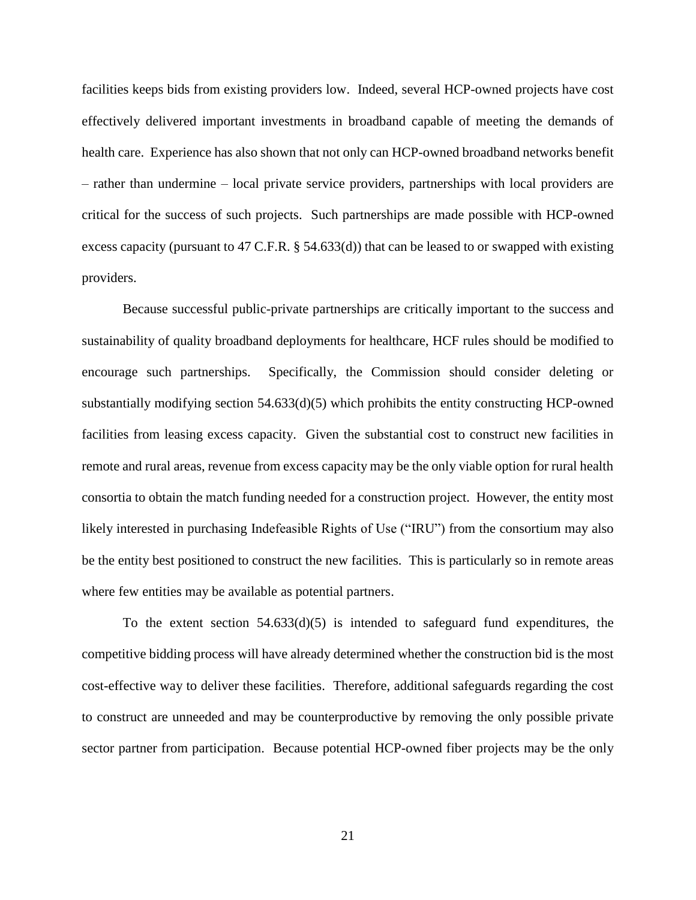facilities keeps bids from existing providers low. Indeed, several HCP-owned projects have cost effectively delivered important investments in broadband capable of meeting the demands of health care. Experience has also shown that not only can HCP-owned broadband networks benefit – rather than undermine – local private service providers, partnerships with local providers are critical for the success of such projects. Such partnerships are made possible with HCP-owned excess capacity (pursuant to 47 C.F.R. § 54.633(d)) that can be leased to or swapped with existing providers.

Because successful public-private partnerships are critically important to the success and sustainability of quality broadband deployments for healthcare, HCF rules should be modified to encourage such partnerships. Specifically, the Commission should consider deleting or substantially modifying section 54.633(d)(5) which prohibits the entity constructing HCP-owned facilities from leasing excess capacity. Given the substantial cost to construct new facilities in remote and rural areas, revenue from excess capacity may be the only viable option for rural health consortia to obtain the match funding needed for a construction project. However, the entity most likely interested in purchasing Indefeasible Rights of Use ("IRU") from the consortium may also be the entity best positioned to construct the new facilities. This is particularly so in remote areas where few entities may be available as potential partners.

To the extent section 54.633(d)(5) is intended to safeguard fund expenditures, the competitive bidding process will have already determined whether the construction bid is the most cost-effective way to deliver these facilities. Therefore, additional safeguards regarding the cost to construct are unneeded and may be counterproductive by removing the only possible private sector partner from participation. Because potential HCP-owned fiber projects may be the only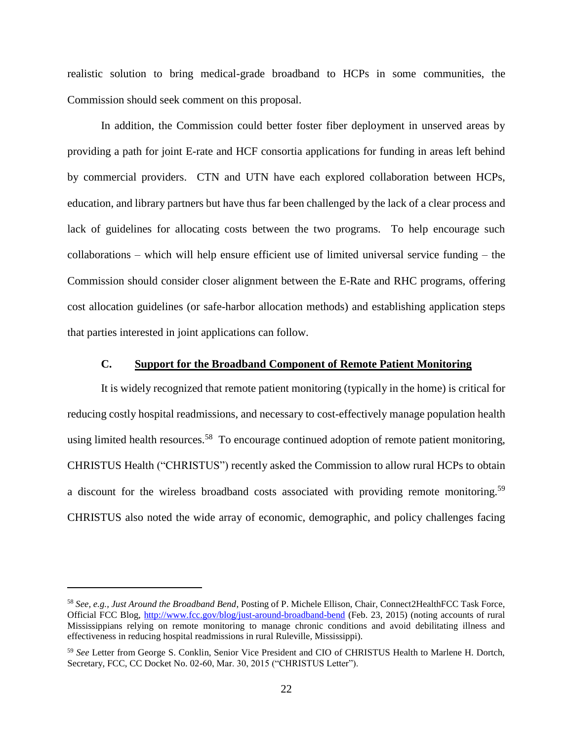realistic solution to bring medical-grade broadband to HCPs in some communities, the Commission should seek comment on this proposal.

In addition, the Commission could better foster fiber deployment in unserved areas by providing a path for joint E-rate and HCF consortia applications for funding in areas left behind by commercial providers. CTN and UTN have each explored collaboration between HCPs, education, and library partners but have thus far been challenged by the lack of a clear process and lack of guidelines for allocating costs between the two programs. To help encourage such collaborations – which will help ensure efficient use of limited universal service funding – the Commission should consider closer alignment between the E-Rate and RHC programs, offering cost allocation guidelines (or safe-harbor allocation methods) and establishing application steps that parties interested in joint applications can follow.

### C. <u>Support for the Broadband Component of Remote Patient Monitoring</u>

It is widely recognized that remote patient monitoring (typically in the home) is critical for reducing costly hospital readmissions, and necessary to cost-effectively manage population health using limited health resources.[58] To encourage continued adoption of remote patient monitoring, CHRISTUS Health ("CHRISTUS") recently asked the Commission to allow rural HCPs to obtain a discount for the wireless broadband costs associated with providing remote monitoring.[59] CHRISTUS also noted the wide array of economic, demographic, and policy challenges facing

---

[58] *See, e.g., Just Around the Broadband Bend*, Posting of P. Michele Ellison, Chair, Connect2HealthFCC Task Force, Official FCC Blog, http://www.fcc.gov/blog/just-around-broadband-bend (Feb. 23, 2015) (noting accounts of rural Mississippians relying on remote monitoring to manage chronic conditions and avoid debilitating illness and effectiveness in reducing hospital readmissions in rural Ruleville, Mississippi).

[59] *See* Letter from George S. Conklin, Senior Vice President and CIO of CHRISTUS Health to Marlene H. Dortch, Secretary, FCC, CC Docket No. 02-60, Mar. 30, 2015 ("CHRISTUS Letter").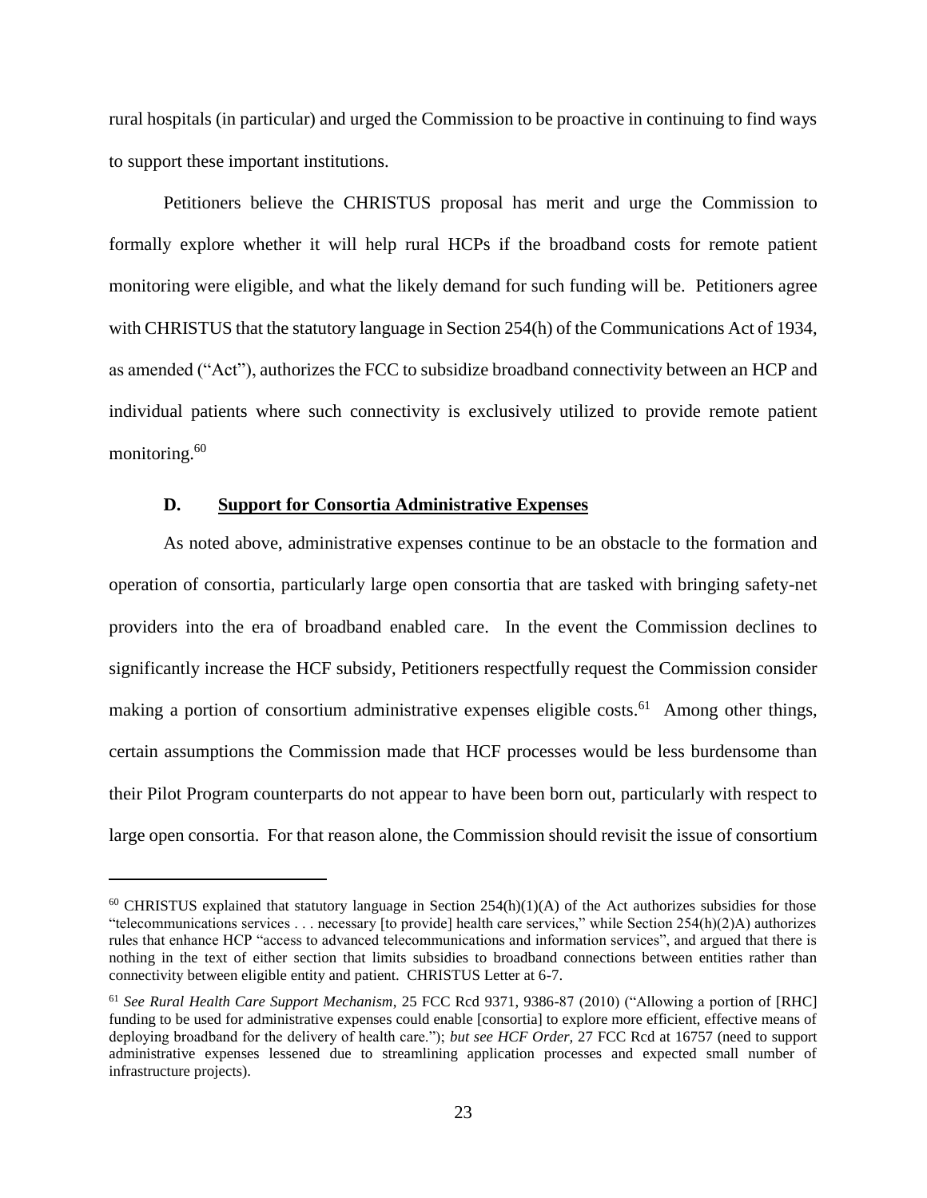rural hospitals (in particular) and urged the Commission to be proactive in continuing to find ways to support these important institutions.

Petitioners believe the CHRISTUS proposal has merit and urge the Commission to formally explore whether it will help rural HCPs if the broadband costs for remote patient monitoring were eligible, and what the likely demand for such funding will be. Petitioners agree with CHRISTUS that the statutory language in Section 254(h) of the Communications Act of 1934, as amended ("Act"), authorizes the FCC to subsidize broadband connectivity between an HCP and individual patients where such connectivity is exclusively utilized to provide remote patient monitoring.[60]

### D. Support for Consortia Administrative Expenses

As noted above, administrative expenses continue to be an obstacle to the formation and operation of consortia, particularly large open consortia that are tasked with bringing safety-net providers into the era of broadband enabled care. In the event the Commission declines to significantly increase the HCF subsidy, Petitioners respectfully request the Commission consider making a portion of consortium administrative expenses eligible costs.[61] Among other things, certain assumptions the Commission made that HCF processes would be less burdensome than their Pilot Program counterparts do not appear to have been born out, particularly with respect to large open consortia. For that reason alone, the Commission should revisit the issue of consortium

---

[60] CHRISTUS explained that statutory language in Section 254(h)(1)(A) of the Act authorizes subsidies for those "telecommunications services . . . necessary [to provide] health care services," while Section 254(h)(2)A) authorizes rules that enhance HCP "access to advanced telecommunications and information services", and argued that there is nothing in the text of either section that limits subsidies to broadband connections between entities rather than connectivity between eligible entity and patient. CHRISTUS Letter at 6-7.

[61] *See Rural Health Care Support Mechanism*, 25 FCC Rcd 9371, 9386-87 (2010) ("Allowing a portion of [RHC] funding to be used for administrative expenses could enable [consortia] to explore more efficient, effective means of deploying broadband for the delivery of health care."); *but see HCF Order*, 27 FCC Rcd at 16757 (need to support administrative expenses lessened due to streamlining application processes and expected small number of infrastructure projects).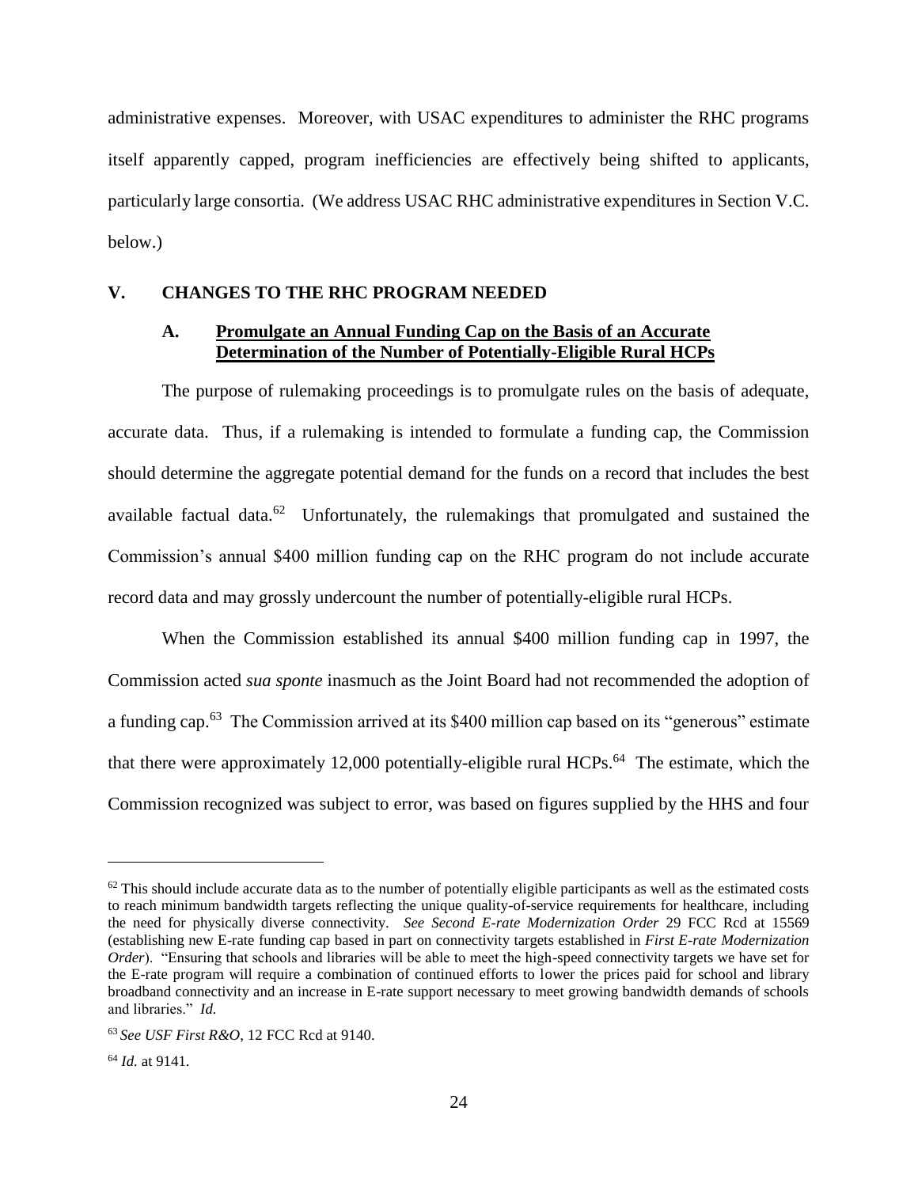administrative expenses. Moreover, with USAC expenditures to administer the RHC programs itself apparently capped, program inefficiencies are effectively being shifted to applicants, particularly large consortia. (We address USAC RHC administrative expenditures in Section V.C. below.)

## V. CHANGES TO THE RHC PROGRAM NEEDED

### A. Promulgate an Annual Funding Cap on the Basis of an Accurate Determination of the Number of Potentially-Eligible Rural HCPs

The purpose of rulemaking proceedings is to promulgate rules on the basis of adequate, accurate data. Thus, if a rulemaking is intended to formulate a funding cap, the Commission should determine the aggregate potential demand for the funds on a record that includes the best available factual data.[62] Unfortunately, the rulemakings that promulgated and sustained the Commission's annual $400 million funding cap on the RHC program do not include accurate record data and may grossly undercount the number of potentially-eligible rural HCPs.

When the Commission established its annual $400 million funding cap in 1997, the Commission acted *sua sponte* inasmuch as the Joint Board had not recommended the adoption of a funding cap.[63] The Commission arrived at its $400 million cap based on its "generous" estimate that there were approximately 12,000 potentially-eligible rural HCPs.[64] The estimate, which the Commission recognized was subject to error, was based on figures supplied by the HHS and four

---

[62] This should include accurate data as to the number of potentially eligible participants as well as the estimated costs to reach minimum bandwidth targets reflecting the unique quality-of-service requirements for healthcare, including the need for physically diverse connectivity. *See Second E-rate Modernization Order* 29 FCC Rcd at 15569 (establishing new E-rate funding cap based in part on connectivity targets established in *First E-rate Modernization Order*). "Ensuring that schools and libraries will be able to meet the high-speed connectivity targets we have set for the E-rate program will require a combination of continued efforts to lower the prices paid for school and library broadband connectivity and an increase in E-rate support necessary to meet growing bandwidth demands of schools and libraries." *Id.*

[63] *See USF First R&O*, 12 FCC Rcd at 9140.

[64] *Id.* at 9141.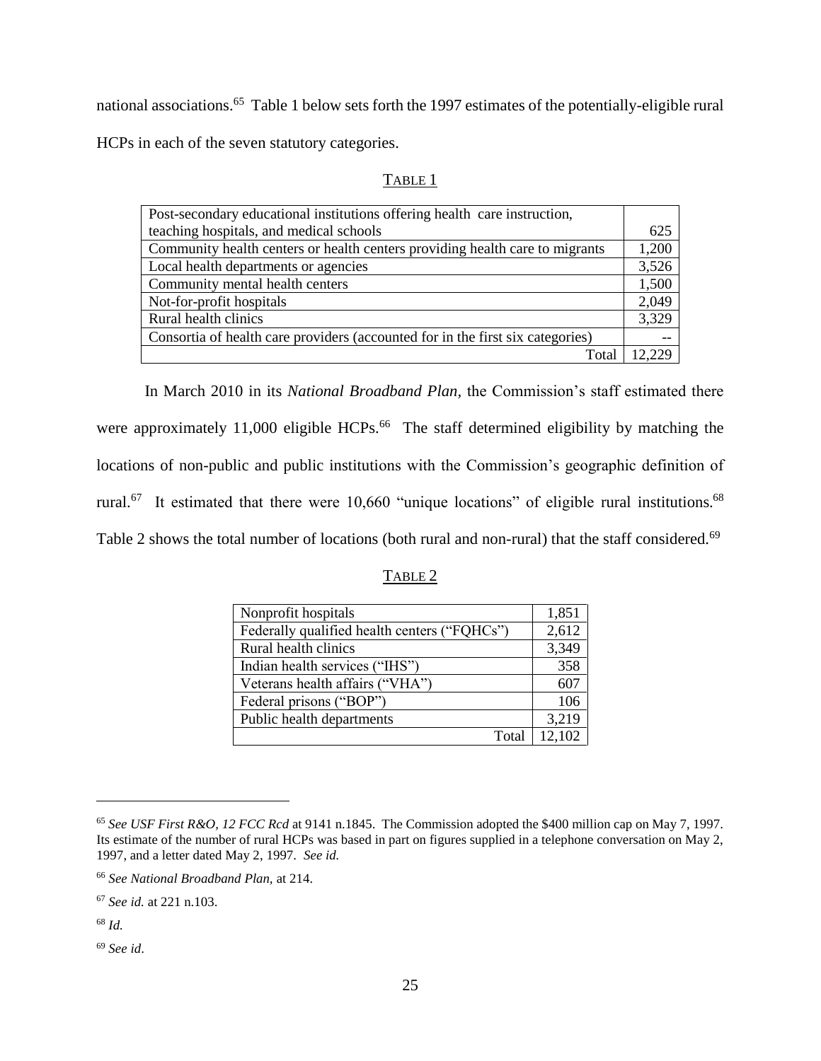national associations.[65] Table 1 below sets forth the 1997 estimates of the potentially-eligible rural HCPs in each of the seven statutory categories.

TABLE 1

| | |
|---|---|
| Post-secondary educational institutions offering health care instruction, teaching hospitals, and medical schools | 625 |
| Community health centers or health centers providing health care to migrants | 1,200 |
| Local health departments or agencies | 3,526 |
| Community mental health centers | 1,500 |
| Not-for-profit hospitals | 2,049 |
| Rural health clinics | 3,329 |
| Consortia of health care providers (accounted for in the first six categories) | -- |
| Total | 12,229 |

In March 2010 in its *National Broadband Plan,* the Commission's staff estimated there were approximately 11,000 eligible HCPs.[66] The staff determined eligibility by matching the locations of non-public and public institutions with the Commission's geographic definition of rural.[67] It estimated that there were 10,660 "unique locations" of eligible rural institutions.[68] Table 2 shows the total number of locations (both rural and non-rural) that the staff considered.[69]

TABLE 2

| | |
|---|---|
| Nonprofit hospitals | 1,851 |
| Federally qualified health centers ("FQHCs") | 2,612 |
| Rural health clinics | 3,349 |
| Indian health services ("IHS") | 358 |
| Veterans health affairs ("VHA") | 607 |
| Federal prisons ("BOP") | 106 |
| Public health departments | 3,219 |
| Total | 12,102 |

---

[65] *See USF First R&O, 12 FCC Rcd* at 9141 n.1845. The Commission adopted the $400 million cap on May 7, 1997. Its estimate of the number of rural HCPs was based in part on figures supplied in a telephone conversation on May 2, 1997, and a letter dated May 2, 1997. *See id.*

[66] *See National Broadband Plan,* at 214.

[67] *See id.* at 221 n.103.

[68] *Id.*

[69] *See id*.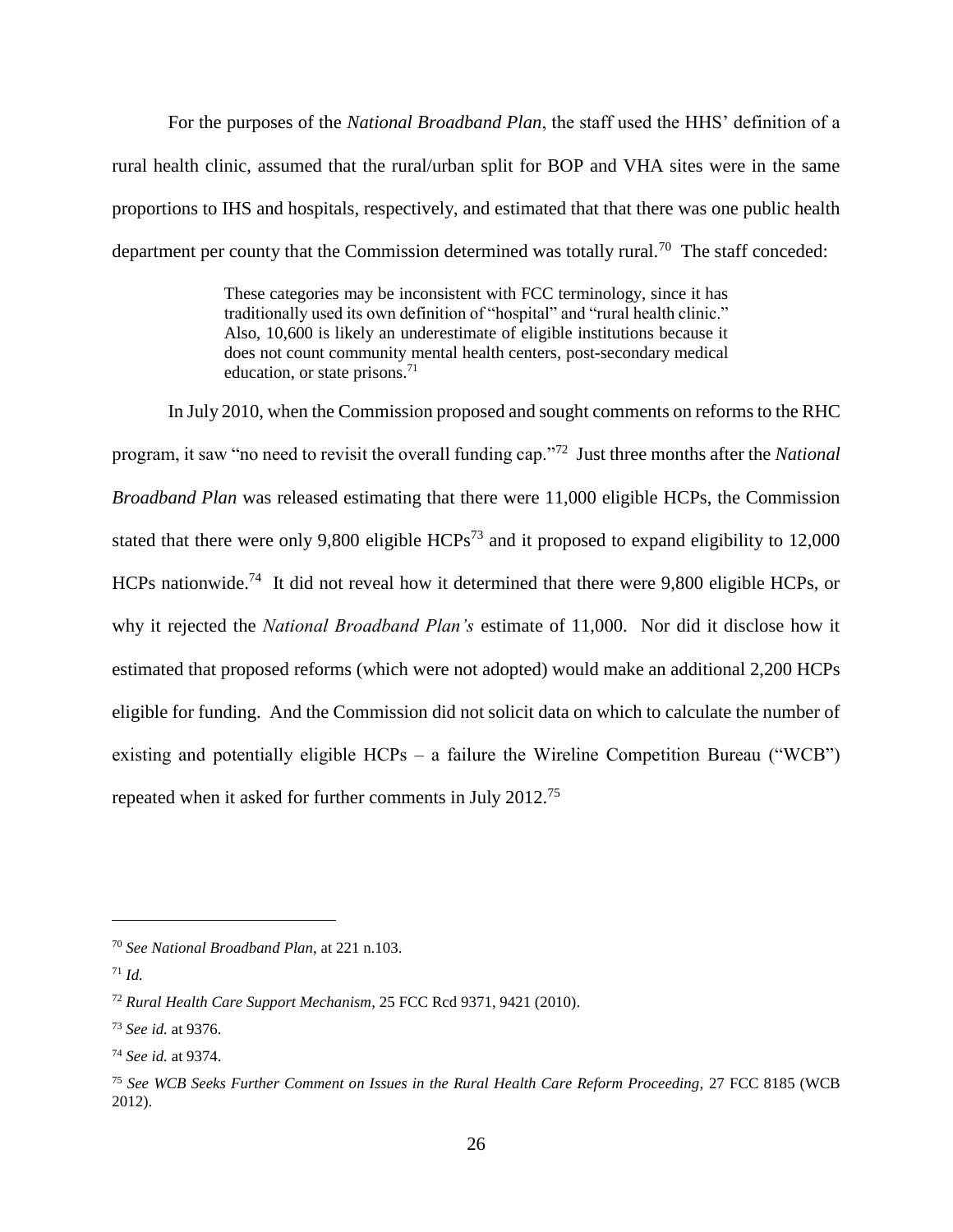For the purposes of the *National Broadband Plan*, the staff used the HHS' definition of a rural health clinic, assumed that the rural/urban split for BOP and VHA sites were in the same proportions to IHS and hospitals, respectively, and estimated that that there was one public health department per county that the Commission determined was totally rural.[70] The staff conceded:

> These categories may be inconsistent with FCC terminology, since it has traditionally used its own definition of "hospital" and "rural health clinic." Also, 10,600 is likely an underestimate of eligible institutions because it does not count community mental health centers, post-secondary medical education, or state prisons.[71]

In July 2010, when the Commission proposed and sought comments on reforms to the RHC program, it saw "no need to revisit the overall funding cap."[72] Just three months after the *National Broadband Plan* was released estimating that there were 11,000 eligible HCPs, the Commission stated that there were only 9,800 eligible HCPs[73] and it proposed to expand eligibility to 12,000 HCPs nationwide.[74] It did not reveal how it determined that there were 9,800 eligible HCPs, or why it rejected the *National Broadband Plan's* estimate of 11,000. Nor did it disclose how it estimated that proposed reforms (which were not adopted) would make an additional 2,200 HCPs eligible for funding. And the Commission did not solicit data on which to calculate the number of existing and potentially eligible HCPs – a failure the Wireline Competition Bureau ("WCB") repeated when it asked for further comments in July 2012.[75]

---

[70] *See National Broadband Plan*, at 221 n.103.

[71] *Id.*

[72] *Rural Health Care Support Mechanism*, 25 FCC Rcd 9371, 9421 (2010).

[73] *See id.* at 9376.

[74] *See id.* at 9374.

[75] *See WCB Seeks Further Comment on Issues in the Rural Health Care Reform Proceeding*, 27 FCC 8185 (WCB 2012).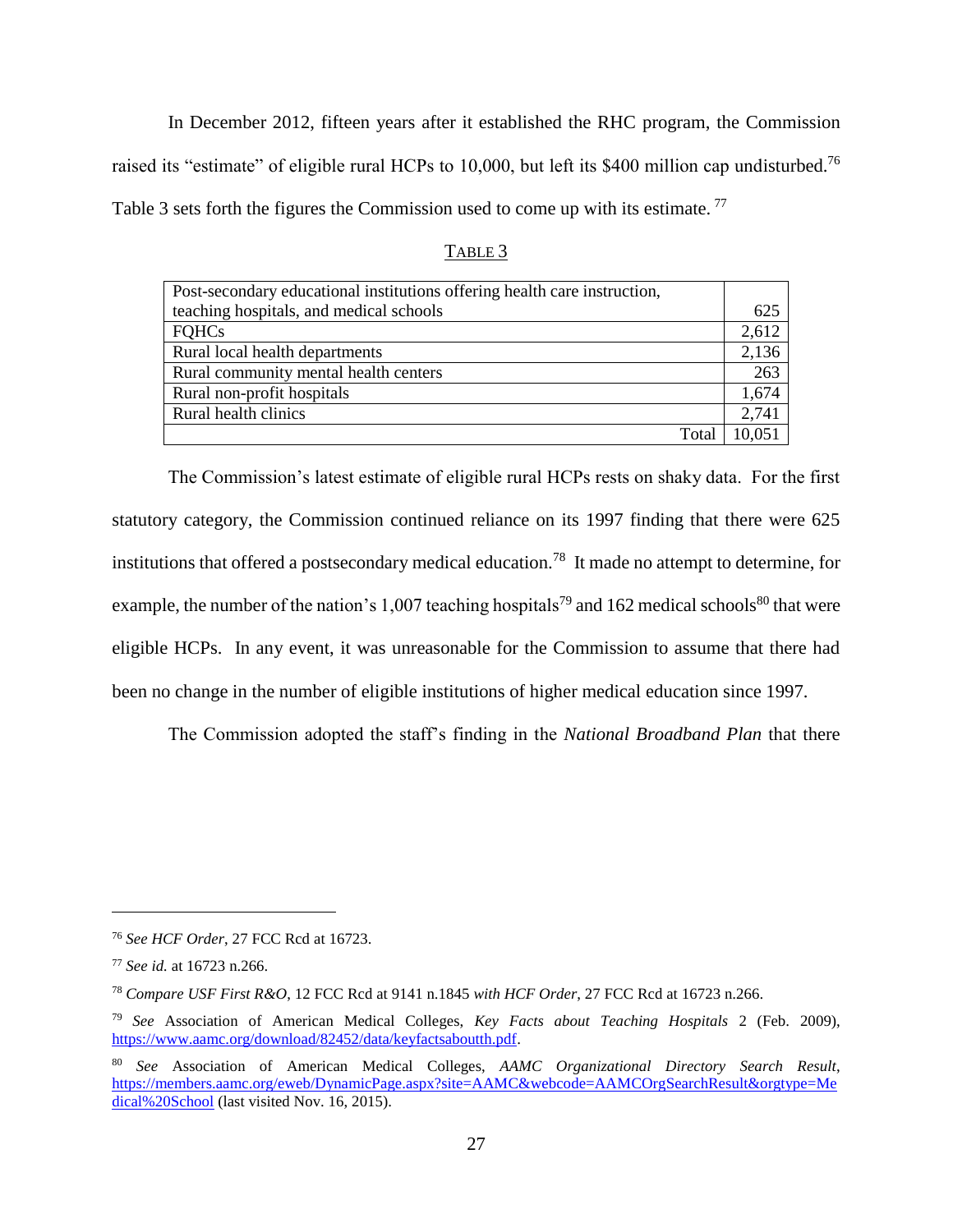In December 2012, fifteen years after it established the RHC program, the Commission raised its "estimate" of eligible rural HCPs to 10,000, but left its $400 million cap undisturbed.[76] Table 3 sets forth the figures the Commission used to come up with its estimate.[77]

TABLE 3

| Category | Number |
|---|---|
| Post-secondary educational institutions offering health care instruction, teaching hospitals, and medical schools | 625 |
| FQHCs | 2,612 |
| Rural local health departments | 2,136 |
| Rural community mental health centers | 263 |
| Rural non-profit hospitals | 1,674 |
| Rural health clinics | 2,741 |
| Total | 10,051 |

The Commission's latest estimate of eligible rural HCPs rests on shaky data. For the first statutory category, the Commission continued reliance on its 1997 finding that there were 625 institutions that offered a postsecondary medical education.[78] It made no attempt to determine, for example, the number of the nation's 1,007 teaching hospitals[79] and 162 medical schools[80] that were eligible HCPs. In any event, it was unreasonable for the Commission to assume that there had been no change in the number of eligible institutions of higher medical education since 1997.

The Commission adopted the staff's finding in the *National Broadband Plan* that there

---

[76] *See HCF Order*, 27 FCC Rcd at 16723.

[77] *See id.* at 16723 n.266.

[78] *Compare USF First R&O*, 12 FCC Rcd at 9141 n.1845 *with HCF Order*, 27 FCC Rcd at 16723 n.266.

[79] *See* Association of American Medical Colleges, *Key Facts about Teaching Hospitals* 2 (Feb. 2009), https://www.aamc.org/download/82452/data/keyfactsaboutth.pdf.

[80] *See* Association of American Medical Colleges, *AAMC Organizational Directory Search Result*, https://members.aamc.org/eweb/DynamicPage.aspx?site=AAMC&webcode=AAMCOrgSearchResult&orgtype=Medical%20School (last visited Nov. 16, 2015).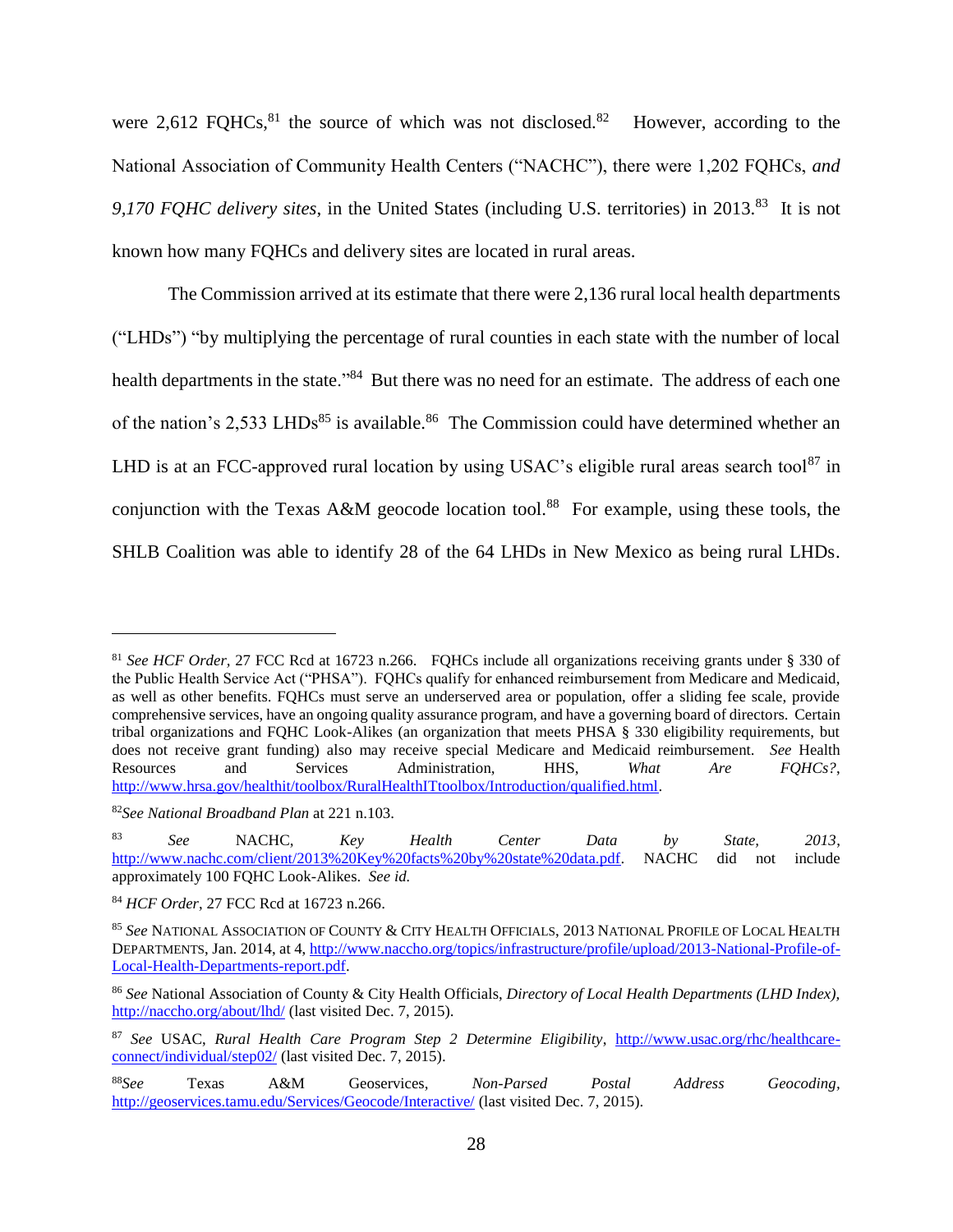were 2,612 FQHCs,[81] the source of which was not disclosed.[82] However, according to the National Association of Community Health Centers ("NACHC"), there were 1,202 FQHCs, *and 9,170 FQHC delivery sites*, in the United States (including U.S. territories) in 2013.[83] It is not known how many FQHCs and delivery sites are located in rural areas.

The Commission arrived at its estimate that there were 2,136 rural local health departments ("LHDs") "by multiplying the percentage of rural counties in each state with the number of local health departments in the state."[84] But there was no need for an estimate. The address of each one of the nation's 2,533 LHDs[85] is available.[86] The Commission could have determined whether an LHD is at an FCC-approved rural location by using USAC's eligible rural areas search tool[87] in conjunction with the Texas A&M geocode location tool.[88] For example, using these tools, the SHLB Coalition was able to identify 28 of the 64 LHDs in New Mexico as being rural LHDs.

---

[81] *See HCF Order*, 27 FCC Rcd at 16723 n.266. FQHCs include all organizations receiving grants under § 330 of the Public Health Service Act ("PHSA"). FQHCs qualify for enhanced reimbursement from Medicare and Medicaid, as well as other benefits. FQHCs must serve an underserved area or population, offer a sliding fee scale, provide comprehensive services, have an ongoing quality assurance program, and have a governing board of directors. Certain tribal organizations and FQHC Look-Alikes (an organization that meets PHSA § 330 eligibility requirements, but does not receive grant funding) also may receive special Medicare and Medicaid reimbursement. *See* Health Resources and Services Administration, HHS, *What Are FQHCs?*, http://www.hrsa.gov/healthit/toolbox/RuralHealthITtoolbox/Introduction/qualified.html.

[82] *See National Broadband Plan* at 221 n.103.

[83] *See* NACHC, *Key Health Center Data by State, 2013*, http://www.nachc.com/client/2013%20Key%20facts%20by%20state%20data.pdf. NACHC did not include approximately 100 FQHC Look-Alikes. *See id.*

[84] *HCF Order*, 27 FCC Rcd at 16723 n.266.

[85] *See* National Association of County & City Health Officials, 2013 National Profile of Local Health Departments, Jan. 2014, at 4, http://www.naccho.org/topics/infrastructure/profile/upload/2013-National-Profile-of-Local-Health-Departments-report.pdf.

[86] *See* National Association of County & City Health Officials, *Directory of Local Health Departments (LHD Index)*, http://naccho.org/about/lhd/ (last visited Dec. 7, 2015).

[87] *See* USAC, *Rural Health Care Program Step 2 Determine Eligibility*, http://www.usac.org/rhc/healthcare-connect/individual/step02/ (last visited Dec. 7, 2015).

[88] *See* Texas A&M Geoservices, *Non-Parsed Postal Address Geocoding*, http://geoservices.tamu.edu/Services/Geocode/Interactive/ (last visited Dec. 7, 2015).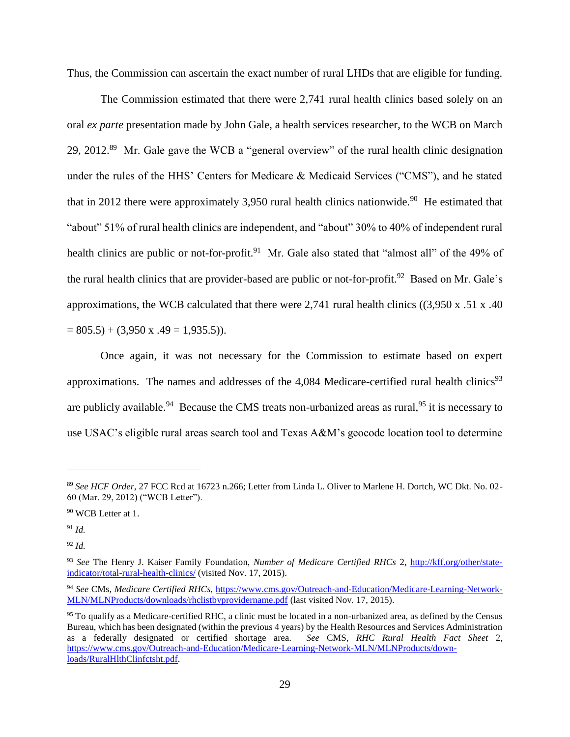Thus, the Commission can ascertain the exact number of rural LHDs that are eligible for funding.

The Commission estimated that there were 2,741 rural health clinics based solely on an oral *ex parte* presentation made by John Gale, a health services researcher, to the WCB on March 29, 2012.[89] Mr. Gale gave the WCB a "general overview" of the rural health clinic designation under the rules of the HHS' Centers for Medicare & Medicaid Services ("CMS"), and he stated that in 2012 there were approximately 3,950 rural health clinics nationwide.[90] He estimated that "about" 51% of rural health clinics are independent, and "about" 30% to 40% of independent rural health clinics are public or not-for-profit.[91] Mr. Gale also stated that "almost all" of the 49% of the rural health clinics that are provider-based are public or not-for-profit.[92] Based on Mr. Gale's approximations, the WCB calculated that there were 2,741 rural health clinics ((3,950 x .51 x .40 = 805.5) + (3,950 x .49 = 1,935.5)).

Once again, it was not necessary for the Commission to estimate based on expert approximations. The names and addresses of the 4,084 Medicare-certified rural health clinics[93] are publicly available.[94] Because the CMS treats non-urbanized areas as rural,[95] it is necessary to use USAC's eligible rural areas search tool and Texas A&M's geocode location tool to determine

---

[89] *See HCF Order*, 27 FCC Rcd at 16723 n.266; Letter from Linda L. Oliver to Marlene H. Dortch, WC Dkt. No. 02-60 (Mar. 29, 2012) ("WCB Letter").

[90] WCB Letter at 1.

[91] *Id.*

[92] *Id.*

[93] *See* The Henry J. Kaiser Family Foundation, *Number of Medicare Certified RHCs* 2, http://kff.org/other/state-indicator/total-rural-health-clinics/ (visited Nov. 17, 2015).

[94] *See* CMs, *Medicare Certified RHCs*, https://www.cms.gov/Outreach-and-Education/Medicare-Learning-Network-MLN/MLNProducts/downloads/rhclistbyprovidername.pdf (last visited Nov. 17, 2015).

[95] To qualify as a Medicare-certified RHC, a clinic must be located in a non-urbanized area, as defined by the Census Bureau, which has been designated (within the previous 4 years) by the Health Resources and Services Administration as a federally designated or certified shortage area. *See* CMS, *RHC Rural Health Fact Sheet* 2, https://www.cms.gov/Outreach-and-Education/Medicare-Learning-Network-MLN/MLNProducts/down-loads/RuralHlthClinfctsht.pdf.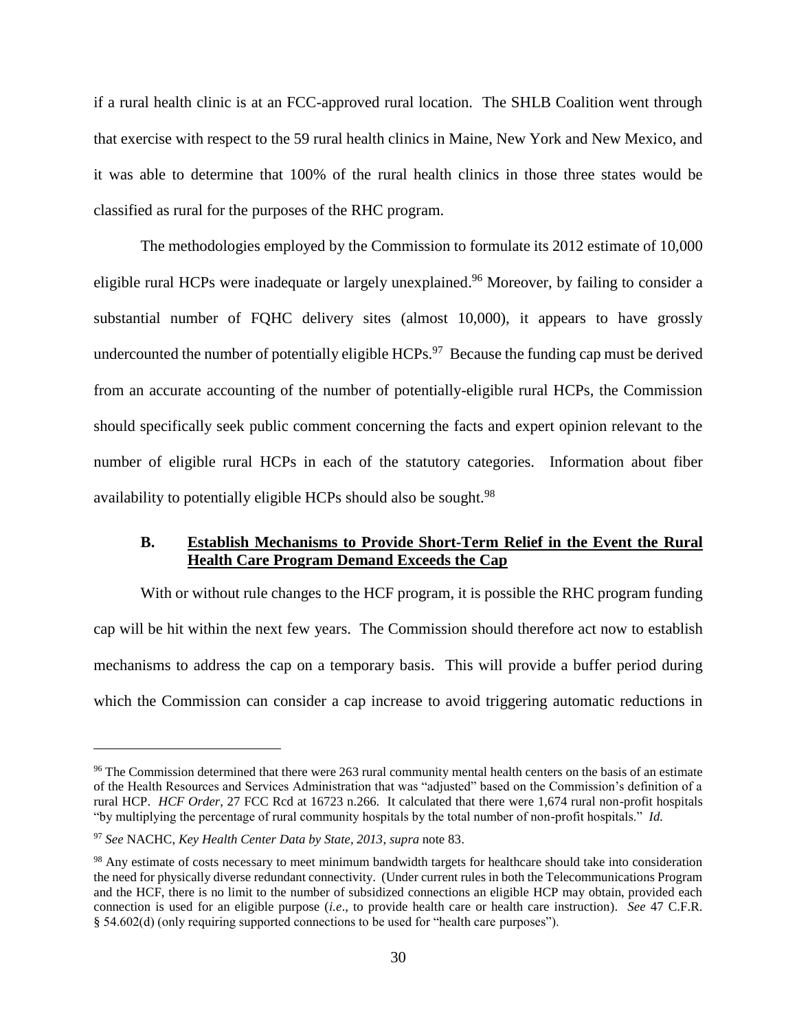if a rural health clinic is at an FCC-approved rural location. The SHLB Coalition went through that exercise with respect to the 59 rural health clinics in Maine, New York and New Mexico, and it was able to determine that 100% of the rural health clinics in those three states would be classified as rural for the purposes of the RHC program.

The methodologies employed by the Commission to formulate its 2012 estimate of 10,000 eligible rural HCPs were inadequate or largely unexplained.[96] Moreover, by failing to consider a substantial number of FQHC delivery sites (almost 10,000), it appears to have grossly undercounted the number of potentially eligible HCPs.[97] Because the funding cap must be derived from an accurate accounting of the number of potentially-eligible rural HCPs, the Commission should specifically seek public comment concerning the facts and expert opinion relevant to the number of eligible rural HCPs in each of the statutory categories. Information about fiber availability to potentially eligible HCPs should also be sought.[98]

### B. Establish Mechanisms to Provide Short-Term Relief in the Event the Rural Health Care Program Demand Exceeds the Cap

With or without rule changes to the HCF program, it is possible the RHC program funding cap will be hit within the next few years. The Commission should therefore act now to establish mechanisms to address the cap on a temporary basis. This will provide a buffer period during which the Commission can consider a cap increase to avoid triggering automatic reductions in

---

[96] The Commission determined that there were 263 rural community mental health centers on the basis of an estimate of the Health Resources and Services Administration that was "adjusted" based on the Commission's definition of a rural HCP. *HCF Order*, 27 FCC Rcd at 16723 n.266. It calculated that there were 1,674 rural non-profit hospitals "by multiplying the percentage of rural community hospitals by the total number of non-profit hospitals." *Id.*

[97] *See* NACHC, *Key Health Center Data by State, 2013*, *supra* note 83.

[98] Any estimate of costs necessary to meet minimum bandwidth targets for healthcare should take into consideration the need for physically diverse redundant connectivity. (Under current rules in both the Telecommunications Program and the HCF, there is no limit to the number of subsidized connections an eligible HCP may obtain, provided each connection is used for an eligible purpose (*i.e*., to provide health care or health care instruction). *See* 47 C.F.R. § 54.602(d) (only requiring supported connections to be used for "health care purposes").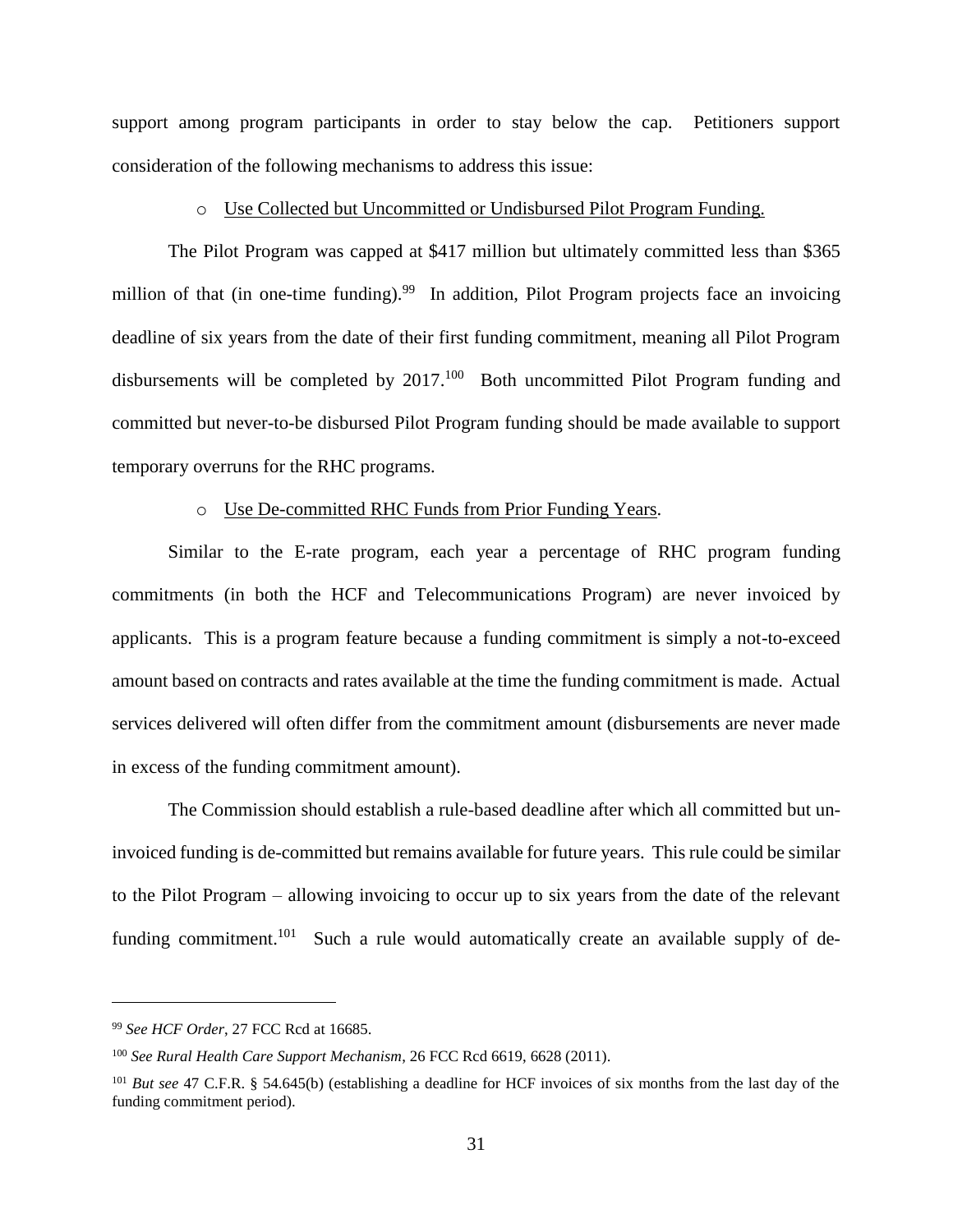support among program participants in order to stay below the cap. Petitioners support consideration of the following mechanisms to address this issue:

- Use Collected but Uncommitted or Undisbursed Pilot Program Funding.

The Pilot Program was capped at $417 million but ultimately committed less than $365 million of that (in one-time funding).[99] In addition, Pilot Program projects face an invoicing deadline of six years from the date of their first funding commitment, meaning all Pilot Program disbursements will be completed by 2017.[100] Both uncommitted Pilot Program funding and committed but never-to-be disbursed Pilot Program funding should be made available to support temporary overruns for the RHC programs.

- Use De-committed RHC Funds from Prior Funding Years.

Similar to the E-rate program, each year a percentage of RHC program funding commitments (in both the HCF and Telecommunications Program) are never invoiced by applicants. This is a program feature because a funding commitment is simply a not-to-exceed amount based on contracts and rates available at the time the funding commitment is made. Actual services delivered will often differ from the commitment amount (disbursements are never made in excess of the funding commitment amount).

The Commission should establish a rule-based deadline after which all committed but un-invoiced funding is de-committed but remains available for future years. This rule could be similar to the Pilot Program – allowing invoicing to occur up to six years from the date of the relevant funding commitment.[101] Such a rule would automatically create an available supply of de-

---

[99] *See HCF Order*, 27 FCC Rcd at 16685.

[100] *See Rural Health Care Support Mechanism*, 26 FCC Rcd 6619, 6628 (2011).

[101] *But see* 47 C.F.R. § 54.645(b) (establishing a deadline for HCF invoices of six months from the last day of the funding commitment period).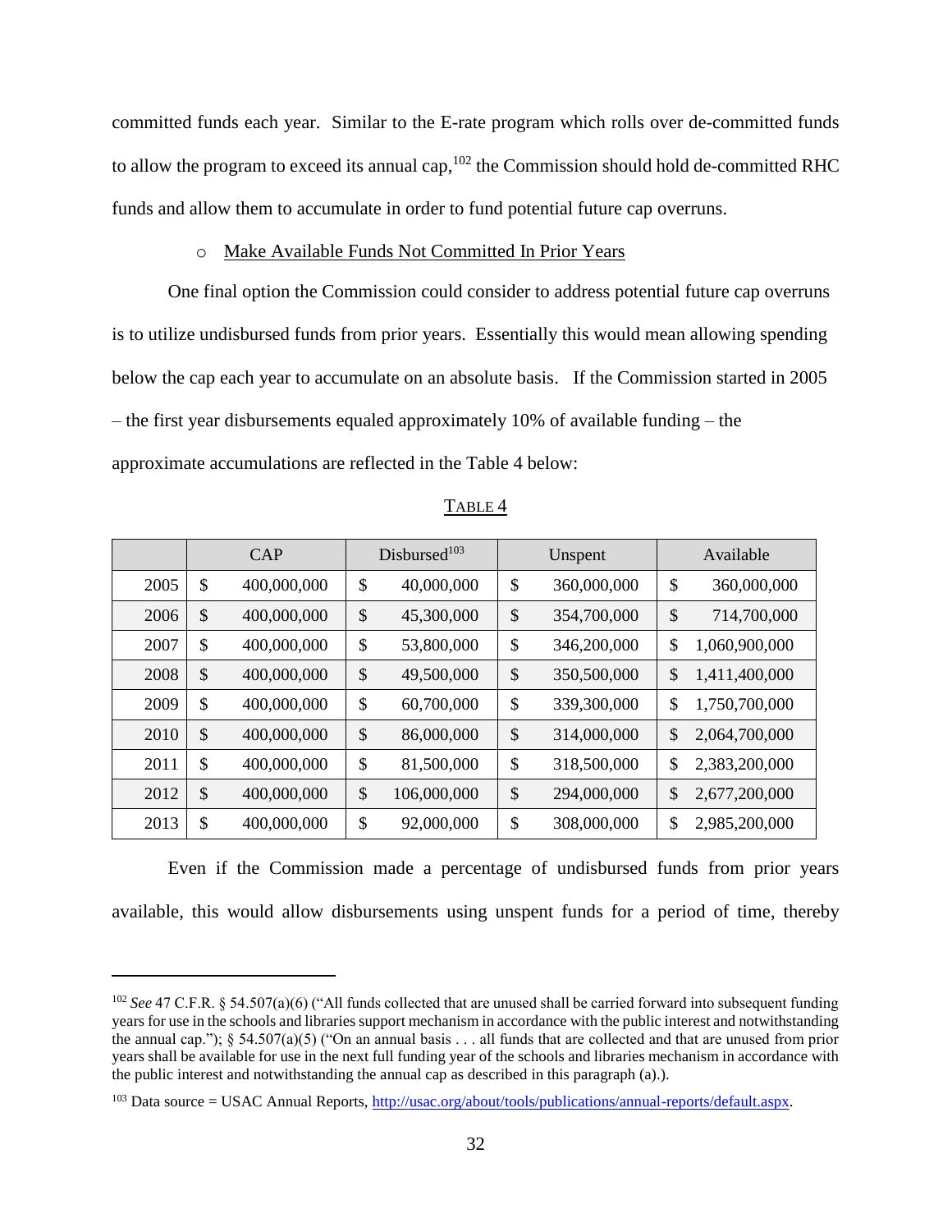committed funds each year. Similar to the E-rate program which rolls over de-committed funds to allow the program to exceed its annual cap,[102] the Commission should hold de-committed RHC funds and allow them to accumulate in order to fund potential future cap overruns.

- Make Available Funds Not Committed In Prior Years

One final option the Commission could consider to address potential future cap overruns is to utilize undisbursed funds from prior years. Essentially this would mean allowing spending below the cap each year to accumulate on an absolute basis. If the Commission started in 2005 – the first year disbursements equaled approximately 10% of available funding – the approximate accumulations are reflected in the Table 4 below:

TABLE 4

| | CAP | Disbursed[103] | Unspent | Available |
|---|---|---|---|---|
| 2005 | $ 400,000,000 | $ 40,000,000 | $ 360,000,000 | $ 360,000,000 |
| 2006 | $ 400,000,000 | $ 45,300,000 | $ 354,700,000 | $ 714,700,000 |
| 2007 | $ 400,000,000 | $ 53,800,000 | $ 346,200,000 | $ 1,060,900,000 |
| 2008 | $ 400,000,000 | $ 49,500,000 | $ 350,500,000 | $ 1,411,400,000 |
| 2009 | $ 400,000,000 | $ 60,700,000 | $ 339,300,000 | $ 1,750,700,000 |
| 2010 | $ 400,000,000 | $ 86,000,000 | $ 314,000,000 | $ 2,064,700,000 |
| 2011 | $ 400,000,000 | $ 81,500,000 | $ 318,500,000 | $ 2,383,200,000 |
| 2012 | $ 400,000,000 | $ 106,000,000 | $ 294,000,000 | $ 2,677,200,000 |
| 2013 | $ 400,000,000 | $ 92,000,000 | $ 308,000,000 | $ 2,985,200,000 |

Even if the Commission made a percentage of undisbursed funds from prior years available, this would allow disbursements using unspent funds for a period of time, thereby

---

[102] *See* 47 C.F.R. § 54.507(a)(6) ("All funds collected that are unused shall be carried forward into subsequent funding years for use in the schools and libraries support mechanism in accordance with the public interest and notwithstanding the annual cap."); § 54.507(a)(5) ("On an annual basis . . . all funds that are collected and that are unused from prior years shall be available for use in the next full funding year of the schools and libraries mechanism in accordance with the public interest and notwithstanding the annual cap as described in this paragraph (a).).

[103] Data source = USAC Annual Reports, http://usac.org/about/tools/publications/annual-reports/default.aspx.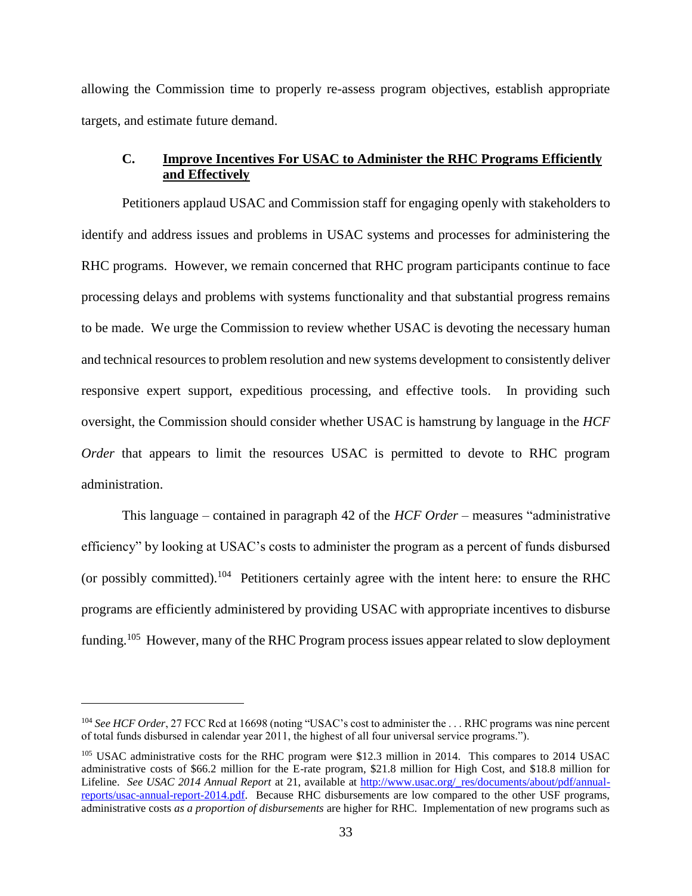allowing the Commission time to properly re-assess program objectives, establish appropriate targets, and estimate future demand.

### C. Improve Incentives For USAC to Administer the RHC Programs Efficiently and Effectively

Petitioners applaud USAC and Commission staff for engaging openly with stakeholders to identify and address issues and problems in USAC systems and processes for administering the RHC programs. However, we remain concerned that RHC program participants continue to face processing delays and problems with systems functionality and that substantial progress remains to be made. We urge the Commission to review whether USAC is devoting the necessary human and technical resources to problem resolution and new systems development to consistently deliver responsive expert support, expeditious processing, and effective tools. In providing such oversight, the Commission should consider whether USAC is hamstrung by language in the *HCF Order* that appears to limit the resources USAC is permitted to devote to RHC program administration.

This language – contained in paragraph 42 of the *HCF Order* – measures "administrative efficiency" by looking at USAC's costs to administer the program as a percent of funds disbursed (or possibly committed).[104] Petitioners certainly agree with the intent here: to ensure the RHC programs are efficiently administered by providing USAC with appropriate incentives to disburse funding.[105] However, many of the RHC Program process issues appear related to slow deployment

---

[104] *See HCF Order*, 27 FCC Rcd at 16698 (noting "USAC's cost to administer the . . . RHC programs was nine percent of total funds disbursed in calendar year 2011, the highest of all four universal service programs.").

[105] USAC administrative costs for the RHC program were $12.3 million in 2014. This compares to 2014 USAC administrative costs of $66.2 million for the E-rate program, $21.8 million for High Cost, and $18.8 million for Lifeline. *See USAC 2014 Annual Report* at 21, available at http://www.usac.org/_res/documents/about/pdf/annual-reports/usac-annual-report-2014.pdf. Because RHC disbursements are low compared to the other USF programs, administrative costs *as a proportion of disbursements* are higher for RHC. Implementation of new programs such as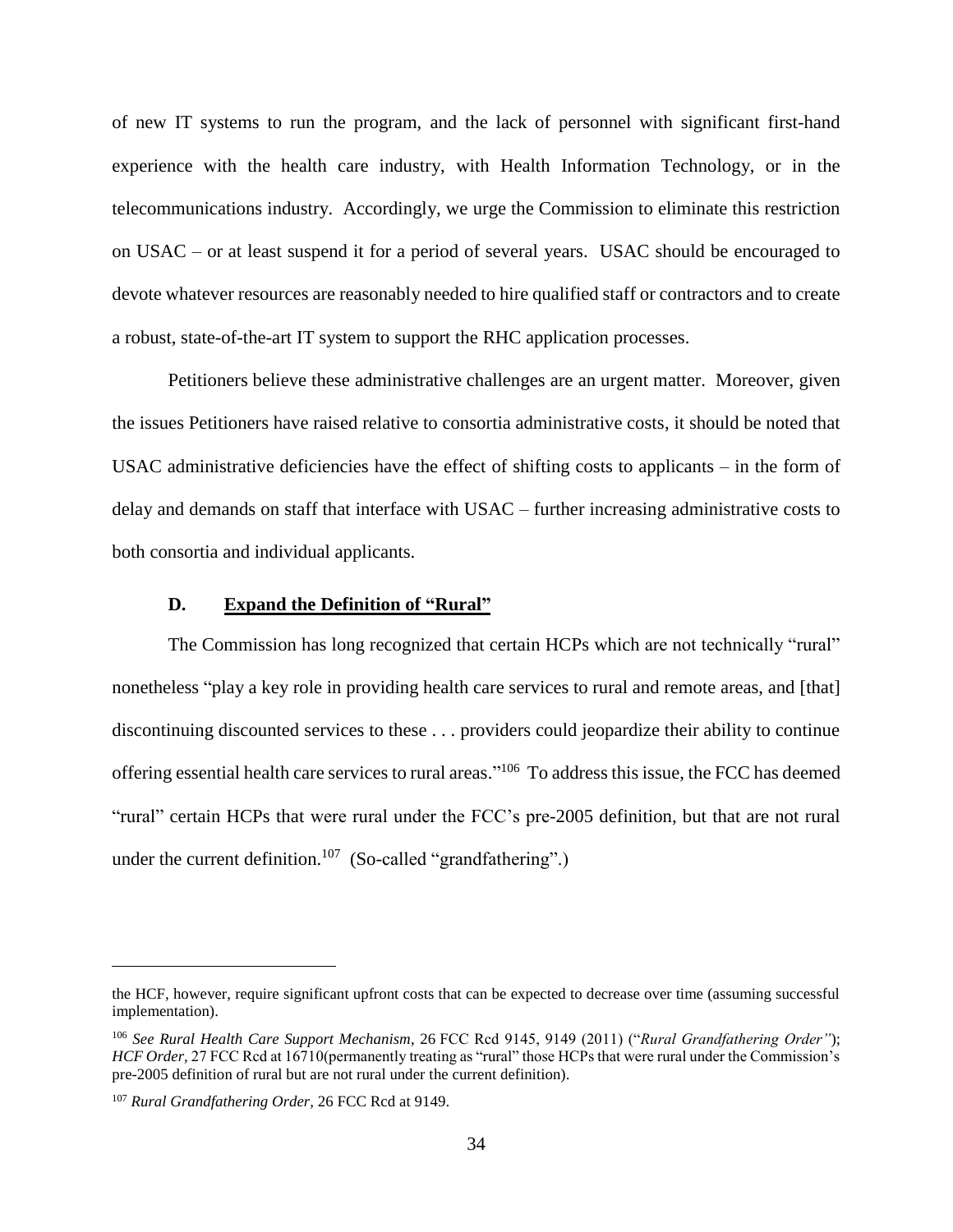of new IT systems to run the program, and the lack of personnel with significant first-hand experience with the health care industry, with Health Information Technology, or in the telecommunications industry. Accordingly, we urge the Commission to eliminate this restriction on USAC – or at least suspend it for a period of several years. USAC should be encouraged to devote whatever resources are reasonably needed to hire qualified staff or contractors and to create a robust, state-of-the-art IT system to support the RHC application processes.

Petitioners believe these administrative challenges are an urgent matter. Moreover, given the issues Petitioners have raised relative to consortia administrative costs, it should be noted that USAC administrative deficiencies have the effect of shifting costs to applicants – in the form of delay and demands on staff that interface with USAC – further increasing administrative costs to both consortia and individual applicants.

### D. <u>Expand the Definition of "Rural"</u>

The Commission has long recognized that certain HCPs which are not technically "rural" nonetheless "play a key role in providing health care services to rural and remote areas, and [that] discontinuing discounted services to these . . . providers could jeopardize their ability to continue offering essential health care services to rural areas."[106] To address this issue, the FCC has deemed "rural" certain HCPs that were rural under the FCC's pre-2005 definition, but that are not rural under the current definition.[107] (So-called "grandfathering".)

---

the HCF, however, require significant upfront costs that can be expected to decrease over time (assuming successful implementation).

[106] *See Rural Health Care Support Mechanism*, 26 FCC Rcd 9145, 9149 (2011) ("*Rural Grandfathering Order"*); *HCF Order*, 27 FCC Rcd at 16710(permanently treating as "rural" those HCPs that were rural under the Commission's pre-2005 definition of rural but are not rural under the current definition).

[107] *Rural Grandfathering Order*, 26 FCC Rcd at 9149.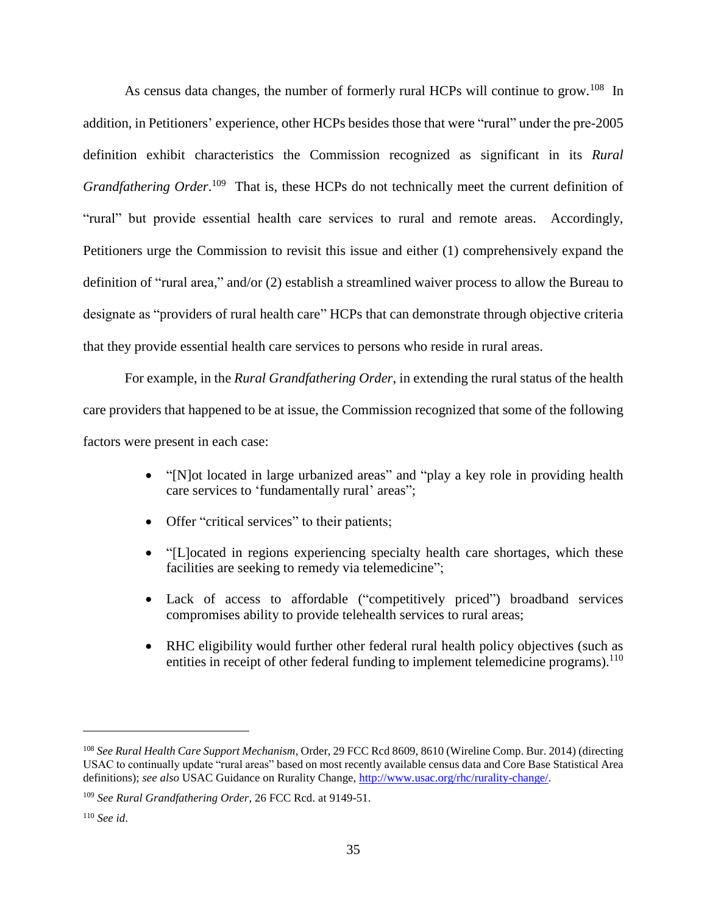As census data changes, the number of formerly rural HCPs will continue to grow.[108] In addition, in Petitioners' experience, other HCPs besides those that were "rural" under the pre-2005 definition exhibit characteristics the Commission recognized as significant in its *Rural Grandfathering Order*.[109] That is, these HCPs do not technically meet the current definition of "rural" but provide essential health care services to rural and remote areas. Accordingly, Petitioners urge the Commission to revisit this issue and either (1) comprehensively expand the definition of "rural area," and/or (2) establish a streamlined waiver process to allow the Bureau to designate as "providers of rural health care" HCPs that can demonstrate through objective criteria that they provide essential health care services to persons who reside in rural areas.

For example, in the *Rural Grandfathering Order*, in extending the rural status of the health care providers that happened to be at issue, the Commission recognized that some of the following factors were present in each case:

- "[N]ot located in large urbanized areas" and "play a key role in providing health care services to 'fundamentally rural' areas";
- Offer "critical services" to their patients;
- "[L]ocated in regions experiencing specialty health care shortages, which these facilities are seeking to remedy via telemedicine";
- Lack of access to affordable ("competitively priced") broadband services compromises ability to provide telehealth services to rural areas;
- RHC eligibility would further other federal rural health policy objectives (such as entities in receipt of other federal funding to implement telemedicine programs).[110]

---

[108] *See Rural Health Care Support Mechanism*, Order, 29 FCC Rcd 8609, 8610 (Wireline Comp. Bur. 2014) (directing USAC to continually update "rural areas" based on most recently available census data and Core Base Statistical Area definitions); *see also* USAC Guidance on Rurality Change, http://www.usac.org/rhc/rurality-change/.

[109] *See Rural Grandfathering Order*, 26 FCC Rcd. at 9149-51.

[110] *See id*.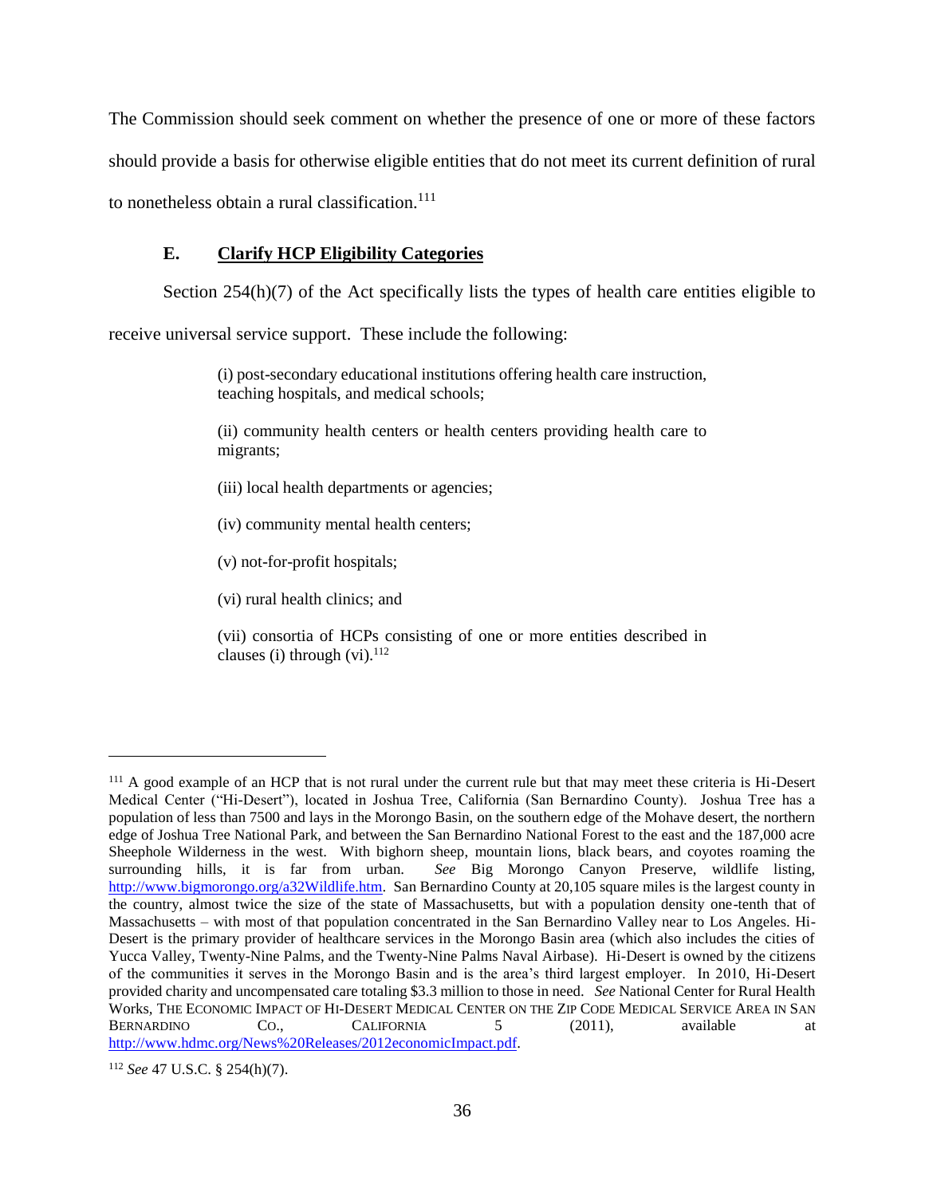The Commission should seek comment on whether the presence of one or more of these factors should provide a basis for otherwise eligible entities that do not meet its current definition of rural to nonetheless obtain a rural classification.[111]

### E. **Clarify HCP Eligibility Categories**

Section 254(h)(7) of the Act specifically lists the types of health care entities eligible to receive universal service support. These include the following:

> (i) post-secondary educational institutions offering health care instruction, teaching hospitals, and medical schools;
>
> (ii) community health centers or health centers providing health care to migrants;
>
> (iii) local health departments or agencies;
>
> (iv) community mental health centers;
>
> (v) not-for-profit hospitals;
>
> (vi) rural health clinics; and
>
> (vii) consortia of HCPs consisting of one or more entities described in clauses (i) through (vi).[112]

---

[111] A good example of an HCP that is not rural under the current rule but that may meet these criteria is Hi-Desert Medical Center ("Hi-Desert"), located in Joshua Tree, California (San Bernardino County). Joshua Tree has a population of less than 7500 and lays in the Morongo Basin, on the southern edge of the Mohave desert, the northern edge of Joshua Tree National Park, and between the San Bernardino National Forest to the east and the 187,000 acre Sheephole Wilderness in the west. With bighorn sheep, mountain lions, black bears, and coyotes roaming the surrounding hills, it is far from urban. *See* Big Morongo Canyon Preserve, wildlife listing, http://www.bigmorongo.org/a32Wildlife.htm. San Bernardino County at 20,105 square miles is the largest county in the country, almost twice the size of the state of Massachusetts, but with a population density one-tenth that of Massachusetts – with most of that population concentrated in the San Bernardino Valley near to Los Angeles. Hi-Desert is the primary provider of healthcare services in the Morongo Basin area (which also includes the cities of Yucca Valley, Twenty-Nine Palms, and the Twenty-Nine Palms Naval Airbase). Hi-Desert is owned by the citizens of the communities it serves in the Morongo Basin and is the area's third largest employer. In 2010, Hi-Desert provided charity and uncompensated care totaling $3.3 million to those in need. *See* National Center for Rural Health Works, THE ECONOMIC IMPACT OF HI-DESERT MEDICAL CENTER ON THE ZIP CODE MEDICAL SERVICE AREA IN SAN BERNARDINO CO., CALIFORNIA 5 (2011), available at http://www.hdmc.org/News%20Releases/2012economicImpact.pdf.

[112] *See* 47 U.S.C. § 254(h)(7).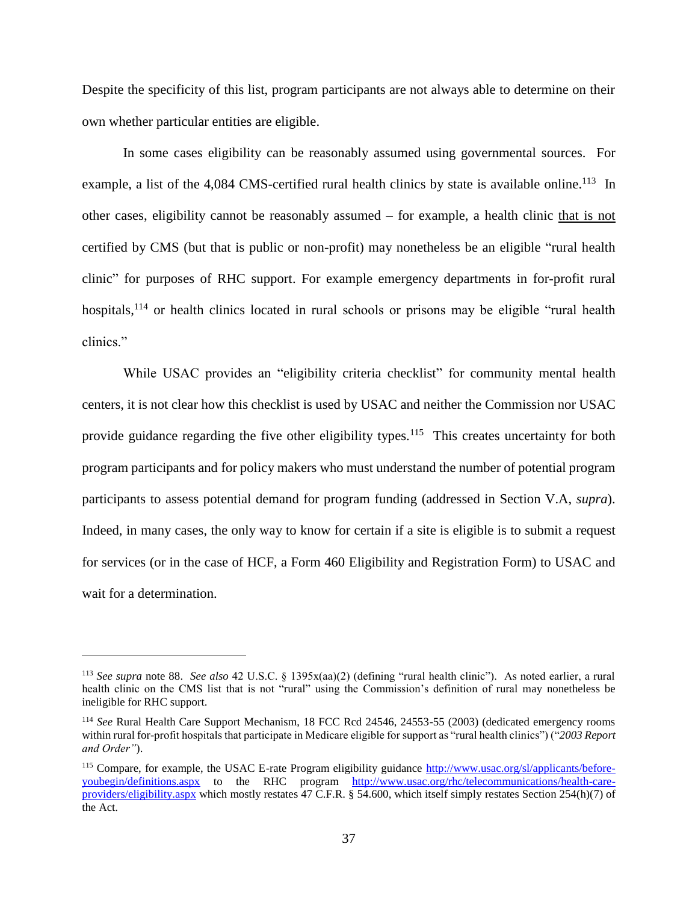Despite the specificity of this list, program participants are not always able to determine on their own whether particular entities are eligible.

In some cases eligibility can be reasonably assumed using governmental sources. For example, a list of the 4,084 CMS-certified rural health clinics by state is available online.[113] In other cases, eligibility cannot be reasonably assumed – for example, a health clinic <u>that is not</u> certified by CMS (but that is public or non-profit) may nonetheless be an eligible "rural health clinic" for purposes of RHC support. For example emergency departments in for-profit rural hospitals,[114] or health clinics located in rural schools or prisons may be eligible "rural health clinics."

While USAC provides an "eligibility criteria checklist" for community mental health centers, it is not clear how this checklist is used by USAC and neither the Commission nor USAC provide guidance regarding the five other eligibility types.[115] This creates uncertainty for both program participants and for policy makers who must understand the number of potential program participants to assess potential demand for program funding (addressed in Section V.A, *supra*). Indeed, in many cases, the only way to know for certain if a site is eligible is to submit a request for services (or in the case of HCF, a Form 460 Eligibility and Registration Form) to USAC and wait for a determination.

---

[113] *See supra* note 88. *See also* 42 U.S.C. § 1395x(aa)(2) (defining "rural health clinic"). As noted earlier, a rural health clinic on the CMS list that is not "rural" using the Commission's definition of rural may nonetheless be ineligible for RHC support.

[114] *See* Rural Health Care Support Mechanism, 18 FCC Rcd 24546, 24553-55 (2003) (dedicated emergency rooms within rural for-profit hospitals that participate in Medicare eligible for support as "rural health clinics") ("*2003 Report and Order"*).

[115] Compare, for example, the USAC E-rate Program eligibility guidance http://www.usac.org/sl/applicants/before-youbegin/definitions.aspx to the RHC program http://www.usac.org/rhc/telecommunications/health-care-providers/eligibility.aspx which mostly restates 47 C.F.R. § 54.600, which itself simply restates Section 254(h)(7) of the Act.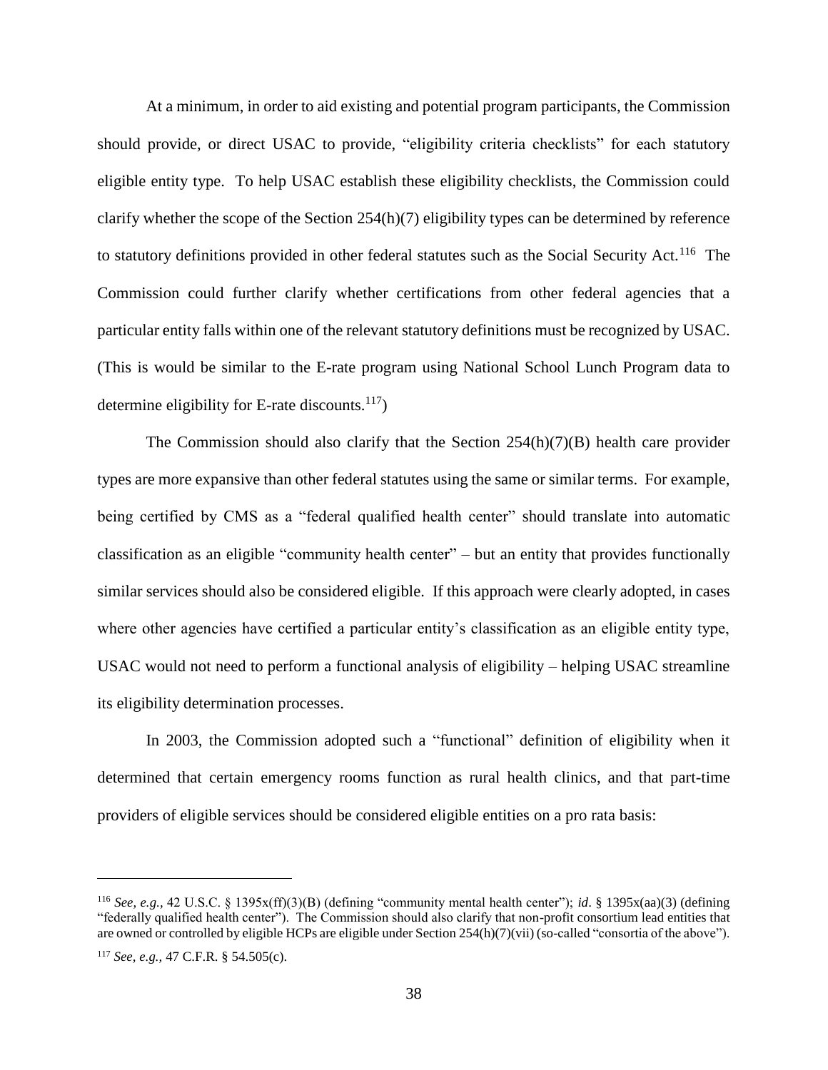At a minimum, in order to aid existing and potential program participants, the Commission should provide, or direct USAC to provide, "eligibility criteria checklists" for each statutory eligible entity type. To help USAC establish these eligibility checklists, the Commission could clarify whether the scope of the Section 254(h)(7) eligibility types can be determined by reference to statutory definitions provided in other federal statutes such as the Social Security Act.[116] The Commission could further clarify whether certifications from other federal agencies that a particular entity falls within one of the relevant statutory definitions must be recognized by USAC. (This is would be similar to the E-rate program using National School Lunch Program data to determine eligibility for E-rate discounts.[117])

The Commission should also clarify that the Section 254(h)(7)(B) health care provider types are more expansive than other federal statutes using the same or similar terms. For example, being certified by CMS as a "federal qualified health center" should translate into automatic classification as an eligible "community health center" – but an entity that provides functionally similar services should also be considered eligible. If this approach were clearly adopted, in cases where other agencies have certified a particular entity's classification as an eligible entity type, USAC would not need to perform a functional analysis of eligibility – helping USAC streamline its eligibility determination processes.

In 2003, the Commission adopted such a "functional" definition of eligibility when it determined that certain emergency rooms function as rural health clinics, and that part-time providers of eligible services should be considered eligible entities on a pro rata basis:

---

[116] *See, e.g.*, 42 U.S.C. § 1395x(ff)(3)(B) (defining "community mental health center"); *id*. § 1395x(aa)(3) (defining "federally qualified health center"). The Commission should also clarify that non-profit consortium lead entities that are owned or controlled by eligible HCPs are eligible under Section 254(h)(7)(vii) (so-called "consortia of the above").

[117] *See, e.g.*, 47 C.F.R. § 54.505(c).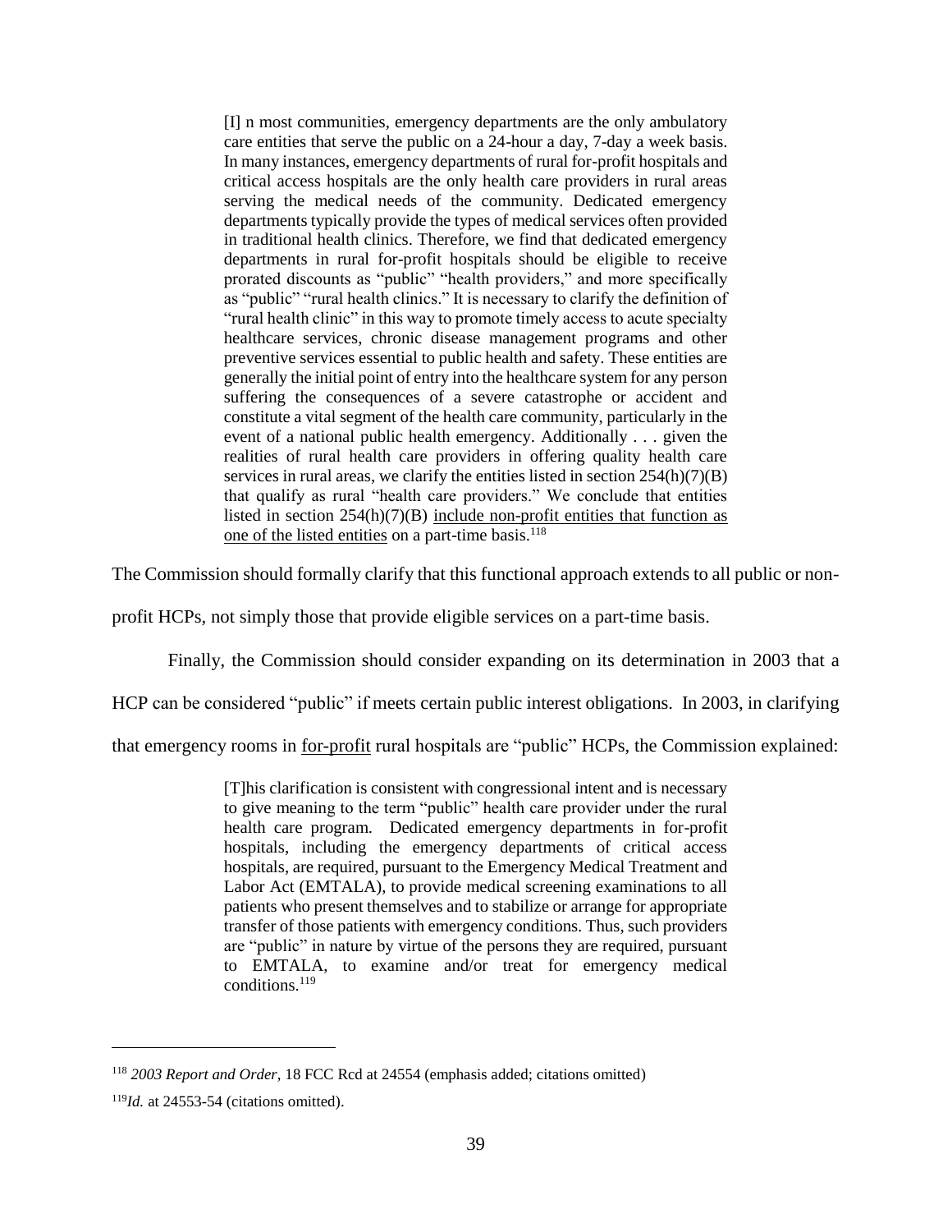> [I] n most communities, emergency departments are the only ambulatory care entities that serve the public on a 24-hour a day, 7-day a week basis. In many instances, emergency departments of rural for-profit hospitals and critical access hospitals are the only health care providers in rural areas serving the medical needs of the community. Dedicated emergency departments typically provide the types of medical services often provided in traditional health clinics. Therefore, we find that dedicated emergency departments in rural for-profit hospitals should be eligible to receive prorated discounts as "public" "health providers," and more specifically as "public" "rural health clinics." It is necessary to clarify the definition of "rural health clinic" in this way to promote timely access to acute specialty healthcare services, chronic disease management programs and other preventive services essential to public health and safety. These entities are generally the initial point of entry into the healthcare system for any person suffering the consequences of a severe catastrophe or accident and constitute a vital segment of the health care community, particularly in the event of a national public health emergency. Additionally . . . given the realities of rural health care providers in offering quality health care services in rural areas, we clarify the entities listed in section 254(h)(7)(B) that qualify as rural "health care providers." We conclude that entities listed in section 254(h)(7)(B) <u>include non-profit entities that function as one of the listed entities</u> on a part-time basis.[118]

The Commission should formally clarify that this functional approach extends to all public or non-profit HCPs, not simply those that provide eligible services on a part-time basis.

Finally, the Commission should consider expanding on its determination in 2003 that a HCP can be considered "public" if meets certain public interest obligations. In 2003, in clarifying that emergency rooms in <u>for-profit</u> rural hospitals are "public" HCPs, the Commission explained:

> [T]his clarification is consistent with congressional intent and is necessary to give meaning to the term "public" health care provider under the rural health care program. Dedicated emergency departments in for-profit hospitals, including the emergency departments of critical access hospitals, are required, pursuant to the Emergency Medical Treatment and Labor Act (EMTALA), to provide medical screening examinations to all patients who present themselves and to stabilize or arrange for appropriate transfer of those patients with emergency conditions. Thus, such providers are "public" in nature by virtue of the persons they are required, pursuant to EMTALA, to examine and/or treat for emergency medical conditions.[119]

---

[118] *2003 Report and Order*, 18 FCC Rcd at 24554 (emphasis added; citations omitted)

[119] *Id.* at 24553-54 (citations omitted).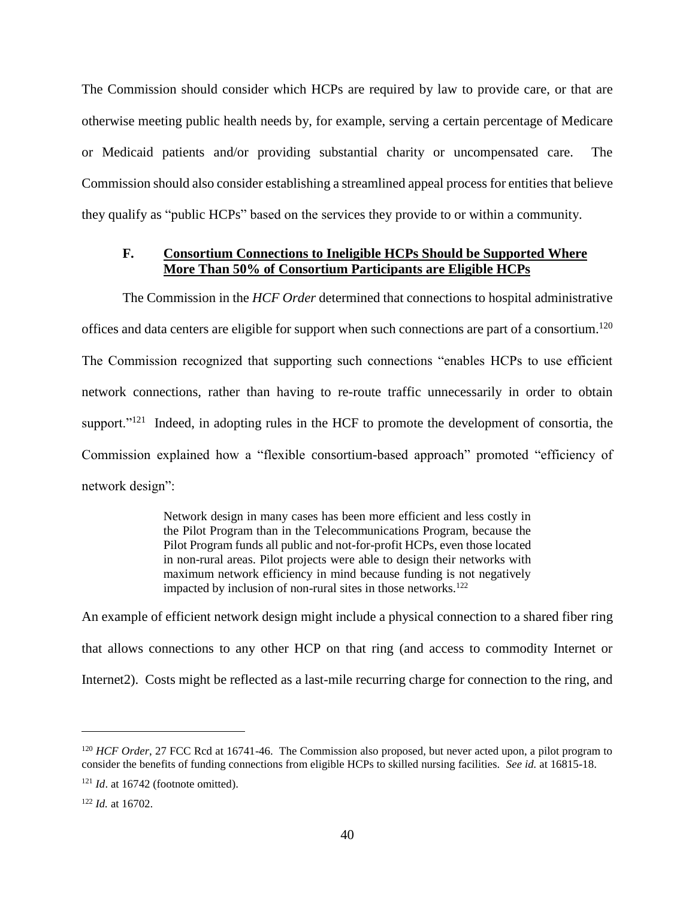The Commission should consider which HCPs are required by law to provide care, or that are otherwise meeting public health needs by, for example, serving a certain percentage of Medicare or Medicaid patients and/or providing substantial charity or uncompensated care. The Commission should also consider establishing a streamlined appeal process for entities that believe they qualify as "public HCPs" based on the services they provide to or within a community.

### F. Consortium Connections to Ineligible HCPs Should be Supported Where More Than 50% of Consortium Participants are Eligible HCPs

The Commission in the *HCF Order* determined that connections to hospital administrative offices and data centers are eligible for support when such connections are part of a consortium.[120] The Commission recognized that supporting such connections "enables HCPs to use efficient network connections, rather than having to re-route traffic unnecessarily in order to obtain support."[121] Indeed, in adopting rules in the HCF to promote the development of consortia, the Commission explained how a "flexible consortium-based approach" promoted "efficiency of network design":

> Network design in many cases has been more efficient and less costly in the Pilot Program than in the Telecommunications Program, because the Pilot Program funds all public and not-for-profit HCPs, even those located in non-rural areas. Pilot projects were able to design their networks with maximum network efficiency in mind because funding is not negatively impacted by inclusion of non-rural sites in those networks.[122]

An example of efficient network design might include a physical connection to a shared fiber ring that allows connections to any other HCP on that ring (and access to commodity Internet or Internet2). Costs might be reflected as a last-mile recurring charge for connection to the ring, and

---

[120] *HCF Order*, 27 FCC Rcd at 16741-46. The Commission also proposed, but never acted upon, a pilot program to consider the benefits of funding connections from eligible HCPs to skilled nursing facilities. *See id.* at 16815-18.

[121] *Id*. at 16742 (footnote omitted).

[122] *Id.* at 16702.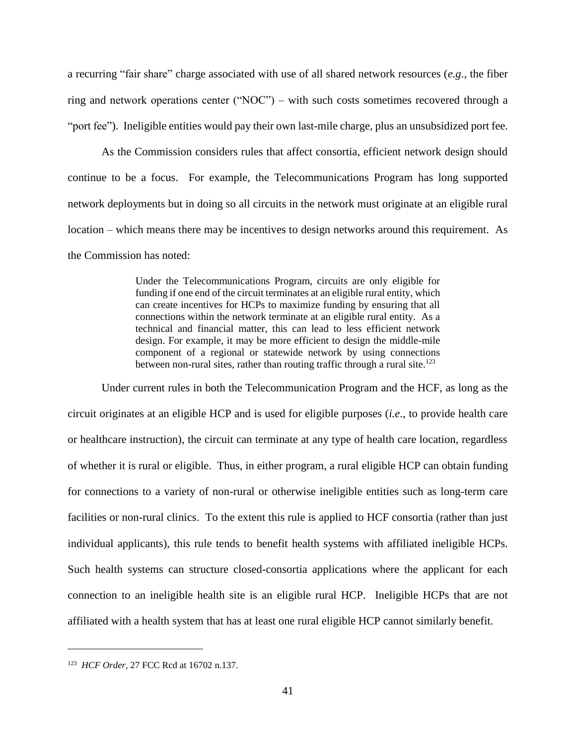a recurring "fair share" charge associated with use of all shared network resources (*e.g*., the fiber ring and network operations center ("NOC") – with such costs sometimes recovered through a "port fee"). Ineligible entities would pay their own last-mile charge, plus an unsubsidized port fee.

As the Commission considers rules that affect consortia, efficient network design should continue to be a focus. For example, the Telecommunications Program has long supported network deployments but in doing so all circuits in the network must originate at an eligible rural location – which means there may be incentives to design networks around this requirement. As the Commission has noted:

> Under the Telecommunications Program, circuits are only eligible for funding if one end of the circuit terminates at an eligible rural entity, which can create incentives for HCPs to maximize funding by ensuring that all connections within the network terminate at an eligible rural entity. As a technical and financial matter, this can lead to less efficient network design. For example, it may be more efficient to design the middle-mile component of a regional or statewide network by using connections between non-rural sites, rather than routing traffic through a rural site.[123]

Under current rules in both the Telecommunication Program and the HCF, as long as the circuit originates at an eligible HCP and is used for eligible purposes (*i.e*., to provide health care or healthcare instruction), the circuit can terminate at any type of health care location, regardless of whether it is rural or eligible. Thus, in either program, a rural eligible HCP can obtain funding for connections to a variety of non-rural or otherwise ineligible entities such as long-term care facilities or non-rural clinics. To the extent this rule is applied to HCF consortia (rather than just individual applicants), this rule tends to benefit health systems with affiliated ineligible HCPs. Such health systems can structure closed-consortia applications where the applicant for each connection to an ineligible health site is an eligible rural HCP. Ineligible HCPs that are not affiliated with a health system that has at least one rural eligible HCP cannot similarly benefit.

---

[123] *HCF Order*, 27 FCC Rcd at 16702 n.137.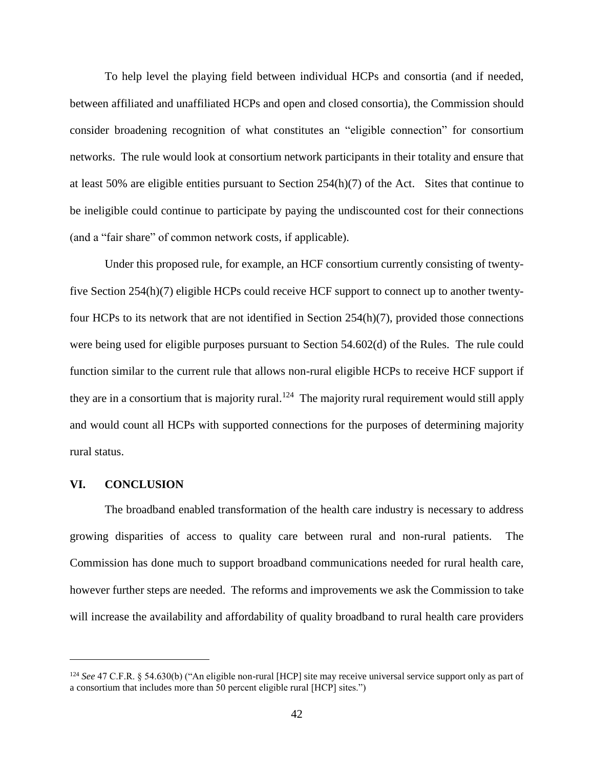To help level the playing field between individual HCPs and consortia (and if needed, between affiliated and unaffiliated HCPs and open and closed consortia), the Commission should consider broadening recognition of what constitutes an "eligible connection" for consortium networks. The rule would look at consortium network participants in their totality and ensure that at least 50% are eligible entities pursuant to Section 254(h)(7) of the Act. Sites that continue to be ineligible could continue to participate by paying the undiscounted cost for their connections (and a "fair share" of common network costs, if applicable).

Under this proposed rule, for example, an HCF consortium currently consisting of twenty-five Section 254(h)(7) eligible HCPs could receive HCF support to connect up to another twenty-four HCPs to its network that are not identified in Section 254(h)(7), provided those connections were being used for eligible purposes pursuant to Section 54.602(d) of the Rules. The rule could function similar to the current rule that allows non-rural eligible HCPs to receive HCF support if they are in a consortium that is majority rural.[124] The majority rural requirement would still apply and would count all HCPs with supported connections for the purposes of determining majority rural status.

## VI. CONCLUSION

The broadband enabled transformation of the health care industry is necessary to address growing disparities of access to quality care between rural and non-rural patients. The Commission has done much to support broadband communications needed for rural health care, however further steps are needed. The reforms and improvements we ask the Commission to take will increase the availability and affordability of quality broadband to rural health care providers

---

[124] *See* 47 C.F.R. § 54.630(b) ("An eligible non-rural [HCP] site may receive universal service support only as part of a consortium that includes more than 50 percent eligible rural [HCP] sites.")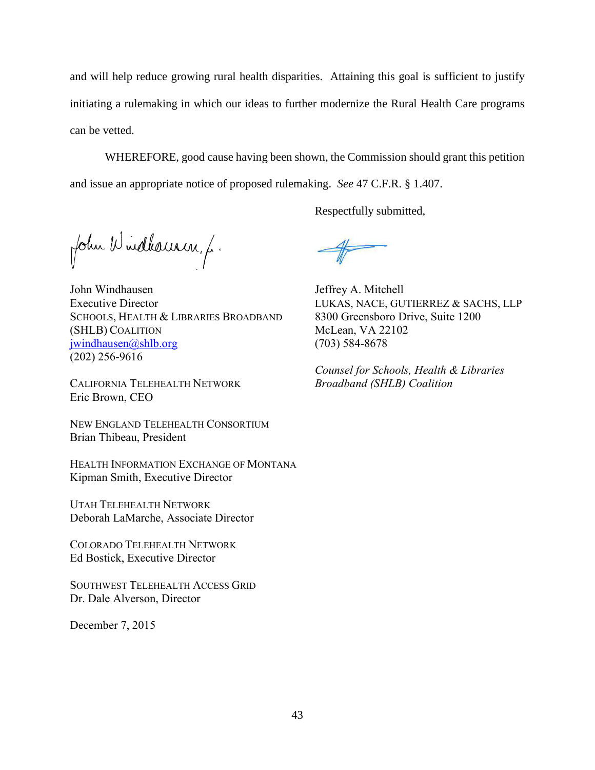and will help reduce growing rural health disparities. Attaining this goal is sufficient to justify initiating a rulemaking in which our ideas to further modernize the Rural Health Care programs can be vetted.

WHEREFORE, good cause having been shown, the Commission should grant this petition and issue an appropriate notice of proposed rulemaking. *See* 47 C.F.R. § 1.407.

Respectfully submitted,

John Windhausen
Executive Director
SCHOOLS, HEALTH & LIBRARIES BROADBAND (SHLB) COALITION
jwindhausen@shlb.org
(202) 256-9616

CALIFORNIA TELEHEALTH NETWORK
Eric Brown, CEO

NEW ENGLAND TELEHEALTH CONSORTIUM
Brian Thibeau, President

HEALTH INFORMATION EXCHANGE OF MONTANA
Kipman Smith, Executive Director

UTAH TELEHEALTH NETWORK
Deborah LaMarche, Associate Director

COLORADO TELEHEALTH NETWORK
Ed Bostick, Executive Director

SOUTHWEST TELEHEALTH ACCESS GRID
Dr. Dale Alverson, Director

Jeffrey A. Mitchell
LUKAS, NACE, GUTIERREZ & SACHS, LLP
8300 Greensboro Drive, Suite 1200
McLean, VA 22102
(703) 584-8678

*Counsel for Schools, Health & Libraries Broadband (SHLB) Coalition*

December 7, 2015